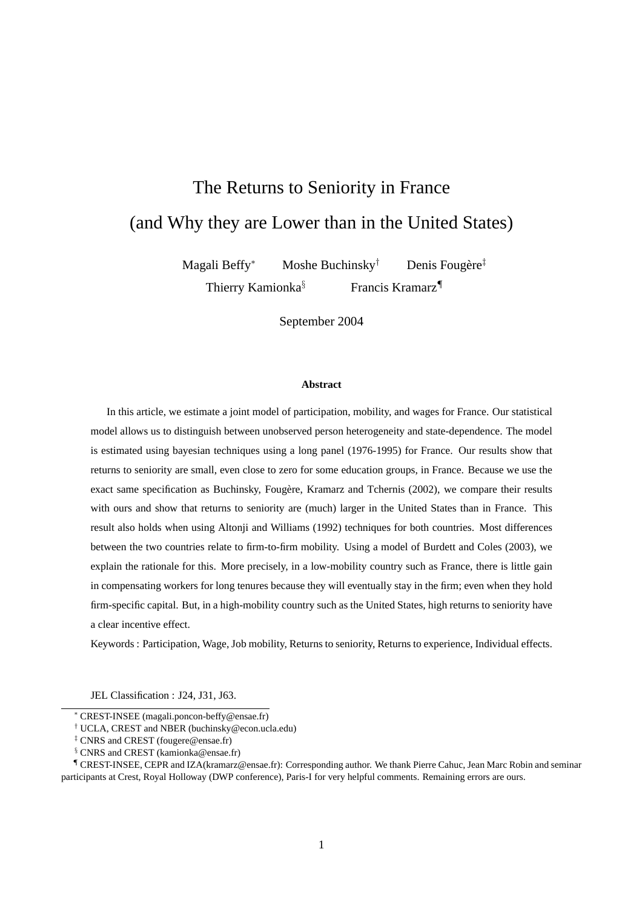# The Returns to Seniority in France

# (and Why they are Lower than in the United States)

Magali Beffy[*] Moshe Buchinsky[†] Denis Fougère[‡]

Thierry Kamionka[§] Francis Kramarz[¶]

September 2004

**Abstract**

In this article, we estimate a joint model of participation, mobility, and wages for France. Our statistical model allows us to distinguish between unobserved person heterogeneity and state-dependence. The model is estimated using bayesian techniques using a long panel (1976-1995) for France. Our results show that returns to seniority are small, even close to zero for some education groups, in France. Because we use the exact same specification as Buchinsky, Fougère, Kramarz and Tchernis (2002), we compare their results with ours and show that returns to seniority are (much) larger in the United States than in France. This result also holds when using Altonji and Williams (1992) techniques for both countries. Most differences between the two countries relate to firm-to-firm mobility. Using a model of Burdett and Coles (2003), we explain the rationale for this. More precisely, in a low-mobility country such as France, there is little gain in compensating workers for long tenures because they will eventually stay in the firm; even when they hold firm-specific capital. But, in a high-mobility country such as the United States, high returns to seniority have a clear incentive effect.

Keywords : Participation, Wage, Job mobility, Returns to seniority, Returns to experience, Individual effects.

JEL Classification : J24, J31, J63.

---

[*] CREST-INSEE (magali.poncon-beffy@ensae.fr)

[†] UCLA, CREST and NBER (buchinsky@econ.ucla.edu)

[‡] CNRS and CREST (fougere@ensae.fr)

[§] CNRS and CREST (kamionka@ensae.fr)

[¶] CREST-INSEE, CEPR and IZA(kramarz@ensae.fr): Corresponding author. We thank Pierre Cahuc, Jean Marc Robin and seminar participants at Crest, Royal Holloway (DWP conference), Paris-I for very helpful comments. Remaining errors are ours.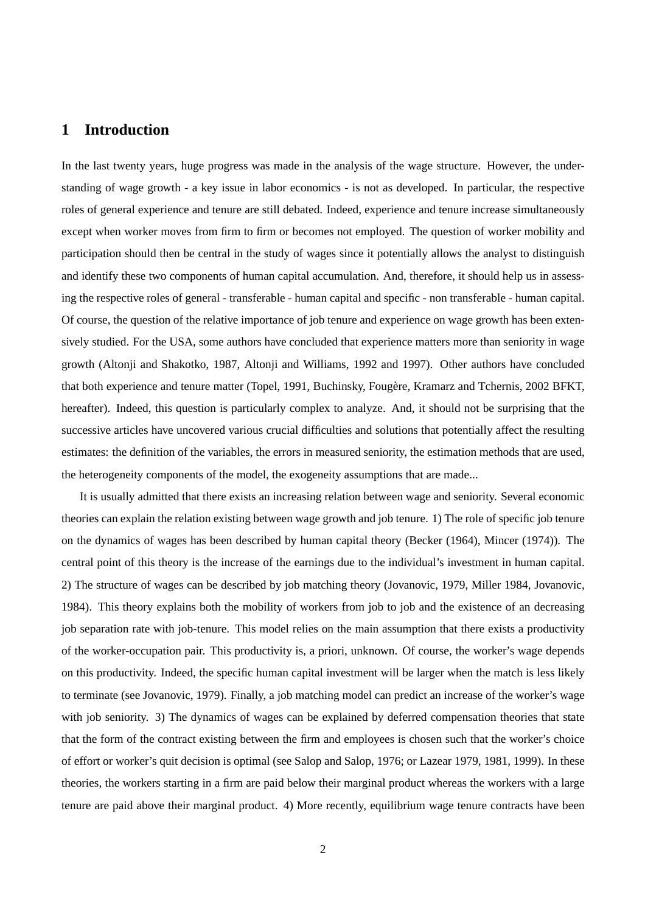# 1 Introduction

In the last twenty years, huge progress was made in the analysis of the wage structure. However, the understanding of wage growth - a key issue in labor economics - is not as developed. In particular, the respective roles of general experience and tenure are still debated. Indeed, experience and tenure increase simultaneously except when worker moves from firm to firm or becomes not employed. The question of worker mobility and participation should then be central in the study of wages since it potentially allows the analyst to distinguish and identify these two components of human capital accumulation. And, therefore, it should help us in assessing the respective roles of general - transferable - human capital and specific - non transferable - human capital. Of course, the question of the relative importance of job tenure and experience on wage growth has been extensively studied. For the USA, some authors have concluded that experience matters more than seniority in wage growth (Altonji and Shakotko, 1987, Altonji and Williams, 1992 and 1997). Other authors have concluded that both experience and tenure matter (Topel, 1991, Buchinsky, Fougère, Kramarz and Tchernis, 2002 BFKT, hereafter). Indeed, this question is particularly complex to analyze. And, it should not be surprising that the successive articles have uncovered various crucial difficulties and solutions that potentially affect the resulting estimates: the definition of the variables, the errors in measured seniority, the estimation methods that are used, the heterogeneity components of the model, the exogeneity assumptions that are made...

It is usually admitted that there exists an increasing relation between wage and seniority. Several economic theories can explain the relation existing between wage growth and job tenure. 1) The role of specific job tenure on the dynamics of wages has been described by human capital theory (Becker (1964), Mincer (1974)). The central point of this theory is the increase of the earnings due to the individual's investment in human capital. 2) The structure of wages can be described by job matching theory (Jovanovic, 1979, Miller 1984, Jovanovic, 1984). This theory explains both the mobility of workers from job to job and the existence of an decreasing job separation rate with job-tenure. This model relies on the main assumption that there exists a productivity of the worker-occupation pair. This productivity is, a priori, unknown. Of course, the worker's wage depends on this productivity. Indeed, the specific human capital investment will be larger when the match is less likely to terminate (see Jovanovic, 1979). Finally, a job matching model can predict an increase of the worker's wage with job seniority. 3) The dynamics of wages can be explained by deferred compensation theories that state that the form of the contract existing between the firm and employees is chosen such that the worker's choice of effort or worker's quit decision is optimal (see Salop and Salop, 1976; or Lazear 1979, 1981, 1999). In these theories, the workers starting in a firm are paid below their marginal product whereas the workers with a large tenure are paid above their marginal product. 4) More recently, equilibrium wage tenure contracts have been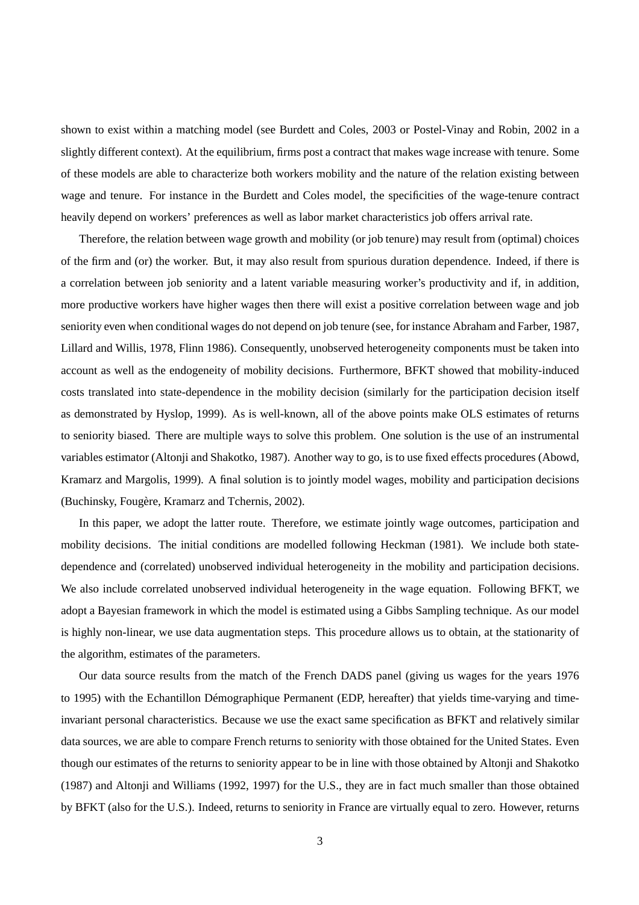shown to exist within a matching model (see Burdett and Coles, 2003 or Postel-Vinay and Robin, 2002 in a slightly different context). At the equilibrium, firms post a contract that makes wage increase with tenure. Some of these models are able to characterize both workers mobility and the nature of the relation existing between wage and tenure. For instance in the Burdett and Coles model, the specificities of the wage-tenure contract heavily depend on workers' preferences as well as labor market characteristics job offers arrival rate.

Therefore, the relation between wage growth and mobility (or job tenure) may result from (optimal) choices of the firm and (or) the worker. But, it may also result from spurious duration dependence. Indeed, if there is a correlation between job seniority and a latent variable measuring worker's productivity and if, in addition, more productive workers have higher wages then there will exist a positive correlation between wage and job seniority even when conditional wages do not depend on job tenure (see, for instance Abraham and Farber, 1987, Lillard and Willis, 1978, Flinn 1986). Consequently, unobserved heterogeneity components must be taken into account as well as the endogeneity of mobility decisions. Furthermore, BFKT showed that mobility-induced costs translated into state-dependence in the mobility decision (similarly for the participation decision itself as demonstrated by Hyslop, 1999). As is well-known, all of the above points make OLS estimates of returns to seniority biased. There are multiple ways to solve this problem. One solution is the use of an instrumental variables estimator (Altonji and Shakotko, 1987). Another way to go, is to use fixed effects procedures (Abowd, Kramarz and Margolis, 1999). A final solution is to jointly model wages, mobility and participation decisions (Buchinsky, Fougère, Kramarz and Tchernis, 2002).

In this paper, we adopt the latter route. Therefore, we estimate jointly wage outcomes, participation and mobility decisions. The initial conditions are modelled following Heckman (1981). We include both state-dependence and (correlated) unobserved individual heterogeneity in the mobility and participation decisions. We also include correlated unobserved individual heterogeneity in the wage equation. Following BFKT, we adopt a Bayesian framework in which the model is estimated using a Gibbs Sampling technique. As our model is highly non-linear, we use data augmentation steps. This procedure allows us to obtain, at the stationarity of the algorithm, estimates of the parameters.

Our data source results from the match of the French DADS panel (giving us wages for the years 1976 to 1995) with the Echantillon Démographique Permanent (EDP, hereafter) that yields time-varying and time-invariant personal characteristics. Because we use the exact same specification as BFKT and relatively similar data sources, we are able to compare French returns to seniority with those obtained for the United States. Even though our estimates of the returns to seniority appear to be in line with those obtained by Altonji and Shakotko (1987) and Altonji and Williams (1992, 1997) for the U.S., they are in fact much smaller than those obtained by BFKT (also for the U.S.). Indeed, returns to seniority in France are virtually equal to zero. However, returns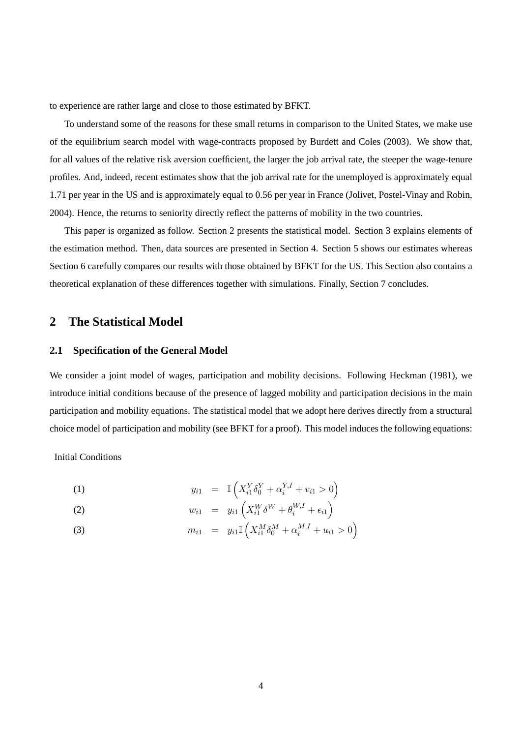to experience are rather large and close to those estimated by BFKT.

To understand some of the reasons for these small returns in comparison to the United States, we make use of the equilibrium search model with wage-contracts proposed by Burdett and Coles (2003). We show that, for all values of the relative risk aversion coefficient, the larger the job arrival rate, the steeper the wage-tenure profiles. And, indeed, recent estimates show that the job arrival rate for the unemployed is approximately equal 1.71 per year in the US and is approximately equal to 0.56 per year in France (Jolivet, Postel-Vinay and Robin, 2004). Hence, the returns to seniority directly reflect the patterns of mobility in the two countries.

This paper is organized as follow. Section 2 presents the statistical model. Section 3 explains elements of the estimation method. Then, data sources are presented in Section 4. Section 5 shows our estimates whereas Section 6 carefully compares our results with those obtained by BFKT for the US. This Section also contains a theoretical explanation of these differences together with simulations. Finally, Section 7 concludes.

## 2 The Statistical Model

### 2.1 Specification of the General Model

We consider a joint model of wages, participation and mobility decisions. Following Heckman (1981), we introduce initial conditions because of the presence of lagged mobility and participation decisions in the main participation and mobility equations. The statistical model that we adopt here derives directly from a structural choice model of participation and mobility (see BFKT for a proof). This model induces the following equations:

Initial Conditions

$$y_{i1} = \mathbb{I}\left(X_{i1}^{Y}\delta_0^{Y} + \alpha_i^{Y,I} + v_{i1} > 0\right) \tag{1}$$

$$w_{i1} = y_{i1}\left(X_{i1}^{W}\delta^{W} + \theta_i^{W,I} + \epsilon_{i1}\right) \tag{2}$$

$$m_{i1} = y_{i1}\mathbb{I}\left(X_{i1}^{M}\delta_0^{M} + \alpha_i^{M,I} + u_{i1} > 0\right) \tag{3}$$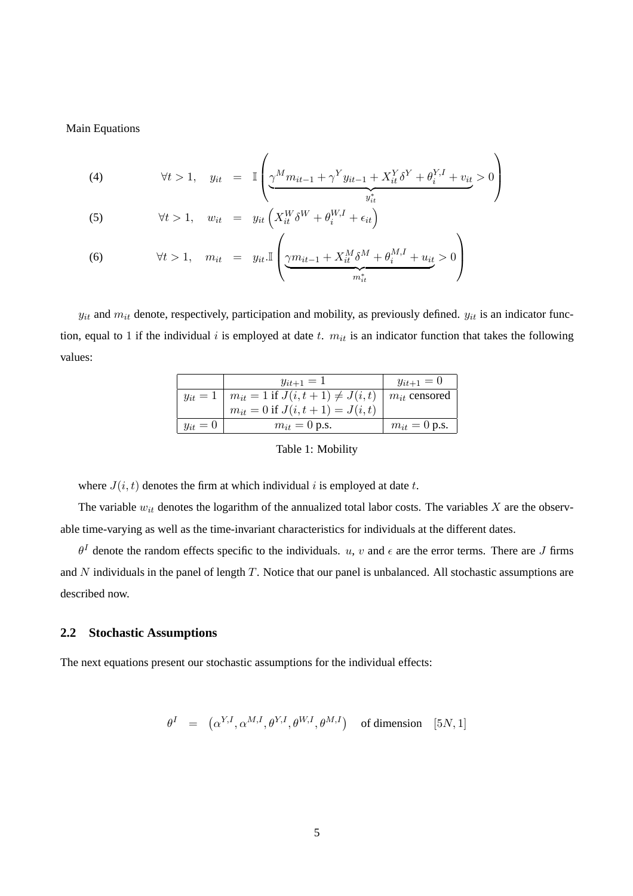Main Equations

$$
(4) \qquad \forall t > 1, \quad y_{it} = \mathbb{I}\left(\underbrace{\gamma^M m_{it-1} + \gamma^Y y_{it-1} + X_{it}^Y \delta^Y + \theta_i^{Y,I} + v_{it}}_{y_{it}^*} > 0\right)
$$

$$
(5) \qquad \forall t > 1, \quad w_{it} = y_{it}\left(X_{it}^W \delta^W + \theta_i^{W,I} + \epsilon_{it}\right)
$$

$$
(6) \qquad \forall t > 1, \quad m_{it} = y_{it}.\mathbb{I}\left(\underbrace{\gamma m_{it-1} + X_{it}^M \delta^M + \theta_i^{M,I} + u_{it}}_{m_{it}^*} > 0\right)
$$

$y_{it}$ and $m_{it}$ denote, respectively, participation and mobility, as previously defined. $y_{it}$ is an indicator function, equal to 1 if the individual $i$ is employed at date $t$. $m_{it}$ is an indicator function that takes the following values:

| | $y_{it+1} = 1$ | $y_{it+1} = 0$ |
|---|---|---|
| $y_{it} = 1$ | $m_{it} = 1$ if $J(i, t+1) \neq J(i, t)$<br>$m_{it} = 0$ if $J(i, t+1) = J(i, t)$ | $m_{it}$ censored |
| $y_{it} = 0$ | $m_{it} = 0$ p.s. | $m_{it} = 0$ p.s. |

Table 1: Mobility

where $J(i, t)$ denotes the firm at which individual $i$ is employed at date $t$.

The variable $w_{it}$ denotes the logarithm of the annualized total labor costs. The variables $X$ are the observable time-varying as well as the time-invariant characteristics for individuals at the different dates.

$\theta^I$ denote the random effects specific to the individuals. $u$, $v$ and $\epsilon$ are the error terms. There are $J$ firms and $N$ individuals in the panel of length $T$. Notice that our panel is unbalanced. All stochastic assumptions are described now.

## 2.2 Stochastic Assumptions

The next equations present our stochastic assumptions for the individual effects:

$$
\theta^I = \left(\alpha^{Y,I}, \alpha^{M,I}, \theta^{Y,I}, \theta^{W,I}, \theta^{M,I}\right) \quad \text{of dimension} \quad [5N, 1]
$$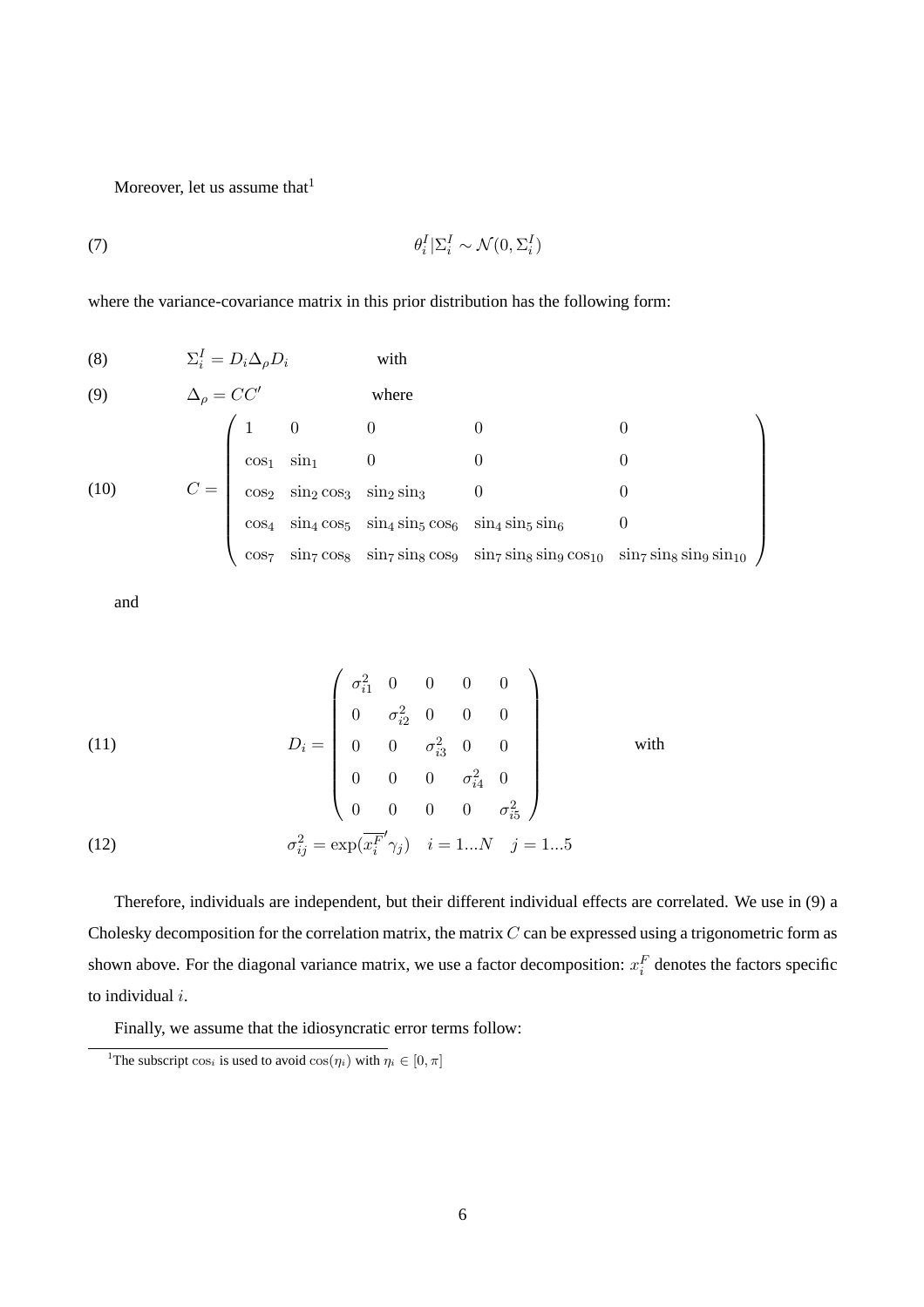Moreover, let us assume that[1]

$$\theta_i^I | \Sigma_i^I \sim \mathcal{N}(0, \Sigma_i^I) \tag{7}$$

where the variance-covariance matrix in this prior distribution has the following form:

$$\Sigma_i^I = D_i \Delta_\rho D_i \qquad \text{with} \tag{8}$$

$$\Delta_\rho = CC' \qquad \text{where} \tag{9}$$

$$C = \begin{pmatrix} 1 & 0 & 0 & 0 & 0 \\ \cos_1 & \sin_1 & 0 & 0 & 0 \\ \cos_2 & \sin_2 \cos_3 & \sin_2 \sin_3 & 0 & 0 \\ \cos_4 & \sin_4 \cos_5 & \sin_4 \sin_5 \cos_6 & \sin_4 \sin_5 \sin_6 & 0 \\ \cos_7 & \sin_7 \cos_8 & \sin_7 \sin_8 \cos_9 & \sin_7 \sin_8 \sin_9 \cos_{10} & \sin_7 \sin_8 \sin_9 \sin_{10} \end{pmatrix} \tag{10}$$

and

$$D_i = \begin{pmatrix} \sigma_{i1}^2 & 0 & 0 & 0 & 0 \\ 0 & \sigma_{i2}^2 & 0 & 0 & 0 \\ 0 & 0 & \sigma_{i3}^2 & 0 & 0 \\ 0 & 0 & 0 & \sigma_{i4}^2 & 0 \\ 0 & 0 & 0 & 0 & \sigma_{i5}^2 \end{pmatrix} \qquad \text{with} \tag{11}$$

$$\sigma_{ij}^2 = \exp(\overline{x_i^F}' \gamma_j) \quad i = 1...N \quad j = 1...5 \tag{12}$$

Therefore, individuals are independent, but their different individual effects are correlated. We use in (9) a Cholesky decomposition for the correlation matrix, the matrix $C$ can be expressed using a trigonometric form as shown above. For the diagonal variance matrix, we use a factor decomposition: $x_i^F$ denotes the factors specific to individual $i$.

Finally, we assume that the idiosyncratic error terms follow:

---

[1] The subscript $\cos_i$ is used to avoid $\cos(\eta_i)$ with $\eta_i \in [0, \pi]$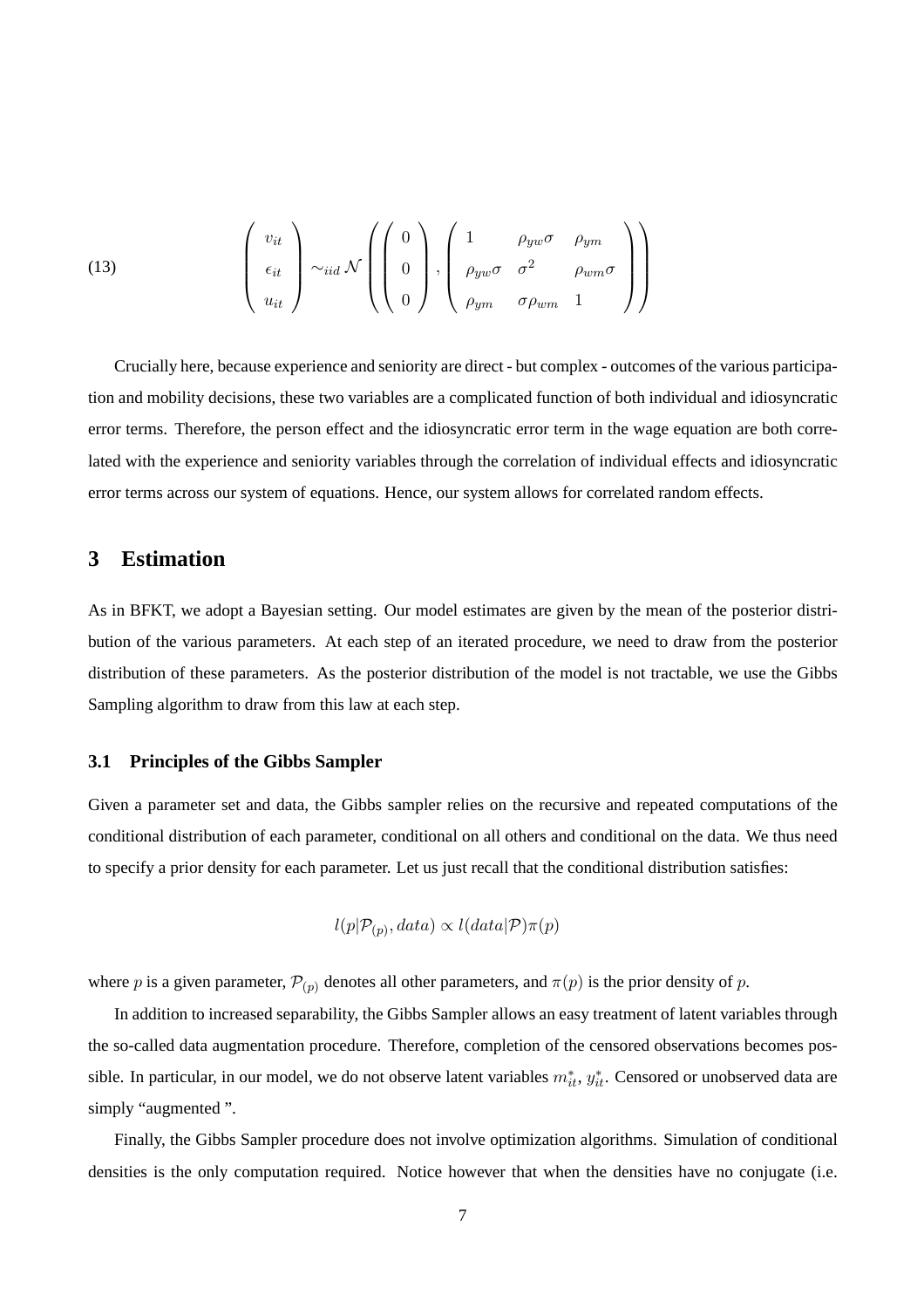$$
(13) \qquad \begin{pmatrix} v_{it} \\ \epsilon_{it} \\ u_{it} \end{pmatrix} \sim_{iid} \mathcal{N}\left( \begin{pmatrix} 0 \\ 0 \\ 0 \end{pmatrix}, \begin{pmatrix} 1 & \rho_{yw}\sigma & \rho_{ym} \\ \rho_{yw}\sigma & \sigma^2 & \rho_{wm}\sigma \\ \rho_{ym} & \sigma\rho_{wm} & 1 \end{pmatrix} \right)
$$

Crucially here, because experience and seniority are direct - but complex - outcomes of the various participation and mobility decisions, these two variables are a complicated function of both individual and idiosyncratic error terms. Therefore, the person effect and the idiosyncratic error term in the wage equation are both correlated with the experience and seniority variables through the correlation of individual effects and idiosyncratic error terms across our system of equations. Hence, our system allows for correlated random effects.

# 3 Estimation

As in BFKT, we adopt a Bayesian setting. Our model estimates are given by the mean of the posterior distribution of the various parameters. At each step of an iterated procedure, we need to draw from the posterior distribution of these parameters. As the posterior distribution of the model is not tractable, we use the Gibbs Sampling algorithm to draw from this law at each step.

## 3.1 Principles of the Gibbs Sampler

Given a parameter set and data, the Gibbs sampler relies on the recursive and repeated computations of the conditional distribution of each parameter, conditional on all others and conditional on the data. We thus need to specify a prior density for each parameter. Let us just recall that the conditional distribution satisfies:

$$
l(p|\mathcal{P}_{(p)}, data) \propto l(data|\mathcal{P})\pi(p)
$$

where $p$ is a given parameter, $\mathcal{P}_{(p)}$ denotes all other parameters, and $\pi(p)$ is the prior density of $p$.

In addition to increased separability, the Gibbs Sampler allows an easy treatment of latent variables through the so-called data augmentation procedure. Therefore, completion of the censored observations becomes possible. In particular, in our model, we do not observe latent variables $m^*_{it}$, $y^*_{it}$. Censored or unobserved data are simply "augmented ".

Finally, the Gibbs Sampler procedure does not involve optimization algorithms. Simulation of conditional densities is the only computation required. Notice however that when the densities have no conjugate (i.e.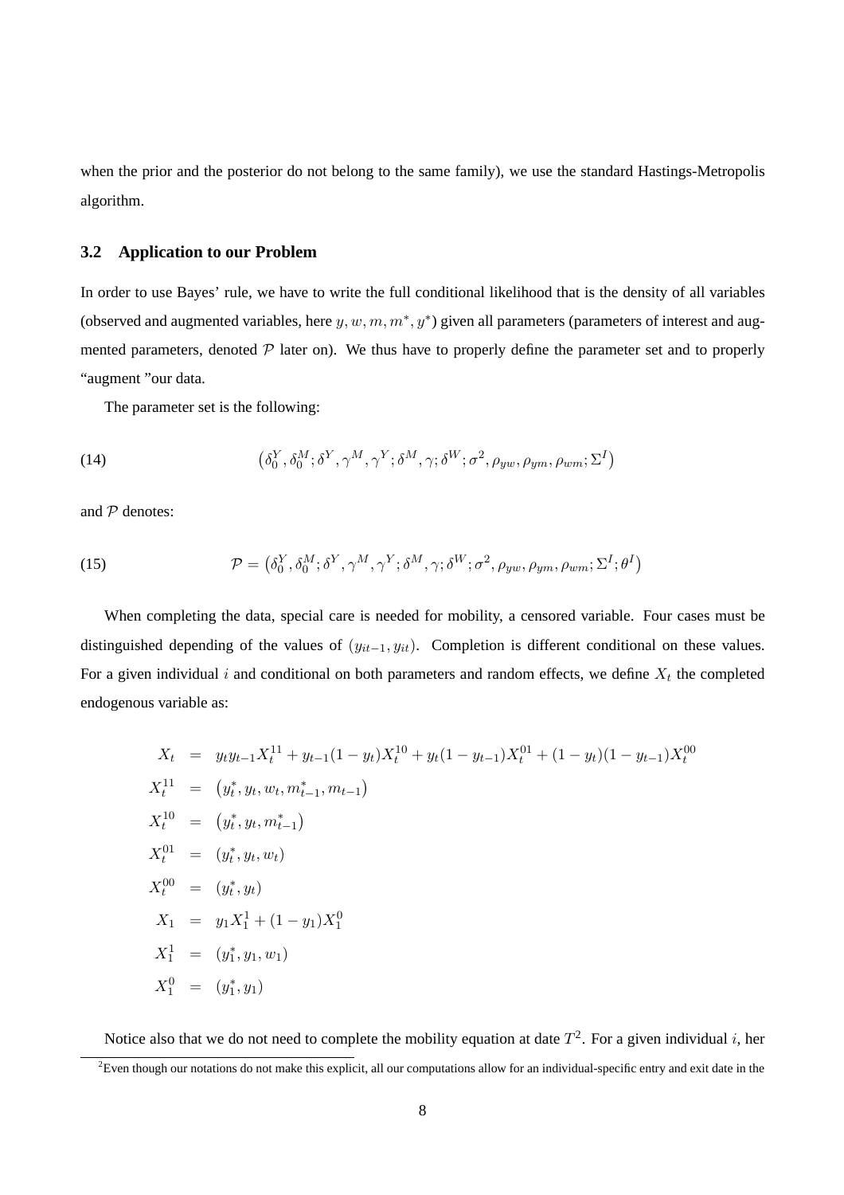when the prior and the posterior do not belong to the same family), we use the standard Hastings-Metropolis algorithm.

### 3.2 Application to our Problem

In order to use Bayes' rule, we have to write the full conditional likelihood that is the density of all variables (observed and augmented variables, here $y, w, m, m^*, y^*$) given all parameters (parameters of interest and augmented parameters, denoted $\mathcal{P}$ later on). We thus have to properly define the parameter set and to properly "augment "our data.

The parameter set is the following:

$$\left(\delta_0^Y, \delta_0^M; \delta^Y, \gamma^M, \gamma^Y; \delta^M, \gamma; \delta^W; \sigma^2, \rho_{yw}, \rho_{ym}, \rho_{wm}; \Sigma^I\right) \tag{14}$$

and $\mathcal{P}$ denotes:

$$\mathcal{P} = \left(\delta_0^Y, \delta_0^M; \delta^Y, \gamma^M, \gamma^Y; \delta^M, \gamma; \delta^W; \sigma^2, \rho_{yw}, \rho_{ym}, \rho_{wm}; \Sigma^I; \theta^I\right) \tag{15}$$

When completing the data, special care is needed for mobility, a censored variable. Four cases must be distinguished depending of the values of $(y_{it-1}, y_{it})$. Completion is different conditional on these values. For a given individual $i$ and conditional on both parameters and random effects, we define $X_t$ the completed endogenous variable as:

$$\begin{aligned}
X_t &= y_t y_{t-1} X_t^{11} + y_{t-1}(1-y_t) X_t^{10} + y_t(1-y_{t-1}) X_t^{01} + (1-y_t)(1-y_{t-1}) X_t^{00} \\
X_t^{11} &= \left(y_t^*, y_t, w_t, m_{t-1}^*, m_{t-1}\right) \\
X_t^{10} &= \left(y_t^*, y_t, m_{t-1}^*\right) \\
X_t^{01} &= \left(y_t^*, y_t, w_t\right) \\
X_t^{00} &= \left(y_t^*, y_t\right) \\
X_1 &= y_1 X_1^1 + (1-y_1) X_1^0 \\
X_1^1 &= \left(y_1^*, y_1, w_1\right) \\
X_1^0 &= \left(y_1^*, y_1\right)
\end{aligned}$$

Notice also that we do not need to complete the mobility equation at date $T$[2]. For a given individual $i$, her

[2] Even though our notations do not make this explicit, all our computations allow for an individual-specific entry and exit date in the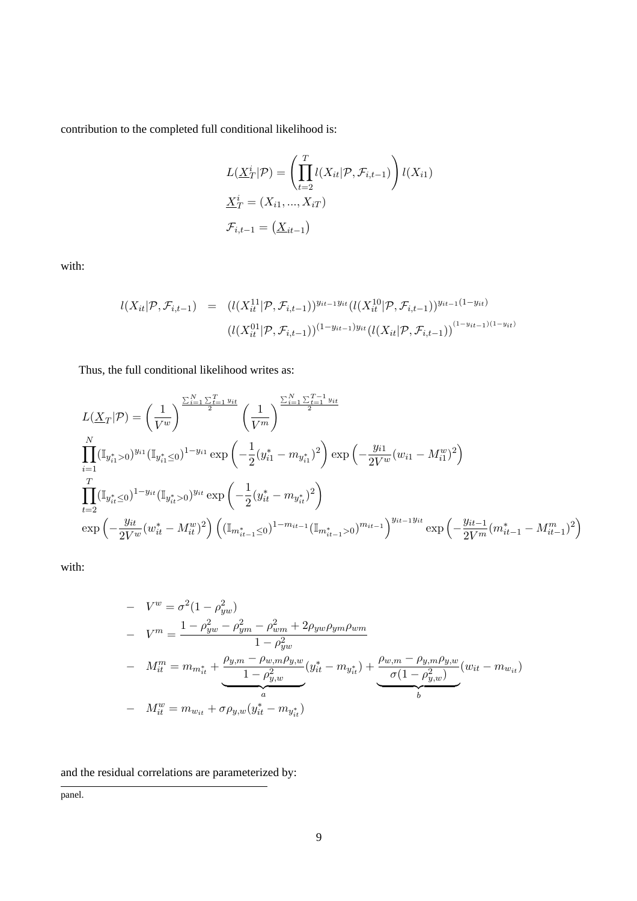contribution to the completed full conditional likelihood is:

$$
\begin{aligned}
&L(\underline{X}_T^i|\mathcal{P}) = \left(\prod_{t=2}^{T} l(X_{it}|\mathcal{P},\mathcal{F}_{i,t-1})\right) l(X_{i1}) \\
&\underline{X}_T^i = (X_{i1},...,X_{iT}) \\
&\mathcal{F}_{i,t-1} = \left(\underline{X}_{it-1}\right)
\end{aligned}
$$

with:

$$
\begin{aligned}
l(X_{it}|\mathcal{P},\mathcal{F}_{i,t-1}) \;\; = \;\; & (l(X_{it}^{11}|\mathcal{P},\mathcal{F}_{i,t-1}))^{y_{it-1}y_{it}}(l(X_{it}^{10}|\mathcal{P},\mathcal{F}_{i,t-1}))^{y_{it-1}(1-y_{it})} \\
& (l(X_{it}^{01}|\mathcal{P},\mathcal{F}_{i,t-1}))^{(1-y_{it-1})y_{it}}\big(l(X_{it}|\mathcal{P},\mathcal{F}_{i,t-1})\big)^{(1-y_{it-1})(1-y_{it})}
\end{aligned}
$$

Thus, the full conditional likelihood writes as:

$$
\begin{aligned}
&L(\underline{X}_T|\mathcal{P}) = \left(\frac{1}{V^w}\right)^{\frac{\sum_{i=1}^N\sum_{t=1}^T y_{it}}{2}} \left(\frac{1}{V^m}\right)^{\frac{\sum_{i=1}^N\sum_{t=1}^{T-1} y_{it}}{2}} \\
&\prod_{i=1}^{N}(\mathbb{I}_{y_{i1}^*>0})^{y_{i1}}(\mathbb{I}_{y_{i1}^*\leq 0})^{1-y_{i1}} \exp\left(-\frac{1}{2}(y_{i1}^* - m_{y_{i1}^*})^2\right) \exp\left(-\frac{y_{i1}}{2V^w}(w_{i1}-M_{i1}^w)^2\right) \\
&\prod_{t=2}^{T}(\mathbb{I}_{y_{it}^*\leq 0})^{1-y_{it}}(\mathbb{I}_{y_{it}^*>0})^{y_{it}} \exp\left(-\frac{1}{2}(y_{it}^* - m_{y_{it}^*})^2\right) \\
&\exp\left(-\frac{y_{it}}{2V^w}(w_{it}^*-M_{it}^w)^2\right)\left((\mathbb{I}_{m_{it-1}^*\leq 0})^{1-m_{it-1}}(\mathbb{I}_{m_{it-1}^*>0})^{m_{it-1}}\right)^{y_{it-1}y_{it}} \exp\left(-\frac{y_{it-1}}{2V^m}(m_{it-1}^*-M_{it-1}^m)^2\right)
\end{aligned}
$$

with:

- $V^w = \sigma^2(1-\rho_{yw}^2)$
- $V^m = \dfrac{1-\rho_{yw}^2-\rho_{ym}^2-\rho_{wm}^2+2\rho_{yw}\rho_{ym}\rho_{wm}}{1-\rho_{yw}^2}$
- $M_{it}^m = m_{m_{it}^*} + \underbrace{\dfrac{\rho_{y,m}-\rho_{w,m}\rho_{y,w}}{1-\rho_{y,w}^2}}_{a}(y_{it}^*-m_{y_{it}^*}) + \underbrace{\dfrac{\rho_{w,m}-\rho_{y,m}\rho_{y,w}}{\sigma(1-\rho_{y,w}^2)}}_{b}(w_{it}-m_{w_{it}})$
- $M_{it}^w = m_{w_{it}} + \sigma\rho_{y,w}(y_{it}^*-m_{y_{it}^*})$

and the residual correlations are parameterized by:

panel.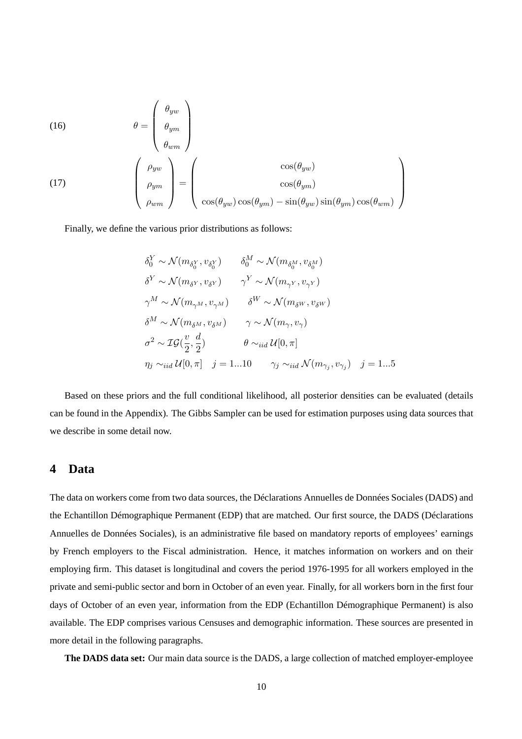$$\theta = \begin{pmatrix} \theta_{yw} \\ \theta_{ym} \\ \theta_{wm} \end{pmatrix} \tag{16}$$

$$\begin{pmatrix} \rho_{yw} \\ \rho_{ym} \\ \rho_{wm} \end{pmatrix} = \begin{pmatrix} \cos(\theta_{yw}) \\ \cos(\theta_{ym}) \\ \cos(\theta_{yw})\cos(\theta_{ym}) - \sin(\theta_{yw})\sin(\theta_{ym})\cos(\theta_{wm}) \end{pmatrix} \tag{17}$$

Finally, we define the various prior distributions as follows:

$$\begin{array}{ll}
\delta_0^Y \sim \mathcal{N}(m_{\delta_0^Y}, v_{\delta_0^Y}) & \delta_0^M \sim \mathcal{N}(m_{\delta_0^M}, v_{\delta_0^M}) \\
\delta^Y \sim \mathcal{N}(m_{\delta^Y}, v_{\delta^Y}) & \gamma^Y \sim \mathcal{N}(m_{\gamma^Y}, v_{\gamma^Y}) \\
\gamma^M \sim \mathcal{N}(m_{\gamma^M}, v_{\gamma^M}) & \delta^W \sim \mathcal{N}(m_{\delta^W}, v_{\delta^W}) \\
\delta^M \sim \mathcal{N}(m_{\delta^M}, v_{\delta^M}) & \gamma \sim \mathcal{N}(m_{\gamma}, v_{\gamma}) \\
\sigma^2 \sim \mathcal{IG}(\frac{v}{2}, \frac{d}{2}) & \theta \sim_{iid} \mathcal{U}[0, \pi] \\
\eta_j \sim_{iid} \mathcal{U}[0, \pi] \quad j = 1...10 & \gamma_j \sim_{iid} \mathcal{N}(m_{\gamma_j}, v_{\gamma_j}) \quad j = 1...5
\end{array}$$

Based on these priors and the full conditional likelihood, all posterior densities can be evaluated (details can be found in the Appendix). The Gibbs Sampler can be used for estimation purposes using data sources that we describe in some detail now.

# 4 Data

The data on workers come from two data sources, the Déclarations Annuelles de Données Sociales (DADS) and the Echantillon Démographique Permanent (EDP) that are matched. Our first source, the DADS (Déclarations Annuelles de Données Sociales), is an administrative file based on mandatory reports of employees' earnings by French employers to the Fiscal administration. Hence, it matches information on workers and on their employing firm. This dataset is longitudinal and covers the period 1976-1995 for all workers employed in the private and semi-public sector and born in October of an even year. Finally, for all workers born in the first four days of October of an even year, information from the EDP (Echantillon Démographique Permanent) is also available. The EDP comprises various Censuses and demographic information. These sources are presented in more detail in the following paragraphs.

**The DADS data set:** Our main data source is the DADS, a large collection of matched employer-employee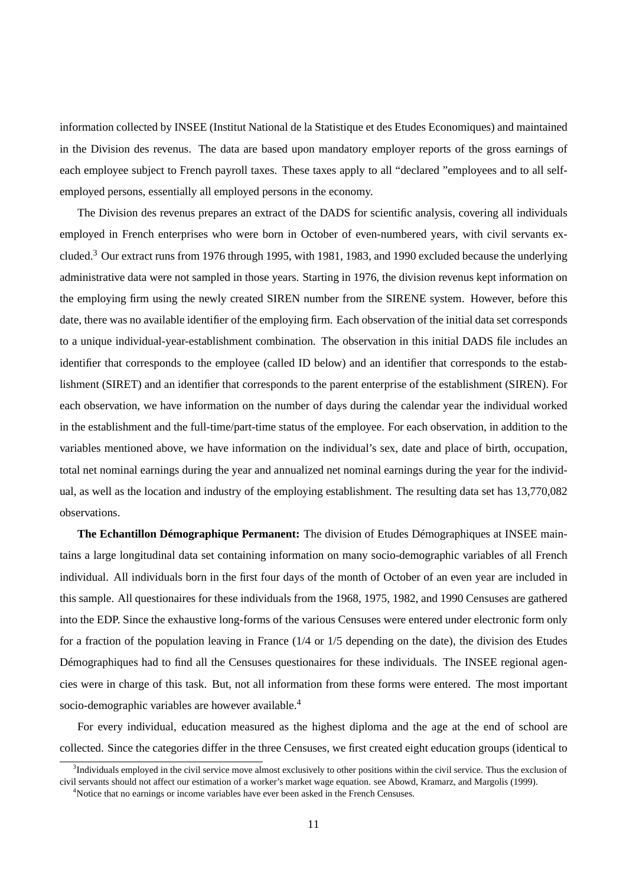information collected by INSEE (Institut National de la Statistique et des Etudes Economiques) and maintained in the Division des revenus. The data are based upon mandatory employer reports of the gross earnings of each employee subject to French payroll taxes. These taxes apply to all "declared "employees and to all self-employed persons, essentially all employed persons in the economy.

The Division des revenus prepares an extract of the DADS for scientific analysis, covering all individuals employed in French enterprises who were born in October of even-numbered years, with civil servants excluded.[3] Our extract runs from 1976 through 1995, with 1981, 1983, and 1990 excluded because the underlying administrative data were not sampled in those years. Starting in 1976, the division revenus kept information on the employing firm using the newly created SIREN number from the SIRENE system. However, before this date, there was no available identifier of the employing firm. Each observation of the initial data set corresponds to a unique individual-year-establishment combination. The observation in this initial DADS file includes an identifier that corresponds to the employee (called ID below) and an identifier that corresponds to the establishment (SIRET) and an identifier that corresponds to the parent enterprise of the establishment (SIREN). For each observation, we have information on the number of days during the calendar year the individual worked in the establishment and the full-time/part-time status of the employee. For each observation, in addition to the variables mentioned above, we have information on the individual's sex, date and place of birth, occupation, total net nominal earnings during the year and annualized net nominal earnings during the year for the individual, as well as the location and industry of the employing establishment. The resulting data set has 13,770,082 observations.

**The Echantillon Démographique Permanent:** The division of Etudes Démographiques at INSEE maintains a large longitudinal data set containing information on many socio-demographic variables of all French individual. All individuals born in the first four days of the month of October of an even year are included in this sample. All questionaires for these individuals from the 1968, 1975, 1982, and 1990 Censuses are gathered into the EDP. Since the exhaustive long-forms of the various Censuses were entered under electronic form only for a fraction of the population leaving in France (1/4 or 1/5 depending on the date), the division des Etudes Démographiques had to find all the Censuses questionaires for these individuals. The INSEE regional agencies were in charge of this task. But, not all information from these forms were entered. The most important socio-demographic variables are however available.[4]

For every individual, education measured as the highest diploma and the age at the end of school are collected. Since the categories differ in the three Censuses, we first created eight education groups (identical to

[3] Individuals employed in the civil service move almost exclusively to other positions within the civil service. Thus the exclusion of civil servants should not affect our estimation of a worker's market wage equation. see Abowd, Kramarz, and Margolis (1999).

[4] Notice that no earnings or income variables have ever been asked in the French Censuses.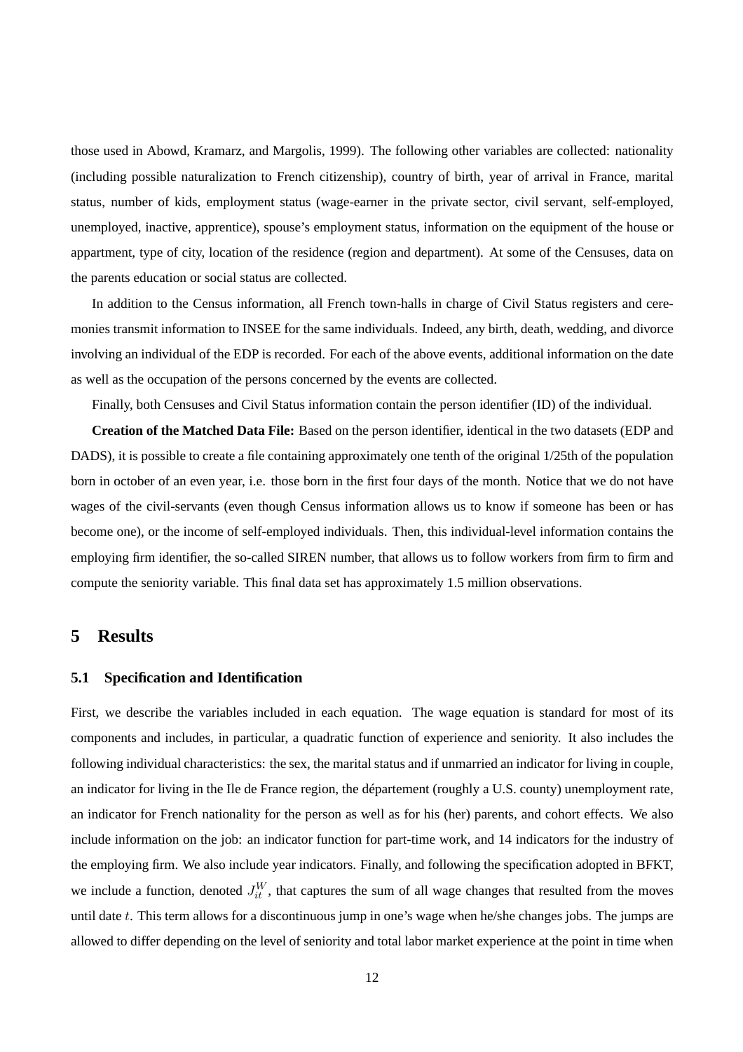those used in Abowd, Kramarz, and Margolis, 1999). The following other variables are collected: nationality (including possible naturalization to French citizenship), country of birth, year of arrival in France, marital status, number of kids, employment status (wage-earner in the private sector, civil servant, self-employed, unemployed, inactive, apprentice), spouse's employment status, information on the equipment of the house or appartment, type of city, location of the residence (region and department). At some of the Censuses, data on the parents education or social status are collected.

In addition to the Census information, all French town-halls in charge of Civil Status registers and ceremonies transmit information to INSEE for the same individuals. Indeed, any birth, death, wedding, and divorce involving an individual of the EDP is recorded. For each of the above events, additional information on the date as well as the occupation of the persons concerned by the events are collected.

Finally, both Censuses and Civil Status information contain the person identifier (ID) of the individual.

**Creation of the Matched Data File:** Based on the person identifier, identical in the two datasets (EDP and DADS), it is possible to create a file containing approximately one tenth of the original 1/25th of the population born in october of an even year, i.e. those born in the first four days of the month. Notice that we do not have wages of the civil-servants (even though Census information allows us to know if someone has been or has become one), or the income of self-employed individuals. Then, this individual-level information contains the employing firm identifier, the so-called SIREN number, that allows us to follow workers from firm to firm and compute the seniority variable. This final data set has approximately 1.5 million observations.

# 5 Results

## 5.1 Specification and Identification

First, we describe the variables included in each equation. The wage equation is standard for most of its components and includes, in particular, a quadratic function of experience and seniority. It also includes the following individual characteristics: the sex, the marital status and if unmarried an indicator for living in couple, an indicator for living in the Ile de France region, the département (roughly a U.S. county) unemployment rate, an indicator for French nationality for the person as well as for his (her) parents, and cohort effects. We also include information on the job: an indicator function for part-time work, and 14 indicators for the industry of the employing firm. We also include year indicators. Finally, and following the specification adopted in BFKT, we include a function, denoted $J_{it}^{W}$, that captures the sum of all wage changes that resulted from the moves until date $t$. This term allows for a discontinuous jump in one's wage when he/she changes jobs. The jumps are allowed to differ depending on the level of seniority and total labor market experience at the point in time when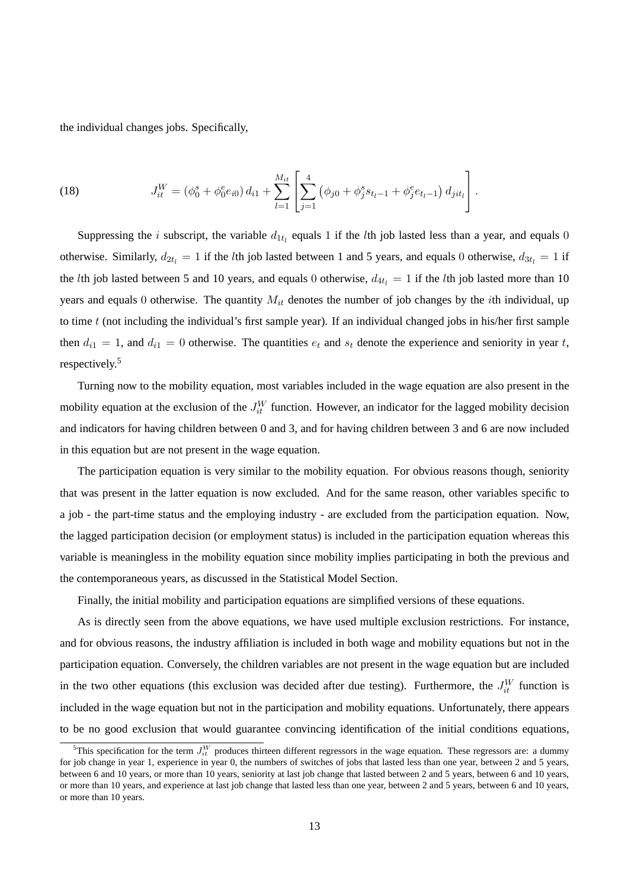the individual changes jobs. Specifically,

$$J_{it}^{W} = \left(\phi_0^s + \phi_0^e e_{i0}\right) d_{i1} + \sum_{l=1}^{M_{it}} \left[ \sum_{j=1}^{4} \left(\phi_{j0} + \phi_j^s s_{t_l - 1} + \phi_j^e e_{t_l - 1}\right) d_{jit_l} \right]. \tag{18}$$

Suppressing the $i$ subscript, the variable $d_{1t_l}$ equals 1 if the $l$th job lasted less than a year, and equals 0 otherwise. Similarly, $d_{2t_l} = 1$ if the $l$th job lasted between 1 and 5 years, and equals 0 otherwise, $d_{3t_l} = 1$ if the $l$th job lasted between 5 and 10 years, and equals 0 otherwise, $d_{4t_l} = 1$ if the $l$th job lasted more than 10 years and equals 0 otherwise. The quantity $M_{it}$ denotes the number of job changes by the $i$th individual, up to time $t$ (not including the individual's first sample year). If an individual changed jobs in his/her first sample then $d_{i1} = 1$, and $d_{i1} = 0$ otherwise. The quantities $e_t$ and $s_t$ denote the experience and seniority in year $t$, respectively.[5]

Turning now to the mobility equation, most variables included in the wage equation are also present in the mobility equation at the exclusion of the $J_{it}^{W}$ function. However, an indicator for the lagged mobility decision and indicators for having children between 0 and 3, and for having children between 3 and 6 are now included in this equation but are not present in the wage equation.

The participation equation is very similar to the mobility equation. For obvious reasons though, seniority that was present in the latter equation is now excluded. And for the same reason, other variables specific to a job - the part-time status and the employing industry - are excluded from the participation equation. Now, the lagged participation decision (or employment status) is included in the participation equation whereas this variable is meaningless in the mobility equation since mobility implies participating in both the previous and the contemporaneous years, as discussed in the Statistical Model Section.

Finally, the initial mobility and participation equations are simplified versions of these equations.

As is directly seen from the above equations, we have used multiple exclusion restrictions. For instance, and for obvious reasons, the industry affiliation is included in both wage and mobility equations but not in the participation equation. Conversely, the children variables are not present in the wage equation but are included in the two other equations (this exclusion was decided after due testing). Furthermore, the $J_{it}^{W}$ function is included in the wage equation but not in the participation and mobility equations. Unfortunately, there appears to be no good exclusion that would guarantee convincing identification of the initial conditions equations,

[5]This specification for the term $J_{it}^{W}$ produces thirteen different regressors in the wage equation. These regressors are: a dummy for job change in year 1, experience in year 0, the numbers of switches of jobs that lasted less than one year, between 2 and 5 years, between 6 and 10 years, or more than 10 years, seniority at last job change that lasted between 2 and 5 years, between 6 and 10 years, or more than 10 years, and experience at last job change that lasted less than one year, between 2 and 5 years, between 6 and 10 years, or more than 10 years.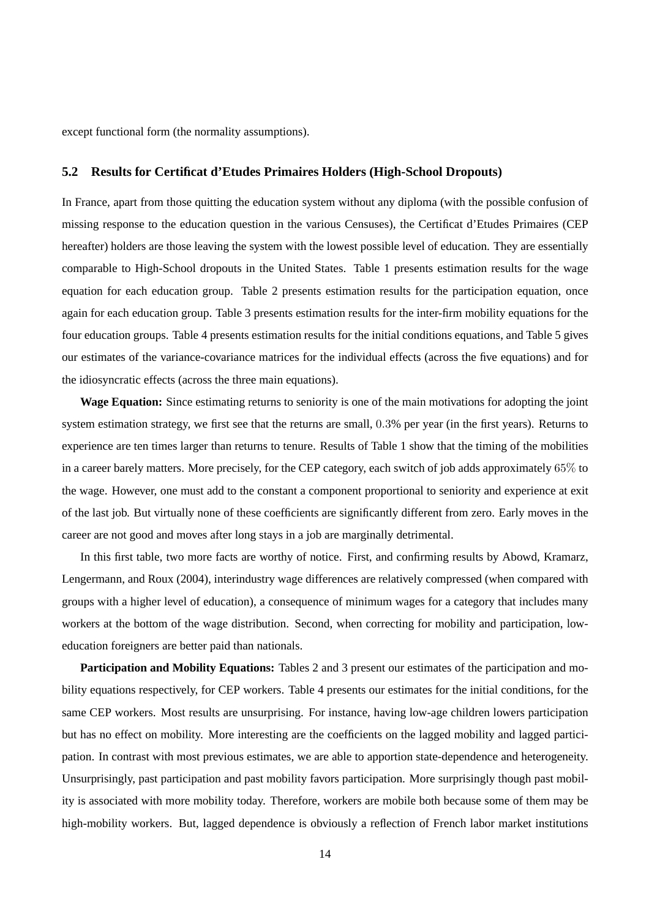except functional form (the normality assumptions).

### 5.2 Results for Certificat d'Etudes Primaires Holders (High-School Dropouts)

In France, apart from those quitting the education system without any diploma (with the possible confusion of missing response to the education question in the various Censuses), the Certificat d'Etudes Primaires (CEP hereafter) holders are those leaving the system with the lowest possible level of education. They are essentially comparable to High-School dropouts in the United States. Table 1 presents estimation results for the wage equation for each education group. Table 2 presents estimation results for the participation equation, once again for each education group. Table 3 presents estimation results for the inter-firm mobility equations for the four education groups. Table 4 presents estimation results for the initial conditions equations, and Table 5 gives our estimates of the variance-covariance matrices for the individual effects (across the five equations) and for the idiosyncratic effects (across the three main equations).

**Wage Equation:** Since estimating returns to seniority is one of the main motivations for adopting the joint system estimation strategy, we first see that the returns are small, $0.3$% per year (in the first years). Returns to experience are ten times larger than returns to tenure. Results of Table 1 show that the timing of the mobilities in a career barely matters. More precisely, for the CEP category, each switch of job adds approximately $65\%$ to the wage. However, one must add to the constant a component proportional to seniority and experience at exit of the last job. But virtually none of these coefficients are significantly different from zero. Early moves in the career are not good and moves after long stays in a job are marginally detrimental.

In this first table, two more facts are worthy of notice. First, and confirming results by Abowd, Kramarz, Lengermann, and Roux (2004), interindustry wage differences are relatively compressed (when compared with groups with a higher level of education), a consequence of minimum wages for a category that includes many workers at the bottom of the wage distribution. Second, when correcting for mobility and participation, low-education foreigners are better paid than nationals.

**Participation and Mobility Equations:** Tables 2 and 3 present our estimates of the participation and mobility equations respectively, for CEP workers. Table 4 presents our estimates for the initial conditions, for the same CEP workers. Most results are unsurprising. For instance, having low-age children lowers participation but has no effect on mobility. More interesting are the coefficients on the lagged mobility and lagged participation. In contrast with most previous estimates, we are able to apportion state-dependence and heterogeneity. Unsurprisingly, past participation and past mobility favors participation. More surprisingly though past mobility is associated with more mobility today. Therefore, workers are mobile both because some of them may be high-mobility workers. But, lagged dependence is obviously a reflection of French labor market institutions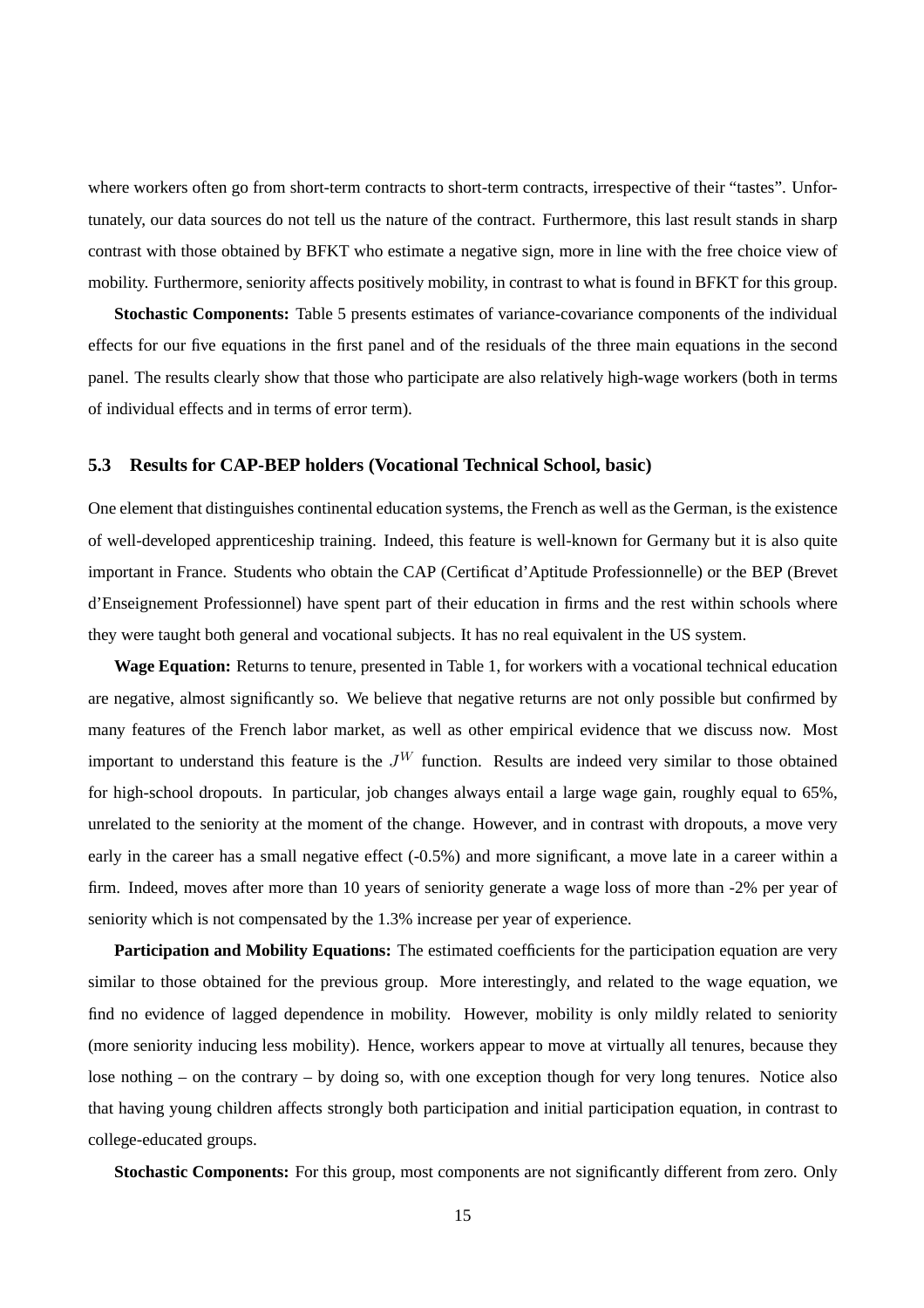where workers often go from short-term contracts to short-term contracts, irrespective of their "tastes". Unfortunately, our data sources do not tell us the nature of the contract. Furthermore, this last result stands in sharp contrast with those obtained by BFKT who estimate a negative sign, more in line with the free choice view of mobility. Furthermore, seniority affects positively mobility, in contrast to what is found in BFKT for this group.

**Stochastic Components:** Table 5 presents estimates of variance-covariance components of the individual effects for our five equations in the first panel and of the residuals of the three main equations in the second panel. The results clearly show that those who participate are also relatively high-wage workers (both in terms of individual effects and in terms of error term).

### 5.3 Results for CAP-BEP holders (Vocational Technical School, basic)

One element that distinguishes continental education systems, the French as well as the German, is the existence of well-developed apprenticeship training. Indeed, this feature is well-known for Germany but it is also quite important in France. Students who obtain the CAP (Certificat d'Aptitude Professionnelle) or the BEP (Brevet d'Enseignement Professionnel) have spent part of their education in firms and the rest within schools where they were taught both general and vocational subjects. It has no real equivalent in the US system.

**Wage Equation:** Returns to tenure, presented in Table 1, for workers with a vocational technical education are negative, almost significantly so. We believe that negative returns are not only possible but confirmed by many features of the French labor market, as well as other empirical evidence that we discuss now. Most important to understand this feature is the $J^W$ function. Results are indeed very similar to those obtained for high-school dropouts. In particular, job changes always entail a large wage gain, roughly equal to 65%, unrelated to the seniority at the moment of the change. However, and in contrast with dropouts, a move very early in the career has a small negative effect (-0.5%) and more significant, a move late in a career within a firm. Indeed, moves after more than 10 years of seniority generate a wage loss of more than -2% per year of seniority which is not compensated by the 1.3% increase per year of experience.

**Participation and Mobility Equations:** The estimated coefficients for the participation equation are very similar to those obtained for the previous group. More interestingly, and related to the wage equation, we find no evidence of lagged dependence in mobility. However, mobility is only mildly related to seniority (more seniority inducing less mobility). Hence, workers appear to move at virtually all tenures, because they lose nothing – on the contrary – by doing so, with one exception though for very long tenures. Notice also that having young children affects strongly both participation and initial participation equation, in contrast to college-educated groups.

**Stochastic Components:** For this group, most components are not significantly different from zero. Only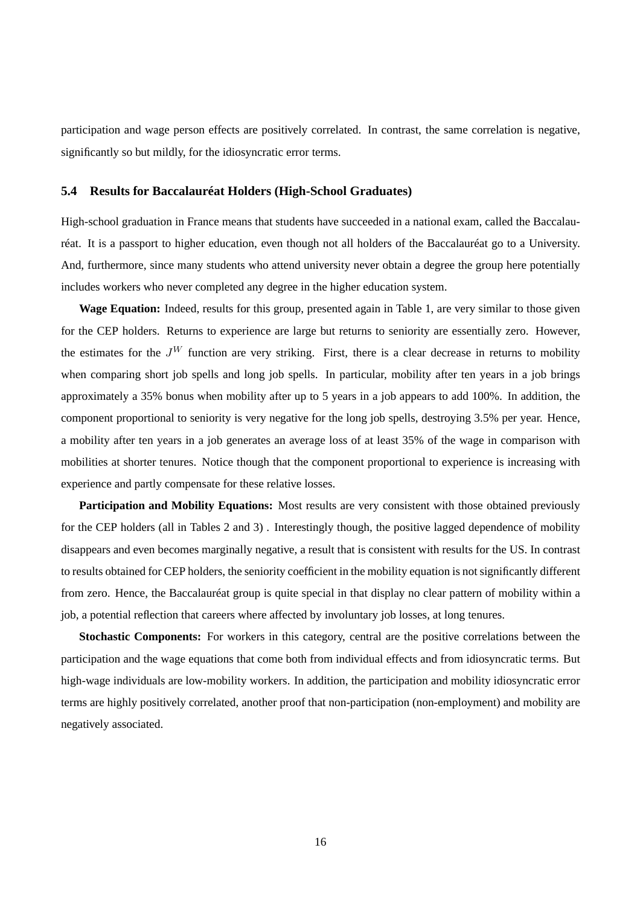participation and wage person effects are positively correlated. In contrast, the same correlation is negative, significantly so but mildly, for the idiosyncratic error terms.

### 5.4 Results for Baccalauréat Holders (High-School Graduates)

High-school graduation in France means that students have succeeded in a national exam, called the Baccalauréat. It is a passport to higher education, even though not all holders of the Baccalauréat go to a University. And, furthermore, since many students who attend university never obtain a degree the group here potentially includes workers who never completed any degree in the higher education system.

**Wage Equation:** Indeed, results for this group, presented again in Table 1, are very similar to those given for the CEP holders. Returns to experience are large but returns to seniority are essentially zero. However, the estimates for the $J^W$ function are very striking. First, there is a clear decrease in returns to mobility when comparing short job spells and long job spells. In particular, mobility after ten years in a job brings approximately a 35% bonus when mobility after up to 5 years in a job appears to add 100%. In addition, the component proportional to seniority is very negative for the long job spells, destroying 3.5% per year. Hence, a mobility after ten years in a job generates an average loss of at least 35% of the wage in comparison with mobilities at shorter tenures. Notice though that the component proportional to experience is increasing with experience and partly compensate for these relative losses.

**Participation and Mobility Equations:** Most results are very consistent with those obtained previously for the CEP holders (all in Tables 2 and 3) . Interestingly though, the positive lagged dependence of mobility disappears and even becomes marginally negative, a result that is consistent with results for the US. In contrast to results obtained for CEP holders, the seniority coefficient in the mobility equation is not significantly different from zero. Hence, the Baccalauréat group is quite special in that display no clear pattern of mobility within a job, a potential reflection that careers where affected by involuntary job losses, at long tenures.

**Stochastic Components:** For workers in this category, central are the positive correlations between the participation and the wage equations that come both from individual effects and from idiosyncratic terms. But high-wage individuals are low-mobility workers. In addition, the participation and mobility idiosyncratic error terms are highly positively correlated, another proof that non-participation (non-employment) and mobility are negatively associated.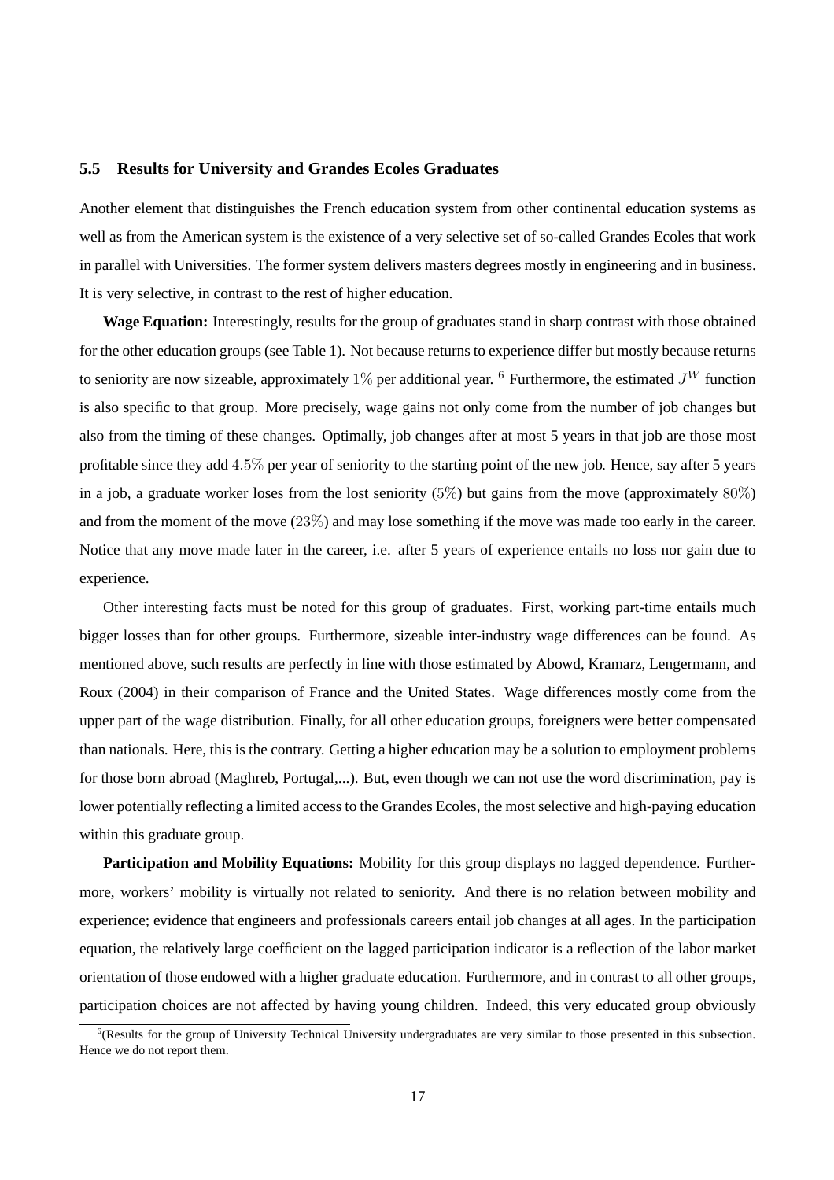### 5.5 Results for University and Grandes Ecoles Graduates

Another element that distinguishes the French education system from other continental education systems as well as from the American system is the existence of a very selective set of so-called Grandes Ecoles that work in parallel with Universities. The former system delivers masters degrees mostly in engineering and in business. It is very selective, in contrast to the rest of higher education.

**Wage Equation:** Interestingly, results for the group of graduates stand in sharp contrast with those obtained for the other education groups (see Table 1). Not because returns to experience differ but mostly because returns to seniority are now sizeable, approximately $1\%$ per additional year. [6] Furthermore, the estimated $J^W$ function is also specific to that group. More precisely, wage gains not only come from the number of job changes but also from the timing of these changes. Optimally, job changes after at most 5 years in that job are those most profitable since they add $4.5\%$ per year of seniority to the starting point of the new job. Hence, say after 5 years in a job, a graduate worker loses from the lost seniority ($5\%$) but gains from the move (approximately $80\%$) and from the moment of the move ($23\%$) and may lose something if the move was made too early in the career. Notice that any move made later in the career, i.e. after 5 years of experience entails no loss nor gain due to experience.

Other interesting facts must be noted for this group of graduates. First, working part-time entails much bigger losses than for other groups. Furthermore, sizeable inter-industry wage differences can be found. As mentioned above, such results are perfectly in line with those estimated by Abowd, Kramarz, Lengermann, and Roux (2004) in their comparison of France and the United States. Wage differences mostly come from the upper part of the wage distribution. Finally, for all other education groups, foreigners were better compensated than nationals. Here, this is the contrary. Getting a higher education may be a solution to employment problems for those born abroad (Maghreb, Portugal,...). But, even though we can not use the word discrimination, pay is lower potentially reflecting a limited access to the Grandes Ecoles, the most selective and high-paying education within this graduate group.

**Participation and Mobility Equations:** Mobility for this group displays no lagged dependence. Furthermore, workers' mobility is virtually not related to seniority. And there is no relation between mobility and experience; evidence that engineers and professionals careers entail job changes at all ages. In the participation equation, the relatively large coefficient on the lagged participation indicator is a reflection of the labor market orientation of those endowed with a higher graduate education. Furthermore, and in contrast to all other groups, participation choices are not affected by having young children. Indeed, this very educated group obviously

[6](Results for the group of University Technical University undergraduates are very similar to those presented in this subsection. Hence we do not report them.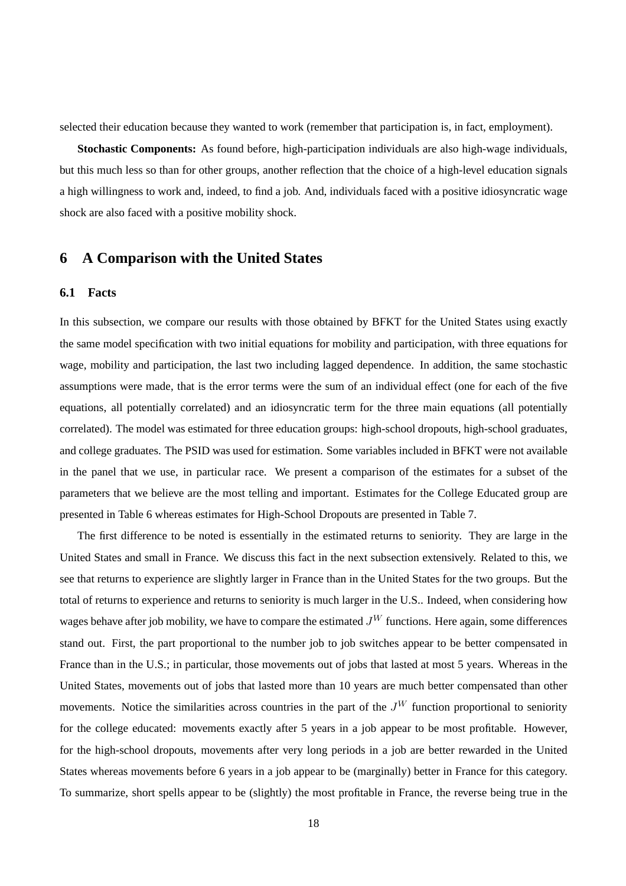selected their education because they wanted to work (remember that participation is, in fact, employment).

**Stochastic Components:** As found before, high-participation individuals are also high-wage individuals, but this much less so than for other groups, another reflection that the choice of a high-level education signals a high willingness to work and, indeed, to find a job. And, individuals faced with a positive idiosyncratic wage shock are also faced with a positive mobility shock.

## 6 A Comparison with the United States

### 6.1 Facts

In this subsection, we compare our results with those obtained by BFKT for the United States using exactly the same model specification with two initial equations for mobility and participation, with three equations for wage, mobility and participation, the last two including lagged dependence. In addition, the same stochastic assumptions were made, that is the error terms were the sum of an individual effect (one for each of the five equations, all potentially correlated) and an idiosyncratic term for the three main equations (all potentially correlated). The model was estimated for three education groups: high-school dropouts, high-school graduates, and college graduates. The PSID was used for estimation. Some variables included in BFKT were not available in the panel that we use, in particular race. We present a comparison of the estimates for a subset of the parameters that we believe are the most telling and important. Estimates for the College Educated group are presented in Table 6 whereas estimates for High-School Dropouts are presented in Table 7.

The first difference to be noted is essentially in the estimated returns to seniority. They are large in the United States and small in France. We discuss this fact in the next subsection extensively. Related to this, we see that returns to experience are slightly larger in France than in the United States for the two groups. But the total of returns to experience and returns to seniority is much larger in the U.S.. Indeed, when considering how wages behave after job mobility, we have to compare the estimated $J^W$ functions. Here again, some differences stand out. First, the part proportional to the number job to job switches appear to be better compensated in France than in the U.S.; in particular, those movements out of jobs that lasted at most 5 years. Whereas in the United States, movements out of jobs that lasted more than 10 years are much better compensated than other movements. Notice the similarities across countries in the part of the $J^W$ function proportional to seniority for the college educated: movements exactly after 5 years in a job appear to be most profitable. However, for the high-school dropouts, movements after very long periods in a job are better rewarded in the United States whereas movements before 6 years in a job appear to be (marginally) better in France for this category. To summarize, short spells appear to be (slightly) the most profitable in France, the reverse being true in the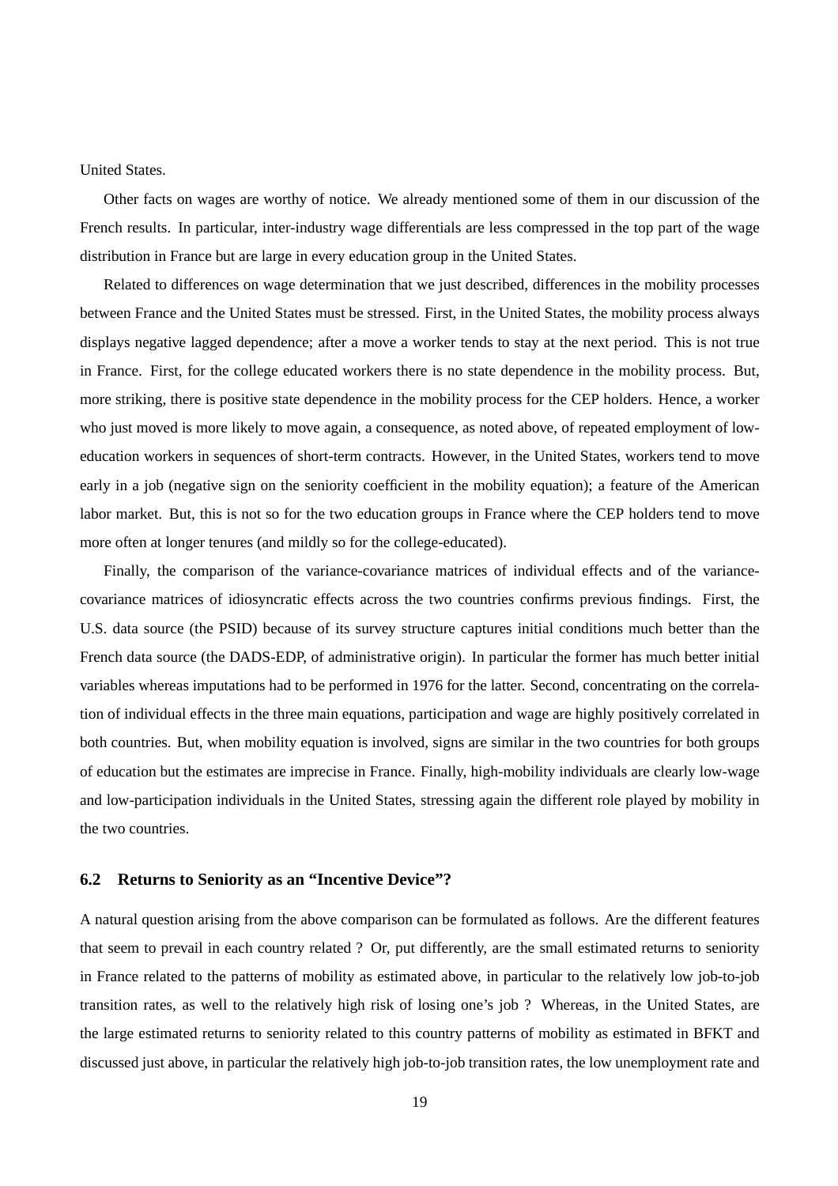United States.

Other facts on wages are worthy of notice. We already mentioned some of them in our discussion of the French results. In particular, inter-industry wage differentials are less compressed in the top part of the wage distribution in France but are large in every education group in the United States.

Related to differences on wage determination that we just described, differences in the mobility processes between France and the United States must be stressed. First, in the United States, the mobility process always displays negative lagged dependence; after a move a worker tends to stay at the next period. This is not true in France. First, for the college educated workers there is no state dependence in the mobility process. But, more striking, there is positive state dependence in the mobility process for the CEP holders. Hence, a worker who just moved is more likely to move again, a consequence, as noted above, of repeated employment of low-education workers in sequences of short-term contracts. However, in the United States, workers tend to move early in a job (negative sign on the seniority coefficient in the mobility equation); a feature of the American labor market. But, this is not so for the two education groups in France where the CEP holders tend to move more often at longer tenures (and mildly so for the college-educated).

Finally, the comparison of the variance-covariance matrices of individual effects and of the variance-covariance matrices of idiosyncratic effects across the two countries confirms previous findings. First, the U.S. data source (the PSID) because of its survey structure captures initial conditions much better than the French data source (the DADS-EDP, of administrative origin). In particular the former has much better initial variables whereas imputations had to be performed in 1976 for the latter. Second, concentrating on the correlation of individual effects in the three main equations, participation and wage are highly positively correlated in both countries. But, when mobility equation is involved, signs are similar in the two countries for both groups of education but the estimates are imprecise in France. Finally, high-mobility individuals are clearly low-wage and low-participation individuals in the United States, stressing again the different role played by mobility in the two countries.

### 6.2 Returns to Seniority as an "Incentive Device"?

A natural question arising from the above comparison can be formulated as follows. Are the different features that seem to prevail in each country related ? Or, put differently, are the small estimated returns to seniority in France related to the patterns of mobility as estimated above, in particular to the relatively low job-to-job transition rates, as well to the relatively high risk of losing one's job ? Whereas, in the United States, are the large estimated returns to seniority related to this country patterns of mobility as estimated in BFKT and discussed just above, in particular the relatively high job-to-job transition rates, the low unemployment rate and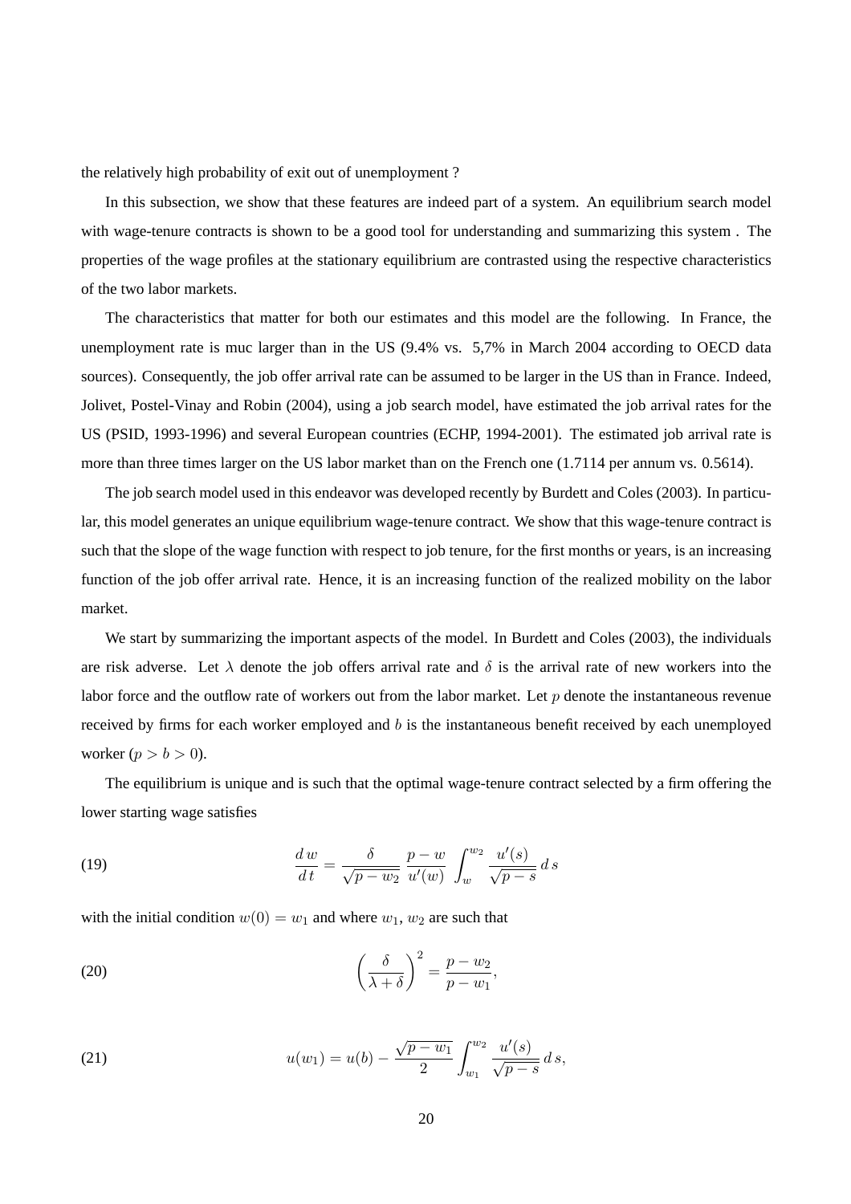the relatively high probability of exit out of unemployment ?

In this subsection, we show that these features are indeed part of a system. An equilibrium search model with wage-tenure contracts is shown to be a good tool for understanding and summarizing this system . The properties of the wage profiles at the stationary equilibrium are contrasted using the respective characteristics of the two labor markets.

The characteristics that matter for both our estimates and this model are the following. In France, the unemployment rate is muc larger than in the US (9.4% vs. 5,7% in March 2004 according to OECD data sources). Consequently, the job offer arrival rate can be assumed to be larger in the US than in France. Indeed, Jolivet, Postel-Vinay and Robin (2004), using a job search model, have estimated the job arrival rates for the US (PSID, 1993-1996) and several European countries (ECHP, 1994-2001). The estimated job arrival rate is more than three times larger on the US labor market than on the French one (1.7114 per annum vs. 0.5614).

The job search model used in this endeavor was developed recently by Burdett and Coles (2003). In particular, this model generates an unique equilibrium wage-tenure contract. We show that this wage-tenure contract is such that the slope of the wage function with respect to job tenure, for the first months or years, is an increasing function of the job offer arrival rate. Hence, it is an increasing function of the realized mobility on the labor market.

We start by summarizing the important aspects of the model. In Burdett and Coles (2003), the individuals are risk adverse. Let $\lambda$ denote the job offers arrival rate and $\delta$ is the arrival rate of new workers into the labor force and the outflow rate of workers out from the labor market. Let $p$ denote the instantaneous revenue received by firms for each worker employed and $b$ is the instantaneous benefit received by each unemployed worker ($p > b > 0$).

The equilibrium is unique and is such that the optimal wage-tenure contract selected by a firm offering the lower starting wage satisfies

$$\frac{dw}{dt} = \frac{\delta}{\sqrt{p - w_2}} \frac{p - w}{u'(w)} \int_{w}^{w_2} \frac{u'(s)}{\sqrt{p - s}} \, ds \tag{19}$$

with the initial condition $w(0) = w_1$ and where $w_1$, $w_2$ are such that

$$\left( \frac{\delta}{\lambda + \delta} \right)^2 = \frac{p - w_2}{p - w_1}, \tag{20}$$

$$u(w_1) = u(b) - \frac{\sqrt{p - w_1}}{2} \int_{w_1}^{w_2} \frac{u'(s)}{\sqrt{p - s}} \, ds, \tag{21}$$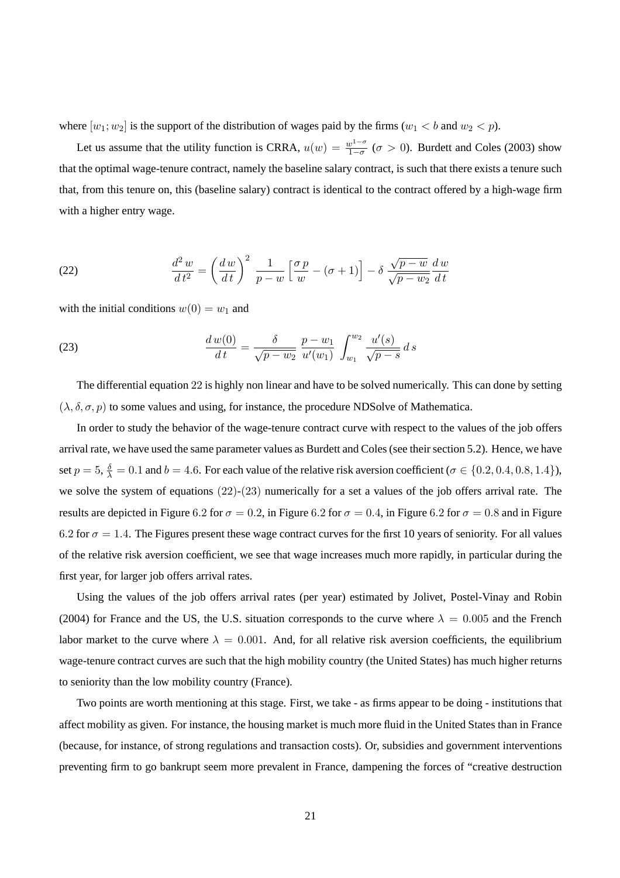where $[w_1; w_2]$ is the support of the distribution of wages paid by the firms ($w_1 < b$ and $w_2 < p$).

Let us assume that the utility function is CRRA, $u(w) = \frac{w^{1-\sigma}}{1-\sigma}$ ($\sigma > 0$). Burdett and Coles (2003) show that the optimal wage-tenure contract, namely the baseline salary contract, is such that there exists a tenure such that, from this tenure on, this (baseline salary) contract is identical to the contract offered by a high-wage firm with a higher entry wage.

$$\frac{d^2 w}{d t^2} = \left(\frac{d w}{d t}\right)^2 \frac{1}{p-w}\left[\frac{\sigma p}{w} - (\sigma+1)\right] - \delta \frac{\sqrt{p-w}}{\sqrt{p-w_2}}\frac{d w}{d t} \tag{22}$$

with the initial conditions $w(0) = w_1$ and

$$\frac{d w(0)}{d t} = \frac{\delta}{\sqrt{p-w_2}} \frac{p-w_1}{u'(w_1)} \int_{w_1}^{w_2} \frac{u'(s)}{\sqrt{p-s}} d s \tag{23}$$

The differential equation 22 is highly non linear and have to be solved numerically. This can done by setting $(\lambda, \delta, \sigma, p)$ to some values and using, for instance, the procedure NDSolve of Mathematica.

In order to study the behavior of the wage-tenure contract curve with respect to the values of the job offers arrival rate, we have used the same parameter values as Burdett and Coles (see their section 5.2). Hence, we have set $p = 5$, $\frac{\delta}{\lambda} = 0.1$ and $b = 4.6$. For each value of the relative risk aversion coefficient ($\sigma \in \{0.2, 0.4, 0.8, 1.4\}$), we solve the system of equations $(22)$-$(23)$ numerically for a set a values of the job offers arrival rate. The results are depicted in Figure 6.2 for $\sigma = 0.2$, in Figure 6.2 for $\sigma = 0.4$, in Figure 6.2 for $\sigma = 0.8$ and in Figure 6.2 for $\sigma = 1.4$. The Figures present these wage contract curves for the first 10 years of seniority. For all values of the relative risk aversion coefficient, we see that wage increases much more rapidly, in particular during the first year, for larger job offers arrival rates.

Using the values of the job offers arrival rates (per year) estimated by Jolivet, Postel-Vinay and Robin (2004) for France and the US, the U.S. situation corresponds to the curve where $\lambda = 0.005$ and the French labor market to the curve where $\lambda = 0.001$. And, for all relative risk aversion coefficients, the equilibrium wage-tenure contract curves are such that the high mobility country (the United States) has much higher returns to seniority than the low mobility country (France).

Two points are worth mentioning at this stage. First, we take - as firms appear to be doing - institutions that affect mobility as given. For instance, the housing market is much more fluid in the United States than in France (because, for instance, of strong regulations and transaction costs). Or, subsidies and government interventions preventing firm to go bankrupt seem more prevalent in France, dampening the forces of "creative destruction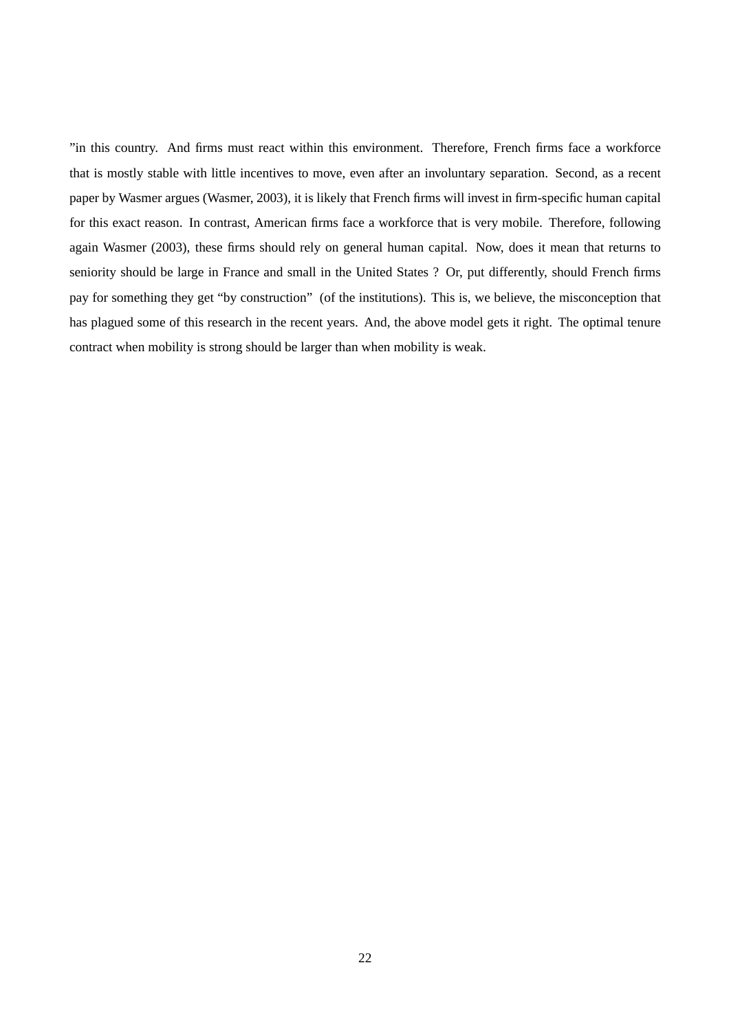”in this country. And firms must react within this environment. Therefore, French firms face a workforce that is mostly stable with little incentives to move, even after an involuntary separation. Second, as a recent paper by Wasmer argues (Wasmer, 2003), it is likely that French firms will invest in firm-specific human capital for this exact reason. In contrast, American firms face a workforce that is very mobile. Therefore, following again Wasmer (2003), these firms should rely on general human capital. Now, does it mean that returns to seniority should be large in France and small in the United States ? Or, put differently, should French firms pay for something they get “by construction” (of the institutions). This is, we believe, the misconception that has plagued some of this research in the recent years. And, the above model gets it right. The optimal tenure contract when mobility is strong should be larger than when mobility is weak.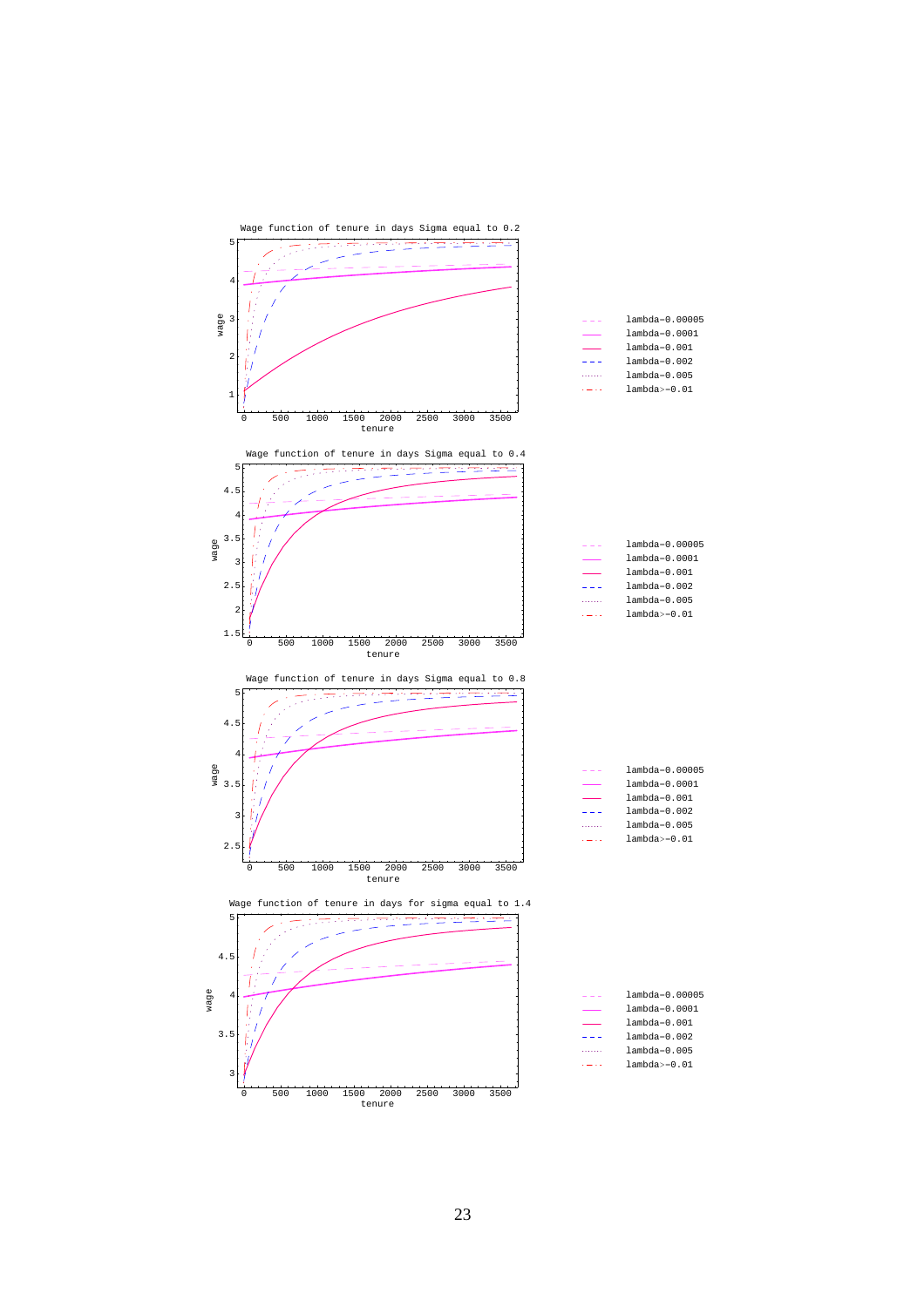Wage function of tenure in days Sigma equal to 0.2

- lambda=0.00005
- lambda=0.0001
- lambda=0.001
- lambda=0.002
- lambda=0.005
- lambda>=0.01

Wage function of tenure in days Sigma equal to 0.4

- lambda=0.00005
- lambda=0.0001
- lambda=0.001
- lambda=0.002
- lambda=0.005
- lambda>=0.01

Wage function of tenure in days Sigma equal to 0.8

- lambda=0.00005
- lambda=0.0001
- lambda=0.001
- lambda=0.002
- lambda=0.005
- lambda>=0.01

Wage function of tenure in days for sigma equal to 1.4

- lambda=0.00005
- lambda=0.0001
- lambda=0.001
- lambda=0.002
- lambda=0.005
- lambda>=0.01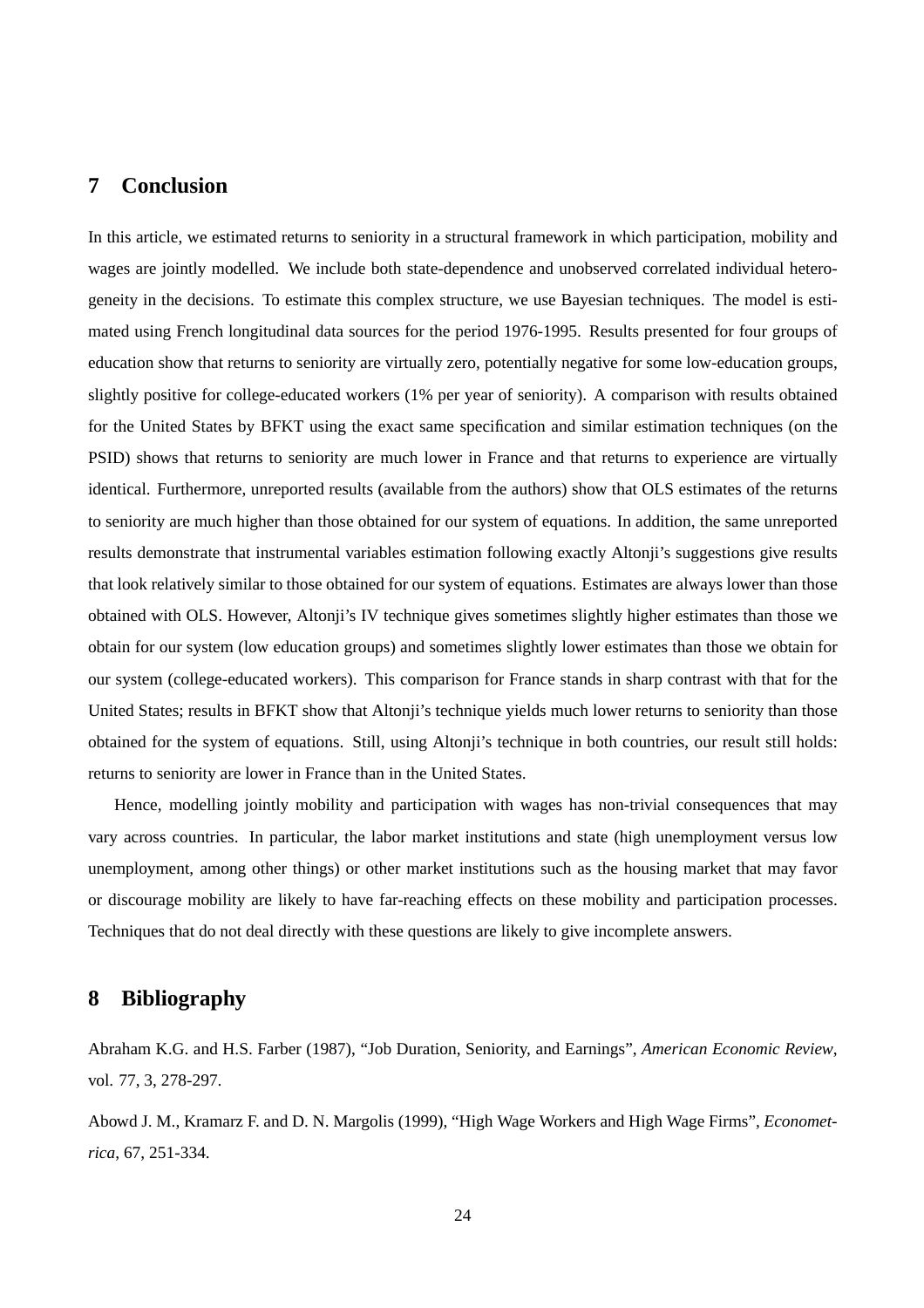## 7 Conclusion

In this article, we estimated returns to seniority in a structural framework in which participation, mobility and wages are jointly modelled. We include both state-dependence and unobserved correlated individual heterogeneity in the decisions. To estimate this complex structure, we use Bayesian techniques. The model is estimated using French longitudinal data sources for the period 1976-1995. Results presented for four groups of education show that returns to seniority are virtually zero, potentially negative for some low-education groups, slightly positive for college-educated workers (1% per year of seniority). A comparison with results obtained for the United States by BFKT using the exact same specification and similar estimation techniques (on the PSID) shows that returns to seniority are much lower in France and that returns to experience are virtually identical. Furthermore, unreported results (available from the authors) show that OLS estimates of the returns to seniority are much higher than those obtained for our system of equations. In addition, the same unreported results demonstrate that instrumental variables estimation following exactly Altonji's suggestions give results that look relatively similar to those obtained for our system of equations. Estimates are always lower than those obtained with OLS. However, Altonji's IV technique gives sometimes slightly higher estimates than those we obtain for our system (low education groups) and sometimes slightly lower estimates than those we obtain for our system (college-educated workers). This comparison for France stands in sharp contrast with that for the United States; results in BFKT show that Altonji's technique yields much lower returns to seniority than those obtained for the system of equations. Still, using Altonji's technique in both countries, our result still holds: returns to seniority are lower in France than in the United States.

Hence, modelling jointly mobility and participation with wages has non-trivial consequences that may vary across countries. In particular, the labor market institutions and state (high unemployment versus low unemployment, among other things) or other market institutions such as the housing market that may favor or discourage mobility are likely to have far-reaching effects on these mobility and participation processes. Techniques that do not deal directly with these questions are likely to give incomplete answers.

## 8 Bibliography

Abraham K.G. and H.S. Farber (1987), "Job Duration, Seniority, and Earnings", *American Economic Review*, vol. 77, 3, 278-297.

Abowd J. M., Kramarz F. and D. N. Margolis (1999), "High Wage Workers and High Wage Firms", *Econometrica*, 67, 251-334.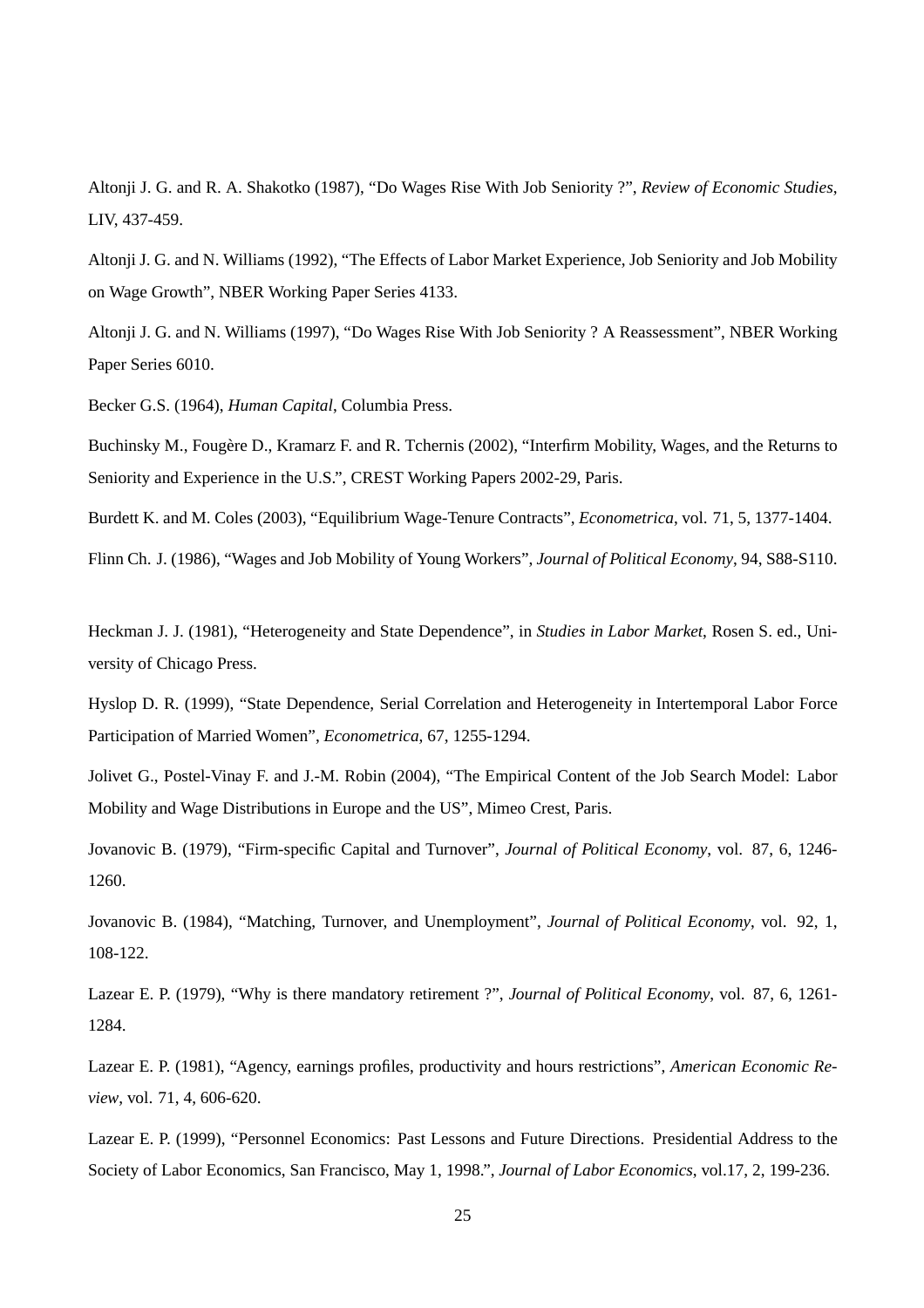Altonji J. G. and R. A. Shakotko (1987), "Do Wages Rise With Job Seniority ?", *Review of Economic Studies*, LIV, 437-459.

Altonji J. G. and N. Williams (1992), "The Effects of Labor Market Experience, Job Seniority and Job Mobility on Wage Growth", NBER Working Paper Series 4133.

Altonji J. G. and N. Williams (1997), "Do Wages Rise With Job Seniority ? A Reassessment", NBER Working Paper Series 6010.

Becker G.S. (1964), *Human Capital*, Columbia Press.

Buchinsky M., Fougère D., Kramarz F. and R. Tchernis (2002), "Interfirm Mobility, Wages, and the Returns to Seniority and Experience in the U.S.", CREST Working Papers 2002-29, Paris.

Burdett K. and M. Coles (2003), "Equilibrium Wage-Tenure Contracts", *Econometrica*, vol. 71, 5, 1377-1404.

Flinn Ch. J. (1986), "Wages and Job Mobility of Young Workers", *Journal of Political Economy*, 94, S88-S110.

Heckman J. J. (1981), "Heterogeneity and State Dependence", in *Studies in Labor Market*, Rosen S. ed., University of Chicago Press.

Hyslop D. R. (1999), "State Dependence, Serial Correlation and Heterogeneity in Intertemporal Labor Force Participation of Married Women", *Econometrica*, 67, 1255-1294.

Jolivet G., Postel-Vinay F. and J.-M. Robin (2004), "The Empirical Content of the Job Search Model: Labor Mobility and Wage Distributions in Europe and the US", Mimeo Crest, Paris.

Jovanovic B. (1979), "Firm-specific Capital and Turnover", *Journal of Political Economy*, vol. 87, 6, 1246-1260.

Jovanovic B. (1984), "Matching, Turnover, and Unemployment", *Journal of Political Economy*, vol. 92, 1, 108-122.

Lazear E. P. (1979), "Why is there mandatory retirement ?", *Journal of Political Economy*, vol. 87, 6, 1261-1284.

Lazear E. P. (1981), "Agency, earnings profiles, productivity and hours restrictions", *American Economic Review*, vol. 71, 4, 606-620.

Lazear E. P. (1999), "Personnel Economics: Past Lessons and Future Directions. Presidential Address to the Society of Labor Economics, San Francisco, May 1, 1998.", *Journal of Labor Economics*, vol.17, 2, 199-236.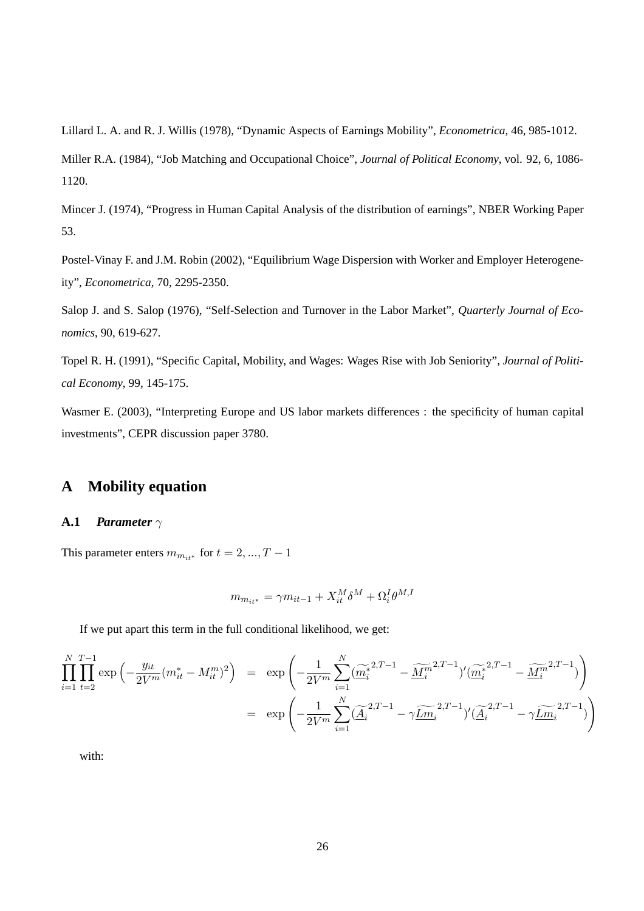Lillard L. A. and R. J. Willis (1978), "Dynamic Aspects of Earnings Mobility", *Econometrica*, 46, 985-1012.

Miller R.A. (1984), "Job Matching and Occupational Choice", *Journal of Political Economy*, vol. 92, 6, 1086-1120.

Mincer J. (1974), "Progress in Human Capital Analysis of the distribution of earnings", NBER Working Paper 53.

Postel-Vinay F. and J.M. Robin (2002), "Equilibrium Wage Dispersion with Worker and Employer Heterogeneity", *Econometrica*, 70, 2295-2350.

Salop J. and S. Salop (1976), "Self-Selection and Turnover in the Labor Market", *Quarterly Journal of Economics*, 90, 619-627.

Topel R. H. (1991), "Specific Capital, Mobility, and Wages: Wages Rise with Job Seniority", *Journal of Political Economy*, 99, 145-175.

Wasmer E. (2003), "Interpreting Europe and US labor markets differences : the specificity of human capital investments", CEPR discussion paper 3780.

# A Mobility equation

## A.1 *Parameter* $\gamma$

This parameter enters $m_{m_{it^*}}$ for $t = 2, ..., T-1$

$$m_{m_{it^*}} = \gamma m_{it-1} + X_{it}^M \delta^M + \Omega_i^I \theta^{M,I}$$

If we put apart this term in the full conditional likelihood, we get:

$$\begin{aligned}
\prod_{i=1}^{N}\prod_{t=2}^{T-1} \exp\left(-\frac{y_{it}}{2V^m}(m_{it}^* - M_{it}^m)^2\right) &= \exp\left(-\frac{1}{2V^m}\sum_{i=1}^{N}(\widetilde{\underline{m}_i^*}^{2,T-1} - \widetilde{\underline{M}_i^m}^{2,T-1})'(\widetilde{\underline{m}_i^*}^{2,T-1} - \widetilde{\underline{M}_i^m}^{2,T-1})\right) \\
&= \exp\left(-\frac{1}{2V^m}\sum_{i=1}^{N}(\widetilde{\underline{A}_i}^{2,T-1} - \gamma\widetilde{\underline{Lm}_i}^{2,T-1})'(\widetilde{\underline{A}_i}^{2,T-1} - \gamma\widetilde{\underline{Lm}_i}^{2,T-1})\right)
\end{aligned}$$

with: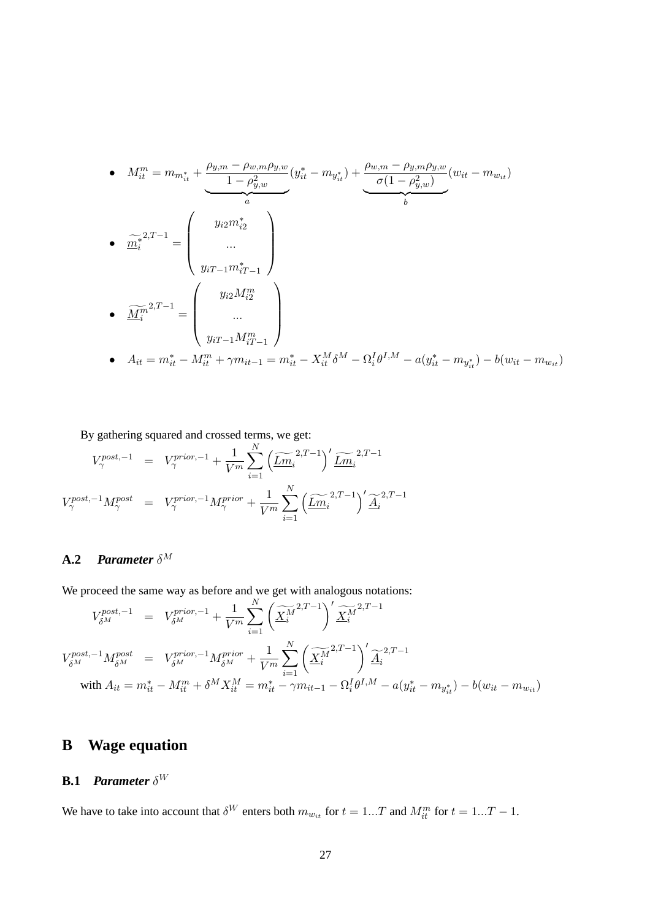- $M^m_{it} = m_{m^*_{it}} + \underbrace{\frac{\rho_{y,m} - \rho_{w,m}\rho_{y,w}}{1-\rho^2_{y,w}}}_{a}(y^*_{it} - m_{y^*_{it}}) + \underbrace{\frac{\rho_{w,m} - \rho_{y,m}\rho_{y,w}}{\sigma(1-\rho^2_{y,w})}}_{b}(w_{it} - m_{w_{it}})$

- $\widetilde{\underline{m}^*_i}^{2,T-1} = \begin{pmatrix} y_{i2}m^*_{i2} \\ ... \\ y_{iT-1}m^*_{iT-1} \end{pmatrix}$

- $\widetilde{\underline{M}^m_i}^{2,T-1} = \begin{pmatrix} y_{i2}M^m_{i2} \\ ... \\ y_{iT-1}M^m_{iT-1} \end{pmatrix}$

- $A_{it} = m^*_{it} - M^m_{it} + \gamma m_{it-1} = m^*_{it} - X^M_{it}\delta^M - \Omega^I_i\theta^{I,M} - a(y^*_{it} - m_{y^*_{it}}) - b(w_{it} - m_{w_{it}})$

By gathering squared and crossed terms, we get:

$$
\begin{aligned}
V^{post,-1}_{\gamma} &= V^{prior,-1}_{\gamma} + \frac{1}{V^m}\sum_{i=1}^{N}\left(\widetilde{\underline{Lm}_i}^{2,T-1}\right)'\widetilde{\underline{Lm}_i}^{2,T-1} \\
V^{post,-1}_{\gamma}M^{post}_{\gamma} &= V^{prior,-1}_{\gamma}M^{prior}_{\gamma} + \frac{1}{V^m}\sum_{i=1}^{N}\left(\widetilde{\underline{Lm}_i}^{2,T-1}\right)'\widetilde{\underline{A}_i}^{2,T-1}
\end{aligned}
$$

### A.2 *Parameter* $\delta^M$

We proceed the same way as before and we get with analogous notations:

$$
\begin{aligned}
V^{post,-1}_{\delta^M} &= V^{prior,-1}_{\delta^M} + \frac{1}{V^m}\sum_{i=1}^{N}\left(\widetilde{\underline{X}^M_i}^{2,T-1}\right)'\widetilde{\underline{X}^M_i}^{2,T-1} \\
V^{post,-1}_{\delta^M}M^{post}_{\delta^M} &= V^{prior,-1}_{\delta^M}M^{prior}_{\delta^M} + \frac{1}{V^m}\sum_{i=1}^{N}\left(\widetilde{\underline{X}^M_i}^{2,T-1}\right)'\widetilde{\underline{A}_i}^{2,T-1}
\end{aligned}
$$

with $A_{it} = m^*_{it} - M^m_{it} + \delta^M X^M_{it} = m^*_{it} - \gamma m_{it-1} - \Omega^I_i\theta^{I,M} - a(y^*_{it} - m_{y^*_{it}}) - b(w_{it} - m_{w_{it}})$

## B Wage equation

### B.1 *Parameter* $\delta^W$

We have to take into account that $\delta^W$ enters both $m_{w_{it}}$ for $t = 1...T$ and $M^m_{it}$ for $t = 1...T-1$.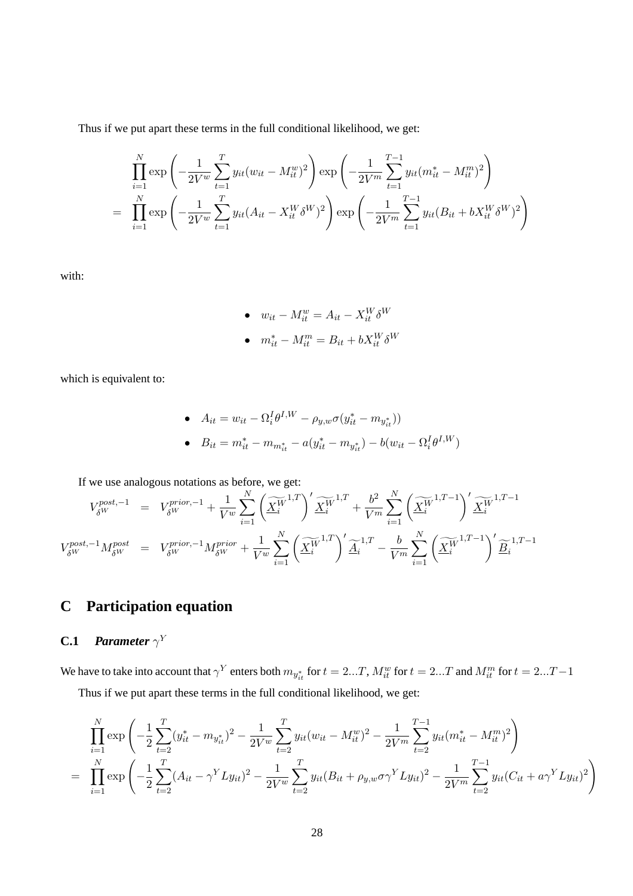Thus if we put apart these terms in the full conditional likelihood, we get:

$$
\begin{aligned}
& \prod_{i=1}^{N} \exp\left(-\frac{1}{2V^w}\sum_{t=1}^{T} y_{it}(w_{it}-M_{it}^w)^2\right)\exp\left(-\frac{1}{2V^m}\sum_{t=1}^{T-1} y_{it}(m_{it}^*-M_{it}^m)^2\right) \\
= \; & \prod_{i=1}^{N} \exp\left(-\frac{1}{2V^w}\sum_{t=1}^{T} y_{it}(A_{it}-X_{it}^W\delta^W)^2\right)\exp\left(-\frac{1}{2V^m}\sum_{t=1}^{T-1} y_{it}(B_{it}+bX_{it}^W\delta^W)^2\right)
\end{aligned}
$$

with:

- $w_{it} - M_{it}^w = A_{it} - X_{it}^W \delta^W$
- $m_{it}^* - M_{it}^m = B_{it} + bX_{it}^W \delta^W$

which is equivalent to:

- $A_{it} = w_{it} - \Omega_i^I \theta^{I,W} - \rho_{y,w}\sigma(y_{it}^* - m_{y_{it}^*}))$
- $B_{it} = m_{it}^* - m_{m_{it}^*} - a(y_{it}^* - m_{y_{it}^*}) - b(w_{it} - \Omega_i^I \theta^{I,W})$

If we use analogous notations as before, we get:

$$
\begin{aligned}
V_{\delta^W}^{post,-1} &= V_{\delta^W}^{prior,-1} + \frac{1}{V^w}\sum_{i=1}^{N}\left(\widetilde{\underline{X}_i^W}^{1,T}\right)'\widetilde{\underline{X}_i^W}^{1,T} + \frac{b^2}{V^m}\sum_{i=1}^{N}\left(\widetilde{\underline{X}_i^W}^{1,T-1}\right)'\widetilde{\underline{X}_i^W}^{1,T-1} \\
V_{\delta^W}^{post,-1}M_{\delta^W}^{post} &= V_{\delta^W}^{prior,-1}M_{\delta^W}^{prior} + \frac{1}{V^w}\sum_{i=1}^{N}\left(\widetilde{\underline{X}_i^W}^{1,T}\right)'\widetilde{\underline{A}_i}^{1,T} - \frac{b}{V^m}\sum_{i=1}^{N}\left(\widetilde{\underline{X}_i^W}^{1,T-1}\right)'\widetilde{\underline{B}_i}^{1,T-1}
\end{aligned}
$$

# C Participation equation

## C.1 *Parameter* $\gamma^Y$

We have to take into account that $\gamma^Y$ enters both $m_{y_{it}^*}$ for $t = 2...T$, $M_{it}^w$ for $t = 2...T$ and $M_{it}^m$ for $t = 2...T-1$

Thus if we put apart these terms in the full conditional likelihood, we get:

$$
\begin{aligned}
& \prod_{i=1}^{N} \exp\left(-\frac{1}{2}\sum_{t=2}^{T}(y_{it}^* - m_{y_{it}^*})^2 - \frac{1}{2V^w}\sum_{t=2}^{T} y_{it}(w_{it}-M_{it}^w)^2 - \frac{1}{2V^m}\sum_{t=2}^{T-1} y_{it}(m_{it}^*-M_{it}^m)^2\right) \\
= \; & \prod_{i=1}^{N} \exp\left(-\frac{1}{2}\sum_{t=2}^{T}(A_{it}-\gamma^Y Ly_{it})^2 - \frac{1}{2V^w}\sum_{t=2}^{T} y_{it}(B_{it}+\rho_{y,w}\sigma\gamma^Y Ly_{it})^2 - \frac{1}{2V^m}\sum_{t=2}^{T-1} y_{it}(C_{it}+a\gamma^Y Ly_{it})^2\right)
\end{aligned}
$$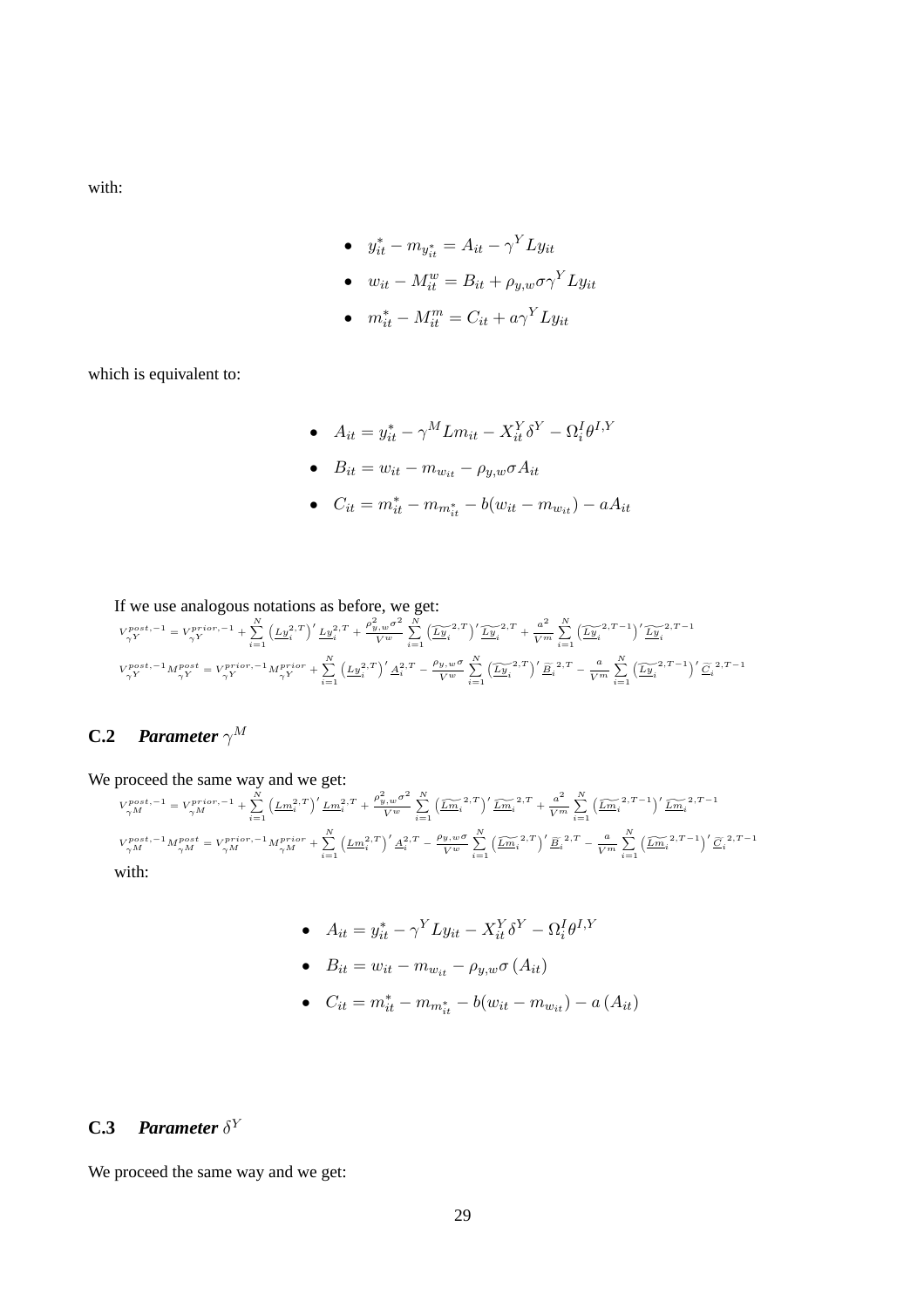with:

- $y_{it}^* - m_{y_{it}^*} = A_{it} - \gamma^Y Ly_{it}$
- $w_{it} - M_{it}^w = B_{it} + \rho_{y,w}\sigma\gamma^Y Ly_{it}$
- $m_{it}^* - M_{it}^m = C_{it} + a\gamma^Y Ly_{it}$

which is equivalent to:

- $A_{it} = y_{it}^* - \gamma^M Lm_{it} - X_{it}^Y \delta^Y - \Omega_i^I \theta^{I,Y}$
- $B_{it} = w_{it} - m_{w_{it}} - \rho_{y,w}\sigma A_{it}$
- $C_{it} = m_{it}^* - m_{m_{it}^*} - b(w_{it} - m_{w_{it}}) - aA_{it}$

If we use analogous notations as before, we get:

$$V_{\gamma^Y}^{post,-1} = V_{\gamma^Y}^{prior,-1} + \sum_{i=1}^{N} \left(\underline{Ly}_i^{2,T}\right)' \underline{Ly}_i^{2,T} + \frac{\rho_{y,w}^2 \sigma^2}{V^w} \sum_{i=1}^{N} \left(\widetilde{\underline{Ly}_i}^{2,T}\right)' \widetilde{\underline{Ly}_i}^{2,T} + \frac{a^2}{V^m} \sum_{i=1}^{N} \left(\widetilde{\underline{Ly}_i}^{2,T-1}\right)' \widetilde{\underline{Ly}_i}^{2,T-1}$$

$$V_{\gamma^Y}^{post,-1} M_{\gamma^Y}^{post} = V_{\gamma^Y}^{prior,-1} M_{\gamma^Y}^{prior} + \sum_{i=1}^{N} \left(\underline{Ly}_i^{2,T}\right)' \underline{A}_i^{2,T} - \frac{\rho_{y,w}\sigma}{V^w} \sum_{i=1}^{N} \left(\widetilde{\underline{Ly}_i}^{2,T}\right)' \widetilde{\underline{B}}_i^{2,T} - \frac{a}{V^m} \sum_{i=1}^{N} \left(\widetilde{\underline{Ly}_i}^{2,T-1}\right)' \widetilde{\underline{C}}_i^{2,T-1}$$

## C.2 *Parameter* $\gamma^M$

We proceed the same way and we get:

$$V_{\gamma^M}^{post,-1} = V_{\gamma^M}^{prior,-1} + \sum_{i=1}^{N} \left(\underline{Lm}_i^{2,T}\right)' \underline{Lm}_i^{2,T} + \frac{\rho_{y,w}^2 \sigma^2}{V^w} \sum_{i=1}^{N} \left(\widetilde{\underline{Lm}_i}^{2,T}\right)' \widetilde{\underline{Lm}_i}^{2,T} + \frac{a^2}{V^m} \sum_{i=1}^{N} \left(\widetilde{\underline{Lm}_i}^{2,T-1}\right)' \widetilde{\underline{Lm}_i}^{2,T-1}$$

$$V_{\gamma^M}^{post,-1} M_{\gamma^M}^{post} = V_{\gamma^M}^{prior,-1} M_{\gamma^M}^{prior} + \sum_{i=1}^{N} \left(\underline{Lm}_i^{2,T}\right)' \underline{A}_i^{2,T} - \frac{\rho_{y,w}\sigma}{V^w} \sum_{i=1}^{N} \left(\widetilde{\underline{Lm}_i}^{2,T}\right)' \widetilde{\underline{B}}_i^{2,T} - \frac{a}{V^m} \sum_{i=1}^{N} \left(\widetilde{\underline{Lm}_i}^{2,T-1}\right)' \widetilde{\underline{C}}_i^{2,T-1}$$

with:

- $A_{it} = y_{it}^* - \gamma^Y Ly_{it} - X_{it}^Y \delta^Y - \Omega_i^I \theta^{I,Y}$
- $B_{it} = w_{it} - m_{w_{it}} - \rho_{y,w}\sigma\left(A_{it}\right)$
- $C_{it} = m_{it}^* - m_{m_{it}^*} - b(w_{it} - m_{w_{it}}) - a\left(A_{it}\right)$

## C.3 *Parameter* $\delta^Y$

We proceed the same way and we get: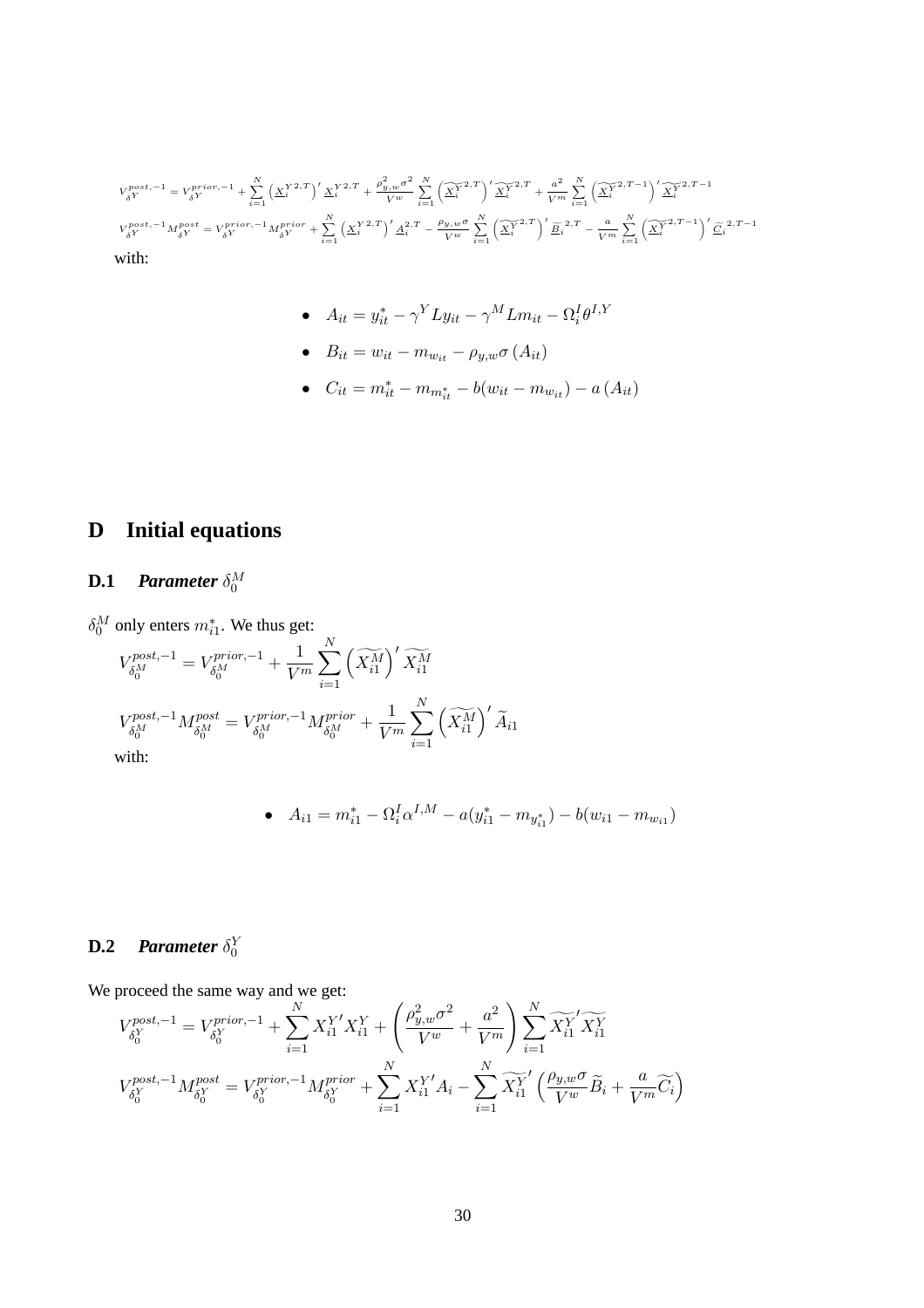$$V_{\delta^Y}^{post,-1} = V_{\delta^Y}^{prior,-1} + \sum_{i=1}^{N} \left(\underline{X}_i^{Y\,2,T}\right)' \underline{X}_i^{Y\,2,T} + \frac{\rho_{y,w}^2 \sigma^2}{V^w} \sum_{i=1}^{N} \left(\widetilde{\underline{X}_i^{Y}}^{2,T}\right)' \widetilde{\underline{X}_i^{Y}}^{2,T} + \frac{a^2}{V^m} \sum_{i=1}^{N} \left(\widetilde{\underline{X}_i^{Y}}^{2,T-1}\right)' \widetilde{\underline{X}_i^{Y}}^{2,T-1}$$

$$V_{\delta^Y}^{post,-1} M_{\delta^Y}^{post} = V_{\delta^Y}^{prior,-1} M_{\delta^Y}^{prior} + \sum_{i=1}^{N} \left(\underline{X}_i^{Y\,2,T}\right)' \underline{A}_i^{2,T} - \frac{\rho_{y,w}\sigma}{V^w} \sum_{i=1}^{N} \left(\widetilde{\underline{X}_i^{Y}}^{2,T}\right)' \widetilde{\underline{B}}_i^{\,2,T} - \frac{a}{V^m} \sum_{i=1}^{N} \left(\widetilde{\underline{X}_i^{Y}}^{2,T-1}\right)' \widetilde{\underline{C}}_i^{\,2,T-1}$$

with:

- $A_{it} = y_{it}^* - \gamma^Y L y_{it} - \gamma^M L m_{it} - \Omega_i^I \theta^{I,Y}$
- $B_{it} = w_{it} - m_{w_{it}} - \rho_{y,w}\sigma\left(A_{it}\right)$
- $C_{it} = m_{it}^* - m_{m_{it}^*} - b(w_{it} - m_{w_{it}}) - a\left(A_{it}\right)$

# D Initial equations

## D.1 *Parameter* $\delta_0^M$

$\delta_0^M$ only enters $m_{i1}^*$. We thus get:

$$V_{\delta_0^M}^{post,-1} = V_{\delta_0^M}^{prior,-1} + \frac{1}{V^m} \sum_{i=1}^{N} \left(\widetilde{X_{i1}^M}\right)' \widetilde{X_{i1}^M}$$

$$V_{\delta_0^M}^{post,-1} M_{\delta_0^M}^{post} = V_{\delta_0^M}^{prior,-1} M_{\delta_0^M}^{prior} + \frac{1}{V^m} \sum_{i=1}^{N} \left(\widetilde{X_{i1}^M}\right)' \widetilde{A}_{i1}$$

with:

- $A_{i1} = m_{i1}^* - \Omega_i^I \alpha^{I,M} - a(y_{i1}^* - m_{y_{i1}^*}) - b(w_{i1} - m_{w_{i1}})$

## D.2 *Parameter* $\delta_0^Y$

We proceed the same way and we get:

$$V_{\delta_0^Y}^{post,-1} = V_{\delta_0^Y}^{prior,-1} + \sum_{i=1}^{N} X_{i1}^{Y\prime} X_{i1}^Y + \left(\frac{\rho_{y,w}^2 \sigma^2}{V^w} + \frac{a^2}{V^m}\right) \sum_{i=1}^{N} \widetilde{X_{i1}^Y}' \widetilde{X_{i1}^Y}$$

$$V_{\delta_0^Y}^{post,-1} M_{\delta_0^Y}^{post} = V_{\delta_0^Y}^{prior,-1} M_{\delta_0^Y}^{prior} + \sum_{i=1}^{N} X_{i1}^{Y\prime} A_i - \sum_{i=1}^{N} \widetilde{X_{i1}^Y}' \left(\frac{\rho_{y,w}\sigma}{V^w} \widetilde{B}_i + \frac{a}{V^m} \widetilde{C}_i\right)$$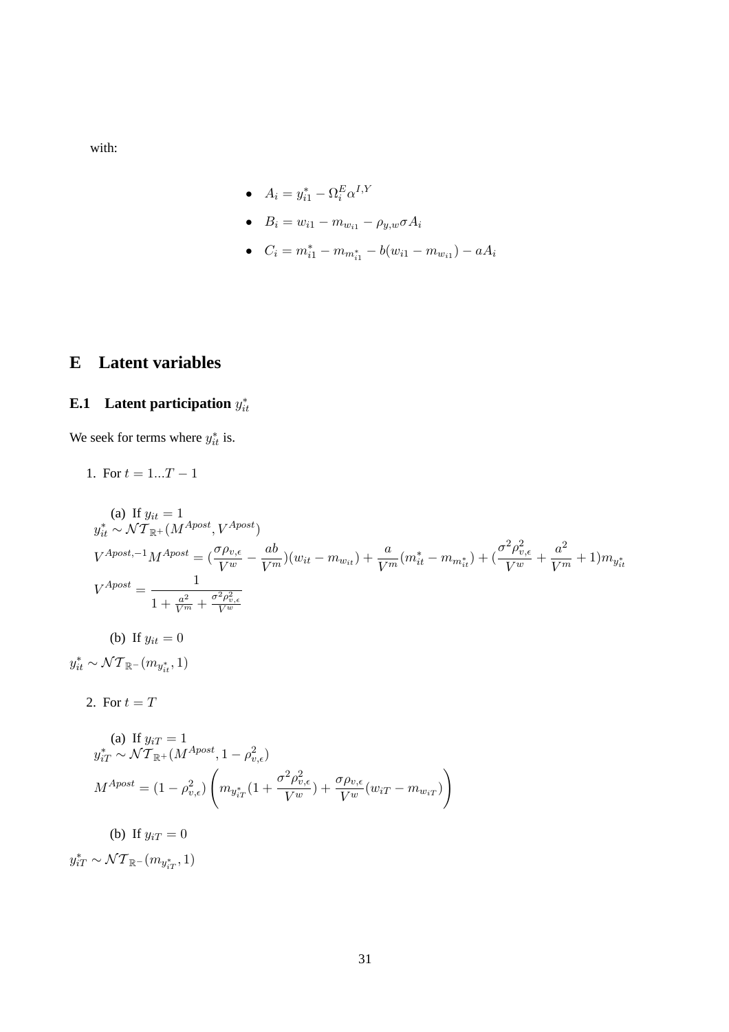with:

- $A_i = y^*_{i1} - \Omega_i^E \alpha^{I,Y}$
- $B_i = w_{i1} - m_{w_{i1}} - \rho_{y,w}\sigma A_i$
- $C_i = m^*_{i1} - m_{m^*_{i1}} - b(w_{i1} - m_{w_{i1}}) - aA_i$

# E Latent variables

## E.1 Latent participation $y^*_{it}$

We seek for terms where $y^*_{it}$ is.

1. For $t = 1...T-1$

   (a) If $y_{it} = 1$

$$y^*_{it} \sim \mathcal{NT}_{\mathbb{R}^+}(M^{Apost}, V^{Apost})$$

$$V^{Apost,-1}M^{Apost} = (\frac{\sigma\rho_{v,\epsilon}}{V^w} - \frac{ab}{V^m})(w_{it} - m_{w_{it}}) + \frac{a}{V^m}(m^*_{it} - m_{m^*_{it}}) + (\frac{\sigma^2\rho^2_{v,\epsilon}}{V^w} + \frac{a^2}{V^m} + 1)m_{y^*_{it}}$$

$$V^{Apost} = \frac{1}{1 + \frac{a^2}{V^m} + \frac{\sigma^2\rho^2_{v,\epsilon}}{V^w}}$$

   (b) If $y_{it} = 0$

$$y^*_{it} \sim \mathcal{NT}_{\mathbb{R}^-}(m_{y^*_{it}}, 1)$$

2. For $t = T$

   (a) If $y_{iT} = 1$

$$y^*_{iT} \sim \mathcal{NT}_{\mathbb{R}^+}(M^{Apost}, 1 - \rho^2_{v,\epsilon})$$

$$M^{Apost} = (1 - \rho^2_{v,\epsilon})\left(m_{y^*_{iT}}(1 + \frac{\sigma^2\rho^2_{v,\epsilon}}{V^w}) + \frac{\sigma\rho_{v,\epsilon}}{V^w}(w_{iT} - m_{w_{iT}})\right)$$

   (b) If $y_{iT} = 0$

$$y^*_{iT} \sim \mathcal{NT}_{\mathbb{R}^-}(m_{y^*_{iT}}, 1)$$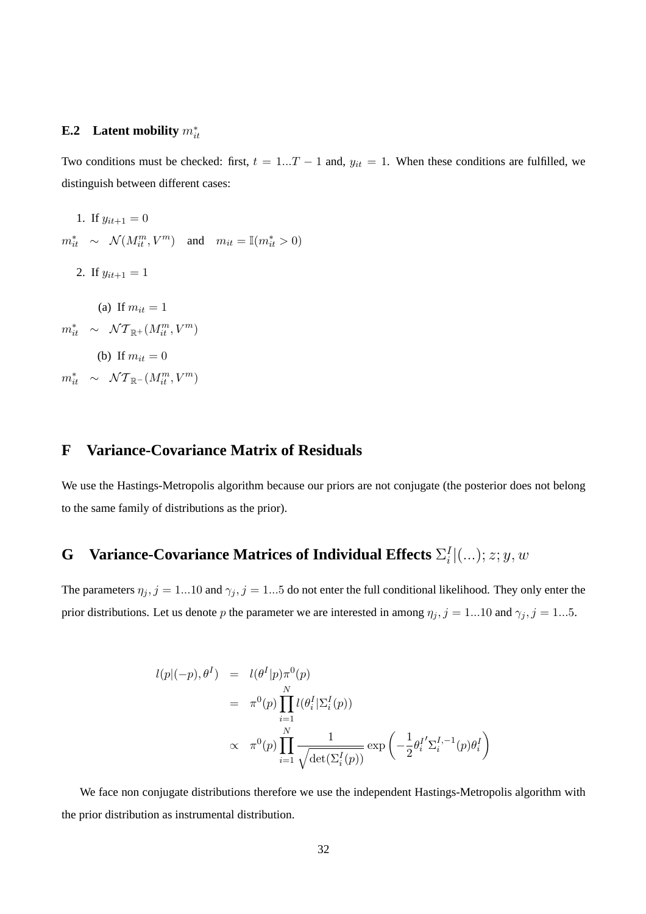### E.2 Latent mobility $m_{it}^*$

Two conditions must be checked: first, $t = 1...T-1$ and, $y_{it} = 1$. When these conditions are fulfilled, we distinguish between different cases:

1. If $y_{it+1} = 0$

$$m_{it}^* \sim \mathcal{N}(M_{it}^m, V^m) \quad \text{and} \quad m_{it} = \mathbb{I}(m_{it}^* > 0)$$

2. If $y_{it+1} = 1$

   (a) If $m_{it} = 1$

$$m_{it}^* \sim \mathcal{NT}_{\mathbb{R}^+}(M_{it}^m, V^m)$$

   (b) If $m_{it} = 0$

$$m_{it}^* \sim \mathcal{NT}_{\mathbb{R}^-}(M_{it}^m, V^m)$$

## F Variance-Covariance Matrix of Residuals

We use the Hastings-Metropolis algorithm because our priors are not conjugate (the posterior does not belong to the same family of distributions as the prior).

## G Variance-Covariance Matrices of Individual Effects $\Sigma_i^I|(...); z; y, w$

The parameters $\eta_j, j = 1...10$ and $\gamma_j, j = 1...5$ do not enter the full conditional likelihood. They only enter the prior distributions. Let us denote $p$ the parameter we are interested in among $\eta_j, j = 1...10$ and $\gamma_j, j = 1...5$.

$$\begin{aligned} l(p|(-p), \theta^I) &= l(\theta^I|p)\pi^0(p) \\ &= \pi^0(p) \prod_{i=1}^{N} l(\theta_i^I|\Sigma_i^I(p)) \\ &\propto \pi^0(p) \prod_{i=1}^{N} \frac{1}{\sqrt{\det(\Sigma_i^I(p))}} \exp\left(-\frac{1}{2}\theta_i^{I\prime}\Sigma_i^{I,-1}(p)\theta_i^I\right) \end{aligned}$$

We face non conjugate distributions therefore we use the independent Hastings-Metropolis algorithm with the prior distribution as instrumental distribution.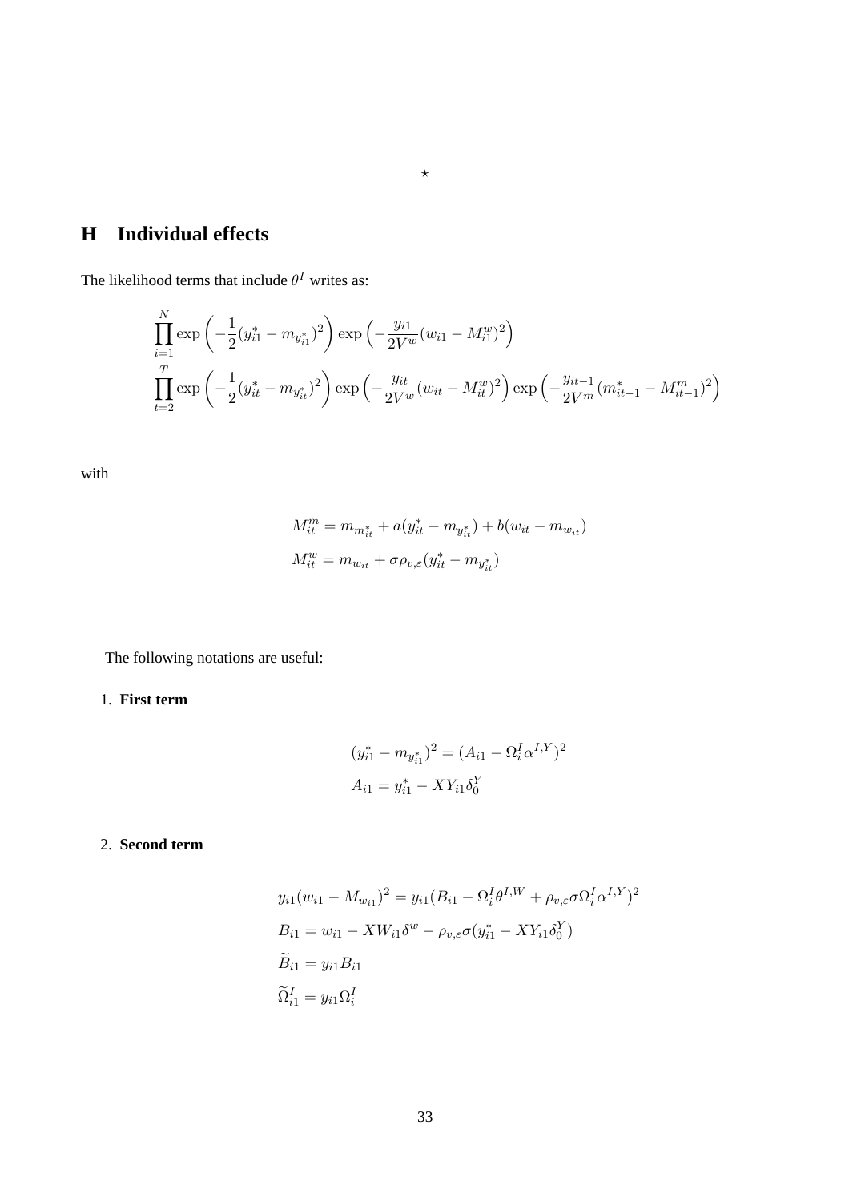$\star$

## H Individual effects

The likelihood terms that include $\theta^I$ writes as:

$$
\prod_{i=1}^{N} \exp\left(-\frac{1}{2}(y^*_{i1} - m_{y^*_{i1}})^2\right) \exp\left(-\frac{y_{i1}}{2V^w}(w_{i1} - M^w_{i1})^2\right)
$$
$$
\prod_{t=2}^{T} \exp\left(-\frac{1}{2}(y^*_{it} - m_{y^*_{it}})^2\right) \exp\left(-\frac{y_{it}}{2V^w}(w_{it} - M^w_{it})^2\right) \exp\left(-\frac{y_{it-1}}{2V^m}(m^*_{it-1} - M^m_{it-1})^2\right)
$$

with

$$
M^m_{it} = m_{m^*_{it}} + a(y^*_{it} - m_{y^*_{it}}) + b(w_{it} - m_{w_{it}})
$$
$$
M^w_{it} = m_{w_{it}} + \sigma\rho_{v,\varepsilon}(y^*_{it} - m_{y^*_{it}})
$$

The following notations are useful:

1. **First term**

$$
(y^*_{i1} - m_{y^*_{i1}})^2 = (A_{i1} - \Omega^I_i \alpha^{I,Y})^2
$$
$$
A_{i1} = y^*_{i1} - XY_{i1}\delta^Y_0
$$

2. **Second term**

$$
y_{i1}(w_{i1} - M_{w_{i1}})^2 = y_{i1}(B_{i1} - \Omega^I_i \theta^{I,W} + \rho_{v,\varepsilon}\sigma\Omega^I_i \alpha^{I,Y})^2
$$
$$
B_{i1} = w_{i1} - XW_{i1}\delta^w - \rho_{v,\varepsilon}\sigma(y^*_{i1} - XY_{i1}\delta^Y_0)
$$
$$
\widetilde{B}_{i1} = y_{i1}B_{i1}
$$
$$
\widetilde{\Omega}^I_{i1} = y_{i1}\Omega^I_i
$$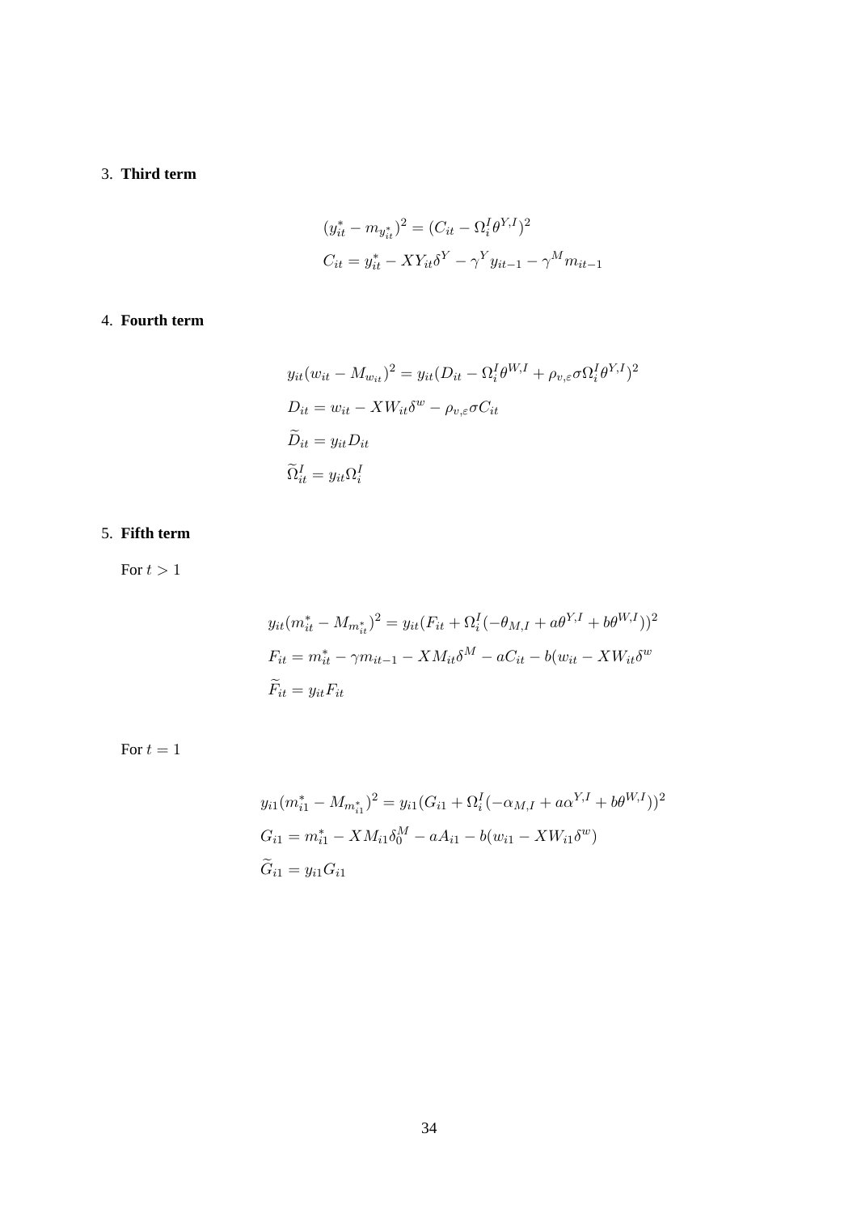3. **Third term**

$$
\begin{aligned}
(y_{it}^* - m_{y_{it}^*})^2 &= (C_{it} - \Omega_i^I \theta^{Y,I})^2 \\
C_{it} &= y_{it}^* - XY_{it}\delta^Y - \gamma^Y y_{it-1} - \gamma^M m_{it-1}
\end{aligned}
$$

4. **Fourth term**

$$
\begin{aligned}
y_{it}(w_{it} - M_{w_{it}})^2 &= y_{it}(D_{it} - \Omega_i^I \theta^{W,I} + \rho_{v,\varepsilon}\sigma \Omega_i^I \theta^{Y,I})^2 \\
D_{it} &= w_{it} - XW_{it}\delta^w - \rho_{v,\varepsilon}\sigma C_{it} \\
\widetilde{D}_{it} &= y_{it} D_{it} \\
\widetilde{\Omega}_{it}^I &= y_{it}\Omega_i^I
\end{aligned}
$$

5. **Fifth term**

For $t > 1$

$$
\begin{aligned}
y_{it}(m_{it}^* - M_{m_{it}^*})^2 &= y_{it}(F_{it} + \Omega_i^I(-\theta_{M,I} + a\theta^{Y,I} + b\theta^{W,I}))^2 \\
F_{it} &= m_{it}^* - \gamma m_{it-1} - XM_{it}\delta^M - aC_{it} - b(w_{it} - XW_{it}\delta^w \\
\widetilde{F}_{it} &= y_{it} F_{it}
\end{aligned}
$$

For $t = 1$

$$
\begin{aligned}
y_{i1}(m_{i1}^* - M_{m_{i1}^*})^2 &= y_{i1}(G_{i1} + \Omega_i^I(-\alpha_{M,I} + a\alpha^{Y,I} + b\theta^{W,I}))^2 \\
G_{i1} &= m_{i1}^* - XM_{i1}\delta_0^M - aA_{i1} - b(w_{i1} - XW_{i1}\delta^w) \\
\widetilde{G}_{i1} &= y_{i1} G_{i1}
\end{aligned}
$$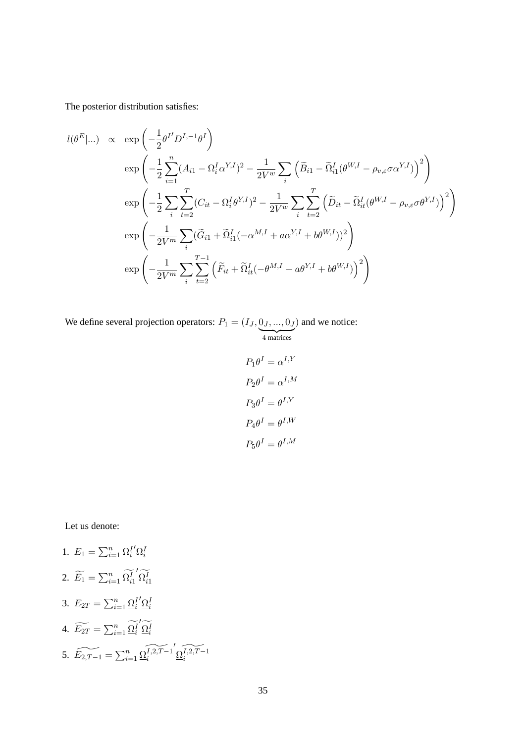The posterior distribution satisfies:

$$
\begin{aligned}
l(\theta^E|...) \quad \propto \quad & \exp\left(-\frac{1}{2}\theta^{I\prime}D^{I,-1}\theta^I\right) \\
& \exp\left(-\frac{1}{2}\sum_{i=1}^n (A_{i1} - \Omega_i^I \alpha^{Y,I})^2 - \frac{1}{2V^w}\sum_i \left(\widetilde{B}_{i1} - \widetilde{\Omega}_{i1}^I(\theta^{W,I} - \rho_{v,\varepsilon}\sigma\alpha^{Y,I})\right)^2\right) \\
& \exp\left(-\frac{1}{2}\sum_i \sum_{t=2}^T (C_{it} - \Omega_i^I \theta^{Y,I})^2 - \frac{1}{2V^w}\sum_i \sum_{t=2}^T \left(\widetilde{D}_{it} - \widetilde{\Omega}_{it}^I(\theta^{W,I} - \rho_{v,\varepsilon}\sigma\theta^{Y,I})\right)^2\right) \\
& \exp\left(-\frac{1}{2V^m}\sum_i (\widetilde{G}_{i1} + \widetilde{\Omega}_{i1}^I(-\alpha^{M,I} + a\alpha^{Y,I} + b\theta^{W,I}))^2\right) \\
& \exp\left(-\frac{1}{2V^m}\sum_i \sum_{t=2}^{T-1} \left(\widetilde{F}_{it} + \widetilde{\Omega}_{it}^I(-\theta^{M,I} + a\theta^{Y,I} + b\theta^{W,I})\right)^2\right)
\end{aligned}
$$

We define several projection operators: $P_1 = (I_J, \underbrace{0_J, ..., 0_J}_{\text{4 matrices}})$ and we notice:

$$
\begin{aligned}
P_1\theta^I &= \alpha^{I,Y} \\
P_2\theta^I &= \alpha^{I,M} \\
P_3\theta^I &= \theta^{I,Y} \\
P_4\theta^I &= \theta^{I,W} \\
P_5\theta^I &= \theta^{I,M}
\end{aligned}
$$

Let us denote:

1. $E_1 = \sum_{i=1}^n \Omega_i^{I\prime}\Omega_i^I$
2. $\widetilde{E_1} = \sum_{i=1}^n \widetilde{\Omega_{i1}^I}^{\prime}\widetilde{\Omega_{i1}^I}$
3. $E_{2T} = \sum_{i=1}^n \underline{\Omega}_i^{I\prime}\underline{\Omega}_i^I$
4. $\widetilde{E_{2T}} = \sum_{i=1}^n \widetilde{\underline{\Omega}_i^I}^{\prime}\widetilde{\underline{\Omega}_i^I}$
5. $\widetilde{E_{2,T-1}} = \sum_{i=1}^n \widetilde{\underline{\Omega}_i^{I,2,T-1}}^{\prime}\widetilde{\underline{\Omega}_i^{I,2,T-1}}$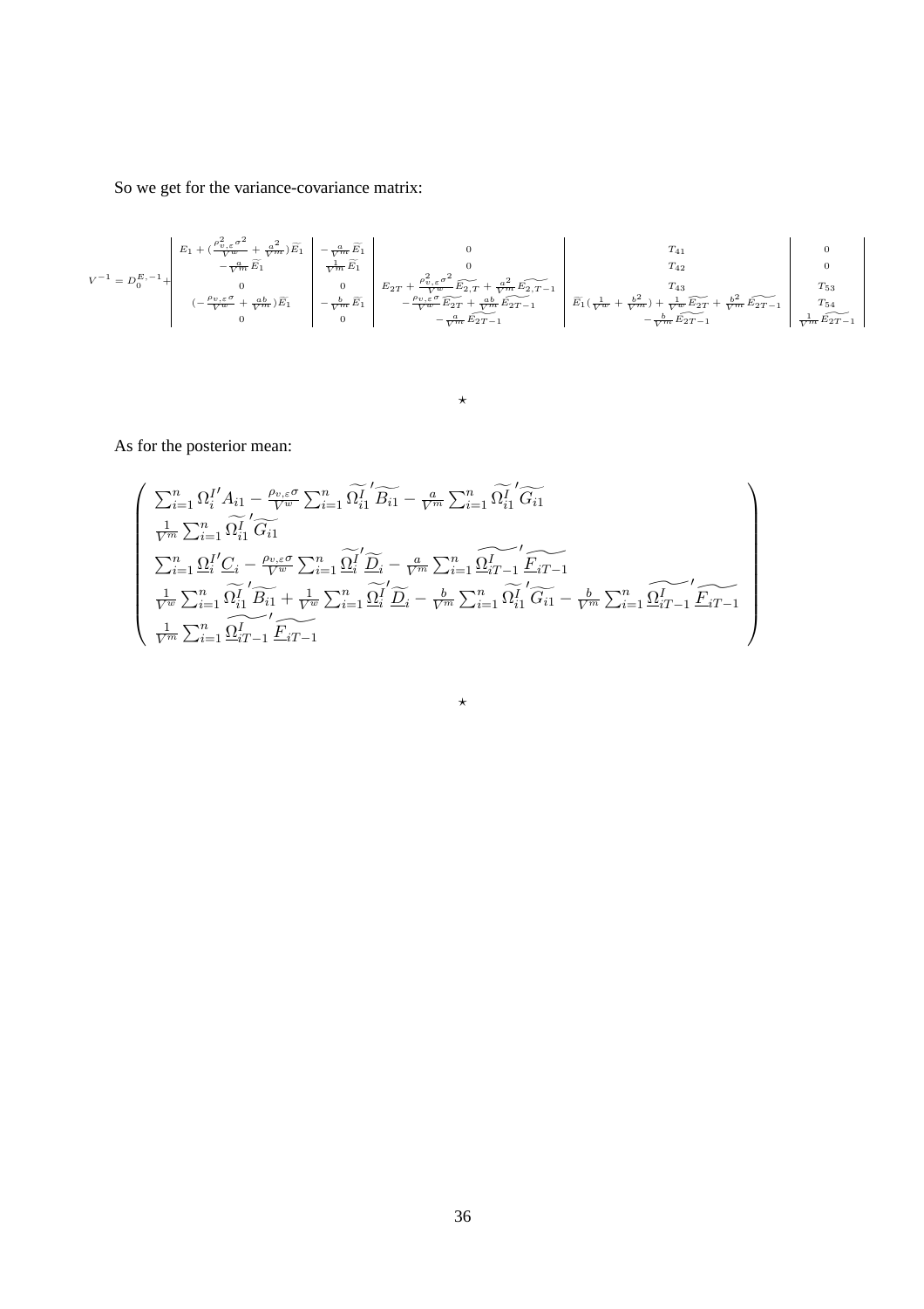So we get for the variance-covariance matrix:

$$V^{-1} = D_0^{E,-1} + \begin{vmatrix} E_1 + (\frac{\rho_{v,\varepsilon}^2 \sigma^2}{V^w} + \frac{a^2}{V^m})\widetilde{E_1} & -\frac{a}{V^m}\widetilde{E_1} & 0 & T_{41} & 0 \\ -\frac{a}{V^m}\widetilde{E_1} & \frac{1}{V^m}\widetilde{E_1} & 0 & T_{42} & 0 \\ 0 & 0 & E_{2T} + \frac{\rho_{v,\varepsilon}^2 \sigma^2}{V^w}\widetilde{E_{2,T}} + \frac{a^2}{V^m}\widetilde{E_{2,T-1}} & T_{43} & T_{53} \\ (-\frac{\rho_{v,\varepsilon}\sigma}{V^w} + \frac{ab}{V^m})\widetilde{E_1} & -\frac{b}{V^m}\widetilde{E_1} & -\frac{\rho_{v,\varepsilon}\sigma}{V^w}\widetilde{E_{2T}} + \frac{ab}{V^m}\widetilde{E_{2T-1}} & \widetilde{E_1}(\frac{1}{V^w} + \frac{b^2}{V^m}) + \frac{1}{V^w}\widetilde{E_{2T}} + \frac{b^2}{V^m}\widetilde{E_{2T-1}} & T_{54} \\ 0 & 0 & -\frac{a}{V^m}\widetilde{E_{2T-1}} & -\frac{b}{V^m}\widetilde{E_{2T-1}} & \frac{1}{V^m}\widetilde{E_{2T-1}} \end{vmatrix}$$

⋆

As for the posterior mean:

$$\begin{pmatrix} \sum_{i=1}^n \Omega_i^{I\prime} A_{i1} - \frac{\rho_{v,\varepsilon}\sigma}{V^w}\sum_{i=1}^n \widetilde{\Omega_{i1}^I}^{\prime}\widetilde{B_{i1}} - \frac{a}{V^m}\sum_{i=1}^n \widetilde{\Omega_{i1}^I}^{\prime}\widetilde{G_{i1}} \\ \frac{1}{V^m}\sum_{i=1}^n \widetilde{\Omega_{i1}^I}^{\prime}\widetilde{G_{i1}} \\ \sum_{i=1}^n \underline{\Omega}_i^{I\prime}\underline{C}_i - \frac{\rho_{v,\varepsilon}\sigma}{V^w}\sum_{i=1}^n \widetilde{\underline{\Omega}_i^I}^{\prime}\widetilde{\underline{D}}_i - \frac{a}{V^m}\sum_{i=1}^n \widetilde{\underline{\Omega}_{iT-1}^I}^{\prime}\widetilde{\underline{F}_{iT-1}} \\ \frac{1}{V^w}\sum_{i=1}^n \widetilde{\Omega_{i1}^I}^{\prime}\widetilde{B_{i1}} + \frac{1}{V^w}\sum_{i=1}^n \widetilde{\underline{\Omega}_i^I}^{\prime}\widetilde{\underline{D}}_i - \frac{b}{V^m}\sum_{i=1}^n \widetilde{\Omega_{i1}^I}^{\prime}\widetilde{G_{i1}} - \frac{b}{V^m}\sum_{i=1}^n \widetilde{\underline{\Omega}_{iT-1}^I}^{\prime}\widetilde{\underline{F}_{iT-1}} \\ \frac{1}{V^m}\sum_{i=1}^n \widetilde{\underline{\Omega}_{iT-1}^I}^{\prime}\widetilde{\underline{F}_{iT-1}} \end{pmatrix}$$

⋆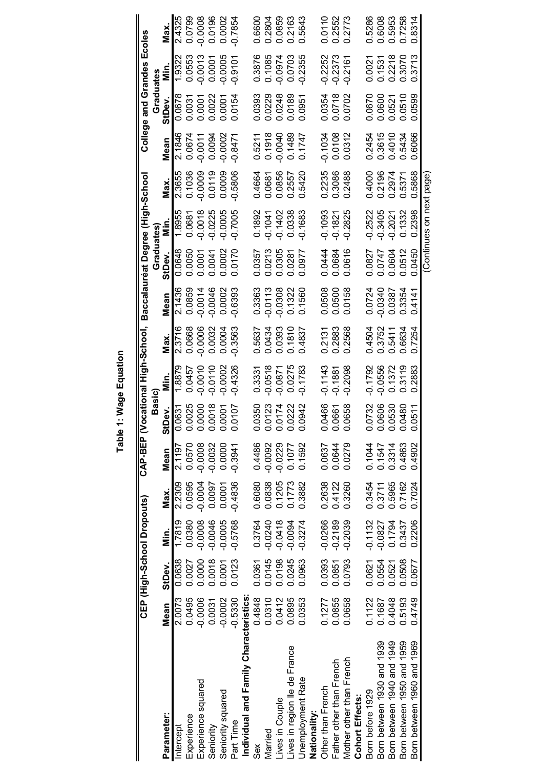**Table 1: Wage Equation**

| Parameter: | CEP (High-School Dropouts) | | | | CAP-BEP (Vocational High-School, Basic) | | | | Baccalauréat Degree (High-School Graduates) | | | | College and Grandes Ecoles Graduates | | | |
|---|---|---|---|---|---|---|---|---|---|---|---|---|---|---|---|---|
| | Mean | StDev. | Min. | Max. | Mean | StDev. | Min. | Max. | Mean | StDev. | Min. | Max. | Mean | StDev. | Min. | Max. |
| Intercept | 2.0073 | 0.0638 | 1.7819 | 2.2309 | 2.1197 | 0.0631 | 1.8879 | 2.3716 | 2.1436 | 0.0648 | 1.8955 | 2.3655 | 2.1846 | 0.0678 | 1.9322 | 2.4325 |
| Experience | 0.0495 | 0.0027 | 0.0380 | 0.0595 | 0.0570 | 0.0025 | 0.0457 | 0.0668 | 0.0859 | 0.0050 | 0.0681 | 0.1036 | 0.0674 | 0.0031 | 0.0553 | 0.0799 |
| Experience squared | -0.0006 | 0.0000 | -0.0008 | -0.0004 | -0.0008 | 0.0000 | -0.0010 | -0.0006 | -0.0014 | 0.0001 | -0.0018 | -0.0009 | -0.0011 | 0.0001 | -0.0013 | -0.0008 |
| Seniority | 0.0031 | 0.0018 | -0.0046 | 0.0097 | -0.0032 | 0.0018 | -0.0110 | 0.0032 | -0.0046 | 0.0041 | -0.0225 | 0.0119 | 0.0094 | 0.0022 | 0.0001 | 0.0196 |
| Seniority squared | -0.0002 | 0.0001 | -0.0005 | 0.0001 | 0.0000 | 0.0001 | -0.0002 | 0.0004 | 0.0002 | 0.0002 | -0.0005 | 0.0009 | -0.0002 | 0.0001 | -0.0005 | 0.0002 |
| Part Time | -0.5330 | 0.0123 | -0.5768 | -0.4836 | -0.3941 | 0.0107 | -0.4326 | -0.3563 | -0.6393 | 0.0170 | -0.7005 | -0.5806 | -0.8471 | 0.0154 | -0.9101 | -0.7854 |
| **Individual and Family Characteristics:** | | | | | | | | | | | | | | | | |
| Sex | 0.4848 | 0.0361 | 0.3764 | 0.6080 | 0.4486 | 0.0350 | 0.3331 | 0.5637 | 0.3363 | 0.0357 | 0.1892 | 0.4664 | 0.5211 | 0.0393 | 0.3876 | 0.6600 |
| Married | 0.0310 | 0.0145 | -0.0240 | 0.0838 | -0.0092 | 0.0123 | -0.0518 | 0.0434 | -0.0113 | 0.0213 | -0.1041 | 0.0681 | 0.1918 | 0.0229 | 0.1085 | 0.2804 |
| Lives in Couple | 0.0412 | 0.0198 | -0.0418 | 0.1205 | -0.0229 | 0.0174 | -0.0871 | 0.0393 | -0.0308 | 0.0305 | -0.1402 | 0.0856 | -0.0040 | 0.0248 | -0.0974 | 0.0859 |
| Lives in region Ile de France | 0.0895 | 0.0245 | -0.0094 | 0.1773 | 0.1077 | 0.0222 | 0.0275 | 0.1810 | 0.1322 | 0.0281 | 0.0338 | 0.2557 | 0.1489 | 0.0189 | 0.0703 | 0.2163 |
| Unemployment Rate | 0.0353 | 0.0963 | -0.3274 | 0.3882 | 0.1592 | 0.0942 | -0.1783 | 0.4837 | 0.1560 | 0.0977 | -0.1683 | 0.5420 | 0.1747 | 0.0951 | -0.2355 | 0.5643 |
| **Nationality:** | | | | | | | | | | | | | | | | |
| Other than French | 0.1277 | 0.0393 | -0.0266 | 0.2638 | 0.0637 | 0.0466 | -0.1143 | 0.2131 | 0.0508 | 0.0444 | -0.1093 | 0.2235 | -0.1034 | 0.0354 | -0.2252 | 0.0110 |
| Father other than French | 0.0855 | 0.0851 | -0.2189 | 0.4122 | 0.0644 | 0.0661 | -0.1881 | 0.2883 | 0.0500 | 0.0684 | -0.1821 | 0.3086 | 0.0108 | 0.0718 | -0.2373 | 0.2552 |
| Mother other than French | 0.0658 | 0.0793 | -0.2039 | 0.3260 | 0.0279 | 0.0658 | -0.2098 | 0.2568 | 0.0158 | 0.0616 | -0.2825 | 0.2488 | 0.0312 | 0.0702 | -0.2161 | 0.2773 |
| **Cohort Effects:** | | | | | | | | | | | | | | | | |
| Born before 1929 | 0.1122 | 0.0621 | -0.1132 | 0.3454 | 0.1044 | 0.0732 | -0.1792 | 0.4504 | 0.0724 | 0.0827 | -0.2522 | 0.4000 | 0.2454 | 0.0670 | 0.0021 | 0.5286 |
| Born between 1930 and 1939 | 0.1687 | 0.0554 | -0.0827 | 0.3711 | 0.1547 | 0.0606 | -0.0556 | 0.3752 | -0.0340 | 0.0747 | -0.3405 | 0.2196 | 0.3615 | 0.0600 | 0.1531 | 0.6008 |
| Born between 1940 and 1949 | 0.4048 | 0.0521 | 0.1794 | 0.5965 | 0.3314 | 0.0530 | 0.1372 | 0.5411 | 0.0387 | 0.0604 | -0.2021 | 0.2974 | 0.4010 | 0.0521 | 0.2218 | 0.5953 |
| Born between 1950 and 1959 | 0.5193 | 0.0508 | 0.3437 | 0.7162 | 0.4863 | 0.0480 | 0.3119 | 0.6634 | 0.3354 | 0.0512 | 0.1332 | 0.5371 | 0.5434 | 0.0510 | 0.3070 | 0.7258 |
| Born between 1960 and 1969 | 0.4749 | 0.0677 | 0.2206 | 0.7024 | 0.4902 | 0.0511 | 0.2883 | 0.7254 | 0.4141 | 0.0450 | 0.2398 | 0.5868 | 0.6066 | 0.0599 | 0.3713 | 0.8314 |

(Continues on next page)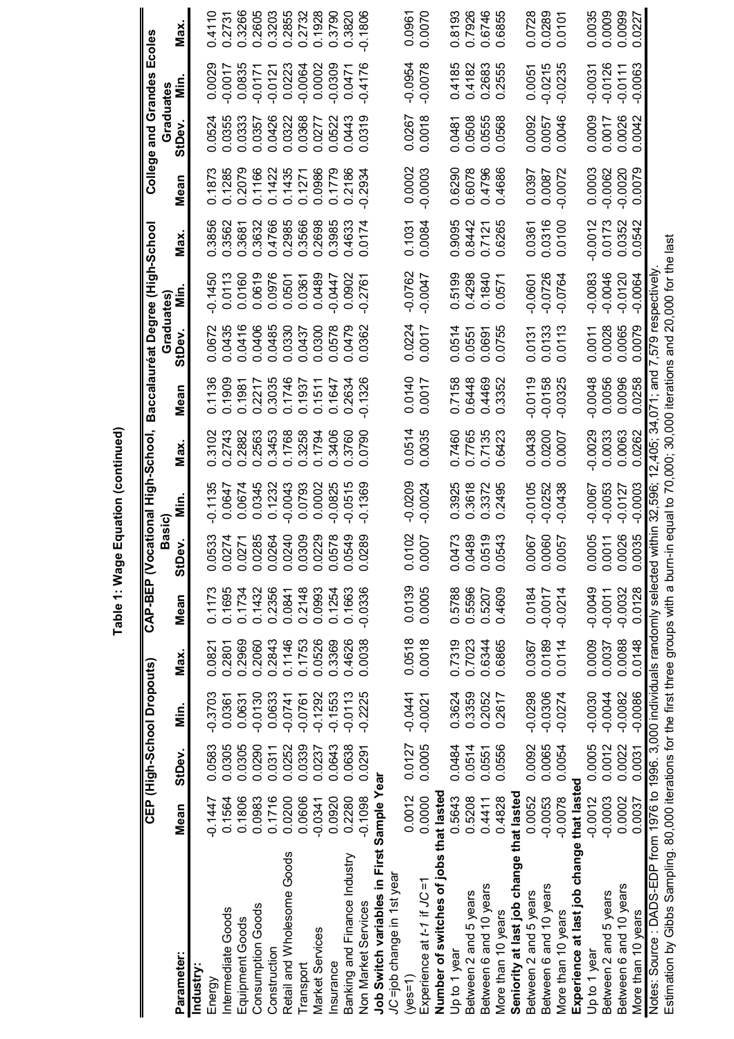**Table 1: Wage Equation (continued)**

| Parameter: | CEP (High-School Dropouts) | | | | CAP-BEP (Vocational High-School, Basic) | | | | Baccalauréat Degree (High-School Graduates) | | | | College and Grandes Ecoles Graduates | | | |
|---|---|---|---|---|---|---|---|---|---|---|---|---|---|---|---|---|
| | Mean | StDev. | Min. | Max. | Mean | StDev. | Min. | Max. | Mean | StDev. | Min. | Max. | Mean | StDev. | Min. | Max. |
| **Industry:** | | | | | | | | | | | | | | | | |
| Energy | -0.1447 | 0.0583 | -0.3703 | 0.0821 | 0.1173 | 0.0533 | -0.1135 | 0.3102 | 0.1136 | 0.0672 | -0.1450 | 0.3856 | 0.1873 | 0.0524 | 0.0029 | 0.4110 |
| Intermediate Goods | 0.1564 | 0.0305 | 0.0361 | 0.2801 | 0.1695 | 0.0274 | 0.0647 | 0.2743 | 0.1909 | 0.0435 | 0.0113 | 0.3562 | 0.1285 | 0.0355 | -0.0017 | 0.2731 |
| Equipment Goods | 0.1806 | 0.0305 | 0.0631 | 0.2969 | 0.1734 | 0.0271 | 0.0674 | 0.2882 | 0.1981 | 0.0416 | 0.0160 | 0.3681 | 0.2079 | 0.0333 | 0.0835 | 0.3266 |
| Consumption Goods | 0.0983 | 0.0290 | -0.0130 | 0.2060 | 0.1432 | 0.0285 | 0.0345 | 0.2563 | 0.2217 | 0.0406 | 0.0619 | 0.3632 | 0.1166 | 0.0357 | -0.0171 | 0.2605 |
| Construction | 0.1716 | 0.0311 | 0.0633 | 0.2843 | 0.2356 | 0.0264 | 0.1232 | 0.3453 | 0.3035 | 0.0485 | 0.0976 | 0.4766 | 0.1422 | 0.0426 | -0.0121 | 0.3203 |
| Retail and Wholesome Goods | 0.0200 | 0.0252 | -0.0741 | 0.1146 | 0.0841 | 0.0240 | -0.0043 | 0.1768 | 0.1746 | 0.0330 | 0.0501 | 0.2985 | 0.1435 | 0.0322 | 0.0223 | 0.2855 |
| Transport | 0.0606 | 0.0339 | -0.0761 | 0.1753 | 0.2148 | 0.0309 | 0.0793 | 0.3258 | 0.1937 | 0.0437 | 0.0361 | 0.3566 | 0.1271 | 0.0368 | -0.0064 | 0.2732 |
| Market Services | -0.0341 | 0.0237 | -0.1292 | 0.0526 | 0.0993 | 0.0229 | 0.0002 | 0.1794 | 0.1511 | 0.0300 | 0.0489 | 0.2698 | 0.0986 | 0.0277 | 0.0002 | 0.1928 |
| Insurance | 0.0920 | 0.0643 | -0.1553 | 0.3369 | 0.1254 | 0.0578 | -0.0825 | 0.3406 | 0.1647 | 0.0578 | -0.0447 | 0.3985 | 0.1779 | 0.0522 | -0.0309 | 0.3790 |
| Banking and Finance Industry | 0.2280 | 0.0638 | -0.0113 | 0.4626 | 0.1663 | 0.0549 | -0.0515 | 0.3760 | 0.2634 | 0.0479 | 0.0902 | 0.4633 | 0.2186 | 0.0443 | 0.0471 | 0.3820 |
| Non Market Services | -0.1098 | 0.0291 | -0.2225 | 0.0038 | -0.0336 | 0.0289 | -0.1369 | 0.0790 | -0.1326 | 0.0362 | -0.2761 | 0.0174 | -0.2934 | 0.0319 | -0.4176 | -0.1806 |
| **Job Switch variables in First Sample Year** | | | | | | | | | | | | | | | | |
| *JC*=job change in 1st year (yes=1) | 0.0012 | 0.0127 | -0.0441 | 0.0518 | 0.0139 | 0.0102 | -0.0209 | 0.0514 | 0.0140 | 0.0224 | -0.0762 | 0.1031 | 0.0002 | 0.0267 | -0.0954 | 0.0961 |
| Experience at *t-1* if *JC*=1 | 0.0000 | 0.0005 | -0.0021 | 0.0018 | 0.0005 | 0.0007 | -0.0024 | 0.0035 | 0.0017 | 0.0017 | -0.0047 | 0.0084 | -0.0003 | 0.0018 | -0.0078 | 0.0070 |
| **Number of switches of jobs that lasted** | | | | | | | | | | | | | | | | |
| Up to 1 year | 0.5643 | 0.0484 | 0.3624 | 0.7319 | 0.5788 | 0.0473 | 0.3925 | 0.7460 | 0.7158 | 0.0514 | 0.5199 | 0.9095 | 0.6290 | 0.0481 | 0.4185 | 0.8193 |
| Between 2 and 5 years | 0.5208 | 0.0514 | 0.3359 | 0.7023 | 0.5596 | 0.0489 | 0.3618 | 0.7765 | 0.6448 | 0.0551 | 0.4298 | 0.8442 | 0.6078 | 0.0508 | 0.4182 | 0.7926 |
| Between 6 and 10 years | 0.4411 | 0.0551 | 0.2052 | 0.6344 | 0.5207 | 0.0519 | 0.3372 | 0.7135 | 0.4469 | 0.0691 | 0.1840 | 0.7121 | 0.4796 | 0.0555 | 0.2683 | 0.6746 |
| More than 10 years | 0.4828 | 0.0556 | 0.2617 | 0.6865 | 0.4609 | 0.0543 | 0.2495 | 0.6423 | 0.3352 | 0.0755 | 0.0571 | 0.6265 | 0.4686 | 0.0568 | 0.2555 | 0.6855 |
| **Seniority at last job change that lasted** | | | | | | | | | | | | | | | | |
| Between 2 and 5 years | 0.0052 | 0.0092 | -0.0298 | 0.0367 | 0.0184 | 0.0067 | -0.0105 | 0.0438 | -0.0119 | 0.0131 | -0.0601 | 0.0361 | 0.0397 | 0.0092 | 0.0051 | 0.0728 |
| Between 6 and 10 years | -0.0053 | 0.0065 | -0.0306 | 0.0189 | -0.0017 | 0.0060 | -0.0252 | 0.0200 | -0.0158 | 0.0133 | -0.0726 | 0.0316 | 0.0087 | 0.0057 | -0.0215 | 0.0289 |
| More than 10 years | -0.0078 | 0.0054 | -0.0274 | 0.0114 | -0.0214 | 0.0057 | -0.0438 | 0.0007 | -0.0325 | 0.0113 | -0.0764 | 0.0100 | -0.0072 | 0.0046 | -0.0235 | 0.0101 |
| **Experience at last job change that lasted** | | | | | | | | | | | | | | | | |
| Up to 1 year | -0.0012 | 0.0005 | -0.0030 | 0.0009 | -0.0049 | 0.0005 | -0.0067 | -0.0029 | -0.0048 | 0.0011 | -0.0083 | -0.0012 | 0.0003 | 0.0009 | -0.0031 | 0.0035 |
| Between 2 and 5 years | -0.0003 | 0.0012 | -0.0044 | 0.0037 | -0.0011 | 0.0011 | -0.0053 | 0.0033 | 0.0056 | 0.0028 | -0.0046 | 0.0173 | -0.0062 | 0.0017 | -0.0126 | 0.0009 |
| Between 6 and 10 years | 0.0002 | 0.0022 | -0.0082 | 0.0088 | -0.0032 | 0.0026 | -0.0127 | 0.0063 | 0.0096 | 0.0065 | -0.0120 | 0.0352 | -0.0020 | 0.0026 | -0.0111 | 0.0099 |
| More than 10 years | 0.0037 | 0.0031 | -0.0086 | 0.0148 | 0.0128 | 0.0035 | -0.0003 | 0.0262 | 0.0258 | 0.0079 | -0.0064 | 0.0542 | 0.0079 | 0.0042 | -0.0063 | 0.0227 |

Notes: Source : DADS-EDP from 1976 to 1996. 3,000 individuals randomly selected within 32,596; 12,405; 34,071; and 7,579 respectively.
Estimation by Gibbs Sampling. 80,000 iterations for the first three groups with a burn-in equal to 70,000; 30,000 iterations and 20,000 for the last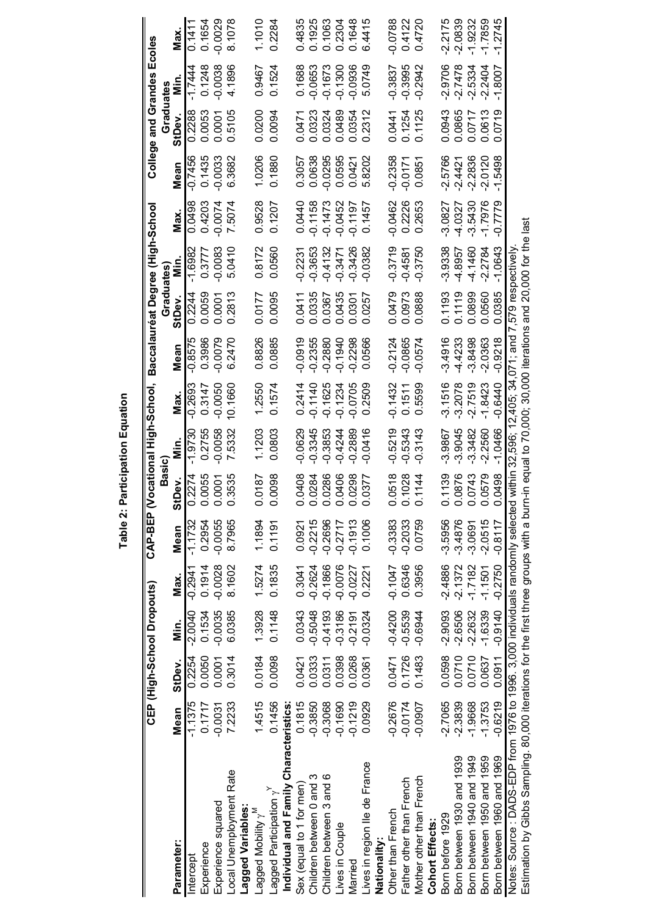**Table 2: Participation Equation**

| Parameter: | CEP (High-School Dropouts) | | | | CAP-BEP (Vocational High-School, Basic) | | | | Baccalauréat Degree (High-School Graduates) | | | | College and Grandes Ecoles Graduates | | | |
|---|---|---|---|---|---|---|---|---|---|---|---|---|---|---|---|---|
| | Mean | StDev. | Min. | Max. | Mean | StDev. | Min. | Max. | Mean | StDev. | Min. | Max. | Mean | StDev. | Min. | Max. |
| Intercept | -1.1375 | 0.2254 | -2.0040 | -0.2941 | -1.1732 | 0.2274 | -1.9730 | -0.2693 | -0.8575 | 0.2244 | -1.6982 | 0.0498 | -0.7456 | 0.2288 | -1.7444 | 0.1411 |
| Experience | 0.1717 | 0.0050 | 0.1534 | 0.1914 | 0.2954 | 0.0055 | 0.2755 | 0.3147 | 0.3986 | 0.0059 | 0.3777 | 0.4203 | 0.1435 | 0.0053 | 0.1248 | 0.1654 |
| Experience squared | -0.0031 | 0.0001 | -0.0035 | -0.0028 | -0.0055 | 0.0001 | -0.0058 | -0.0050 | -0.0079 | 0.0001 | -0.0083 | -0.0074 | -0.0033 | 0.0001 | -0.0038 | -0.0029 |
| Local Unemployment Rate | 7.2233 | 0.3014 | 6.0385 | 8.1602 | 8.7965 | 0.3535 | 7.5332 | 10.1660 | 6.2470 | 0.2813 | 5.0410 | 7.5074 | 6.3682 | 0.5105 | 4.1896 | 8.1078 |
| **Lagged Variables:** | | | | | | | | | | | | | | | | |
| Lagged Mobility $\gamma^M$ | 1.4515 | 0.0184 | 1.3928 | 1.5274 | 1.1894 | 0.0187 | 1.1203 | 1.2550 | 0.8826 | 0.0177 | 0.8172 | 0.9528 | 1.0206 | 0.0200 | 0.9467 | 1.1010 |
| Lagged Participation $\gamma^Y$ | 0.1456 | 0.0098 | 0.1148 | 0.1835 | 0.1191 | 0.0098 | 0.0803 | 0.1574 | 0.0885 | 0.0095 | 0.0560 | 0.1207 | 0.1880 | 0.0094 | 0.1524 | 0.2284 |
| **Individual and Family Characteristics:** | | | | | | | | | | | | | | | | |
| Sex (equal to 1 for men) | 0.1815 | 0.0421 | 0.0343 | 0.3041 | 0.0921 | 0.0408 | -0.0629 | 0.2414 | -0.0919 | 0.0411 | -0.2231 | 0.0440 | 0.3057 | 0.0471 | 0.1688 | 0.4835 |
| Children between 0 and 3 | -0.3850 | 0.0333 | -0.5048 | -0.2624 | -0.2215 | 0.0284 | -0.3345 | -0.1140 | -0.2355 | 0.0335 | -0.3653 | -0.1158 | 0.0638 | 0.0323 | -0.0653 | 0.1925 |
| Children between 3 and 6 | -0.3068 | 0.0311 | -0.4193 | -0.1866 | -0.2696 | 0.0286 | -0.3853 | -0.1625 | -0.2880 | 0.0367 | -0.4132 | -0.1473 | -0.0295 | 0.0324 | -0.1673 | 0.1063 |
| Lives in Couple | -0.1690 | 0.0398 | -0.3186 | -0.0076 | -0.2717 | 0.0406 | -0.4244 | -0.1234 | -0.1940 | 0.0435 | -0.3471 | -0.0452 | 0.0595 | 0.0489 | -0.1300 | 0.2304 |
| Married | -0.1219 | 0.0268 | -0.2191 | -0.0227 | -0.1913 | 0.0298 | -0.2889 | -0.0705 | -0.2298 | 0.0301 | -0.3426 | -0.1197 | 0.0421 | 0.0354 | -0.0936 | 0.1648 |
| Lives in region Ile de France | 0.0929 | 0.0361 | -0.0324 | 0.2221 | 0.1006 | 0.0377 | -0.0416 | 0.2509 | 0.0566 | 0.0257 | -0.0382 | 0.1457 | 5.8202 | 0.2312 | 5.0749 | 6.4415 |
| **Nationality:** | | | | | | | | | | | | | | | | |
| Other than French | -0.2676 | 0.0471 | -0.4200 | -0.1047 | -0.3383 | 0.0518 | -0.5219 | -0.1432 | -0.2124 | 0.0479 | -0.3719 | -0.0462 | -0.2358 | 0.0441 | -0.3837 | -0.0788 |
| Father other than French | -0.0174 | 0.1726 | -0.5539 | 0.6346 | -0.2033 | 0.1028 | -0.5343 | 0.1511 | -0.0865 | 0.0973 | -0.4581 | 0.2226 | -0.0171 | 0.1254 | -0.3995 | 0.4122 |
| Mother other than French | -0.0907 | 0.1483 | -0.6944 | 0.3956 | 0.0759 | 0.1144 | -0.3143 | 0.5599 | -0.0574 | 0.0888 | -0.3750 | 0.2653 | 0.0851 | 0.1125 | -0.2942 | 0.4720 |
| **Cohort Effects:** | | | | | | | | | | | | | | | | |
| Born before 1929 | -2.7065 | 0.0598 | -2.9093 | -2.4886 | -3.5956 | 0.1139 | -3.9867 | -3.1516 | -3.4916 | 0.1193 | -3.9338 | -3.0827 | -2.5766 | 0.0943 | -2.9706 | -2.2175 |
| Born between 1930 and 1939 | -2.3839 | 0.0710 | -2.6506 | -2.1372 | -3.4876 | 0.0876 | -3.9045 | -3.2078 | -4.4233 | 0.1119 | -4.8957 | -4.0327 | -2.4421 | 0.0865 | -2.7478 | -2.0839 |
| Born between 1940 and 1949 | -1.9668 | 0.0710 | -2.2632 | -1.7182 | -3.0691 | 0.0743 | -3.3482 | -2.7519 | -3.8498 | 0.0899 | -4.1460 | -3.5430 | -2.2836 | 0.0717 | -2.5334 | -1.9232 |
| Born between 1950 and 1959 | -1.3753 | 0.0637 | -1.6339 | -1.1501 | -2.0515 | 0.0579 | -2.2560 | -1.8423 | -2.0363 | 0.0560 | -2.2784 | -1.7976 | -2.0120 | 0.0613 | -2.2404 | -1.7859 |
| Born between 1960 and 1969 | -0.6219 | 0.0911 | -0.9140 | -0.2750 | -0.8117 | 0.0498 | -1.0466 | -0.6440 | -0.9218 | 0.0385 | -1.0643 | -0.7779 | -1.5498 | 0.0719 | -1.8007 | -1.2745 |

Notes: Source : DADS-EDP from 1976 to 1996. 3,000 individuals randomly selected within 32,596; 12,405; 34,071; and 7,579 respectively.
Estimation by Gibbs Sampling. 80,000 iterations for the first three groups with a burn-in equal to 70,000; 30,000 iterations and 20,000 for the last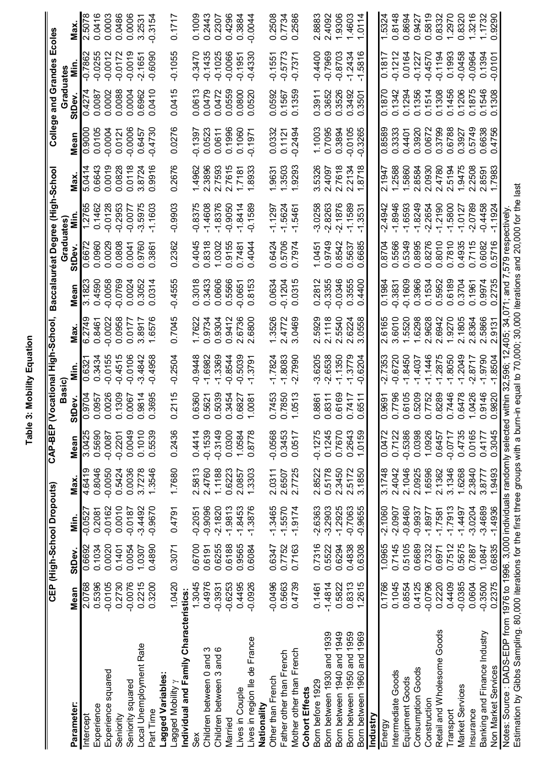**Table 3: Mobility Equation**

| Parameter: | CEP (High-School Dropouts) | | | | CAP-BEP (Vocational High-School, Basic) | | | | Baccalauréat Degree (High-School Graduates) | | | | College and Grandes Ecoles Graduates | | | |
|---|---|---|---|---|---|---|---|---|---|---|---|---|---|---|---|---|
| | Mean | StDev. | Min. | Max. | Mean | StDev. | Min. | Max. | Mean | StDev. | Min. | Max. | Mean | StDev. | Min. | Max. |
| Intercept | 2.0768 | 0.6692 | -0.0527 | 4.6419 | 3.0425 | 0.9704 | 0.6321 | 6.2749 | 3.1823 | 0.6672 | 1.2765 | 5.0414 | 0.9000 | 0.4274 | -0.7862 | 2.5078 |
| Experience | 0.5396 | 0.1034 | 0.2081 | 0.8046 | 0.5690 | 0.0957 | 0.3434 | 0.8461 | 0.4590 | 0.0960 | 0.1462 | 0.6643 | 0.0105 | 0.0087 | -0.0255 | 0.0416 |
| Experience squared | -0.0105 | 0.0020 | -0.0162 | -0.0050 | -0.0087 | 0.0026 | -0.0155 | -0.0022 | -0.0058 | 0.0029 | -0.0128 | 0.0019 | -0.0004 | 0.0002 | -0.0012 | 0.0003 |
| Seniority | 0.2730 | 0.1401 | 0.0010 | 0.5424 | -0.2201 | 0.1309 | -0.4515 | 0.0958 | -0.0769 | 0.0808 | -0.2953 | 0.0828 | 0.0121 | 0.0088 | -0.0172 | 0.0486 |
| Seniority squared | -0.0076 | 0.0054 | -0.0187 | 0.0036 | 0.0049 | 0.0067 | -0.0106 | 0.0177 | 0.0024 | 0.0041 | -0.0077 | 0.0118 | -0.0006 | 0.0004 | -0.0019 | 0.0006 |
| Local Unemployment Rate | 0.2215 | 1.0307 | -3.4492 | 3.7278 | 0.1010 | 0.9814 | -3.4842 | 3.8917 | 0.3052 | 0.9760 | -3.5975 | 3.8724 | 0.6457 | 0.6962 | -2.1651 | 3.2531 |
| Part Time | 0.3200 | 0.4890 | -0.9670 | 1.3546 | 0.5539 | 0.3695 | -0.4958 | 1.6576 | 0.0314 | 0.3861 | -1.1603 | 0.9916 | -0.4730 | 0.0410 | -0.6090 | -0.3154 |
| **Lagged Variables:** | | | | | | | | | | | | | | | | |
| Lagged Mobility $\gamma$ | 1.0420 | 0.3071 | 0.4791 | 1.7680 | 0.2436 | 0.2115 | -0.2504 | 0.7045 | -0.4555 | 0.2362 | -0.9903 | 0.2676 | 0.0276 | 0.0415 | -0.1055 | 0.1717 |
| **Individual and Family Characteristics:** | | | | | | | | | | | | | | | | |
| Sex | 1.3045 | 0.6700 | -0.2051 | 2.5813 | 0.4414 | 0.6360 | -0.9448 | 1.7622 | 0.3018 | 0.4045 | -0.8375 | 1.4962 | -0.1397 | 0.0613 | -0.3470 | 0.1009 |
| Children between 0 and 3 | 0.4976 | 0.6191 | -0.9096 | 2.4760 | -0.1539 | 0.5621 | -1.6982 | 0.9734 | 0.3433 | 0.8318 | -1.4608 | 2.3896 | 0.0523 | 0.0479 | -0.1435 | 0.2443 |
| Children between 3 and 6 | -0.3931 | 0.6255 | -2.1820 | 1.1188 | -0.3149 | 0.5039 | -1.3369 | 0.9304 | 0.0606 | 1.0302 | -1.8376 | 2.7593 | 0.0611 | 0.0472 | -0.1025 | 0.2307 |
| Married | -0.6253 | 0.6188 | -1.9813 | 0.6223 | 0.0300 | 0.3454 | -0.8544 | 0.9412 | 0.5566 | 0.9155 | -0.9050 | 2.7615 | 0.1996 | 0.0559 | -0.0066 | 0.4296 |
| Lives in Couple | 0.4495 | 0.9565 | -1.8453 | 2.0857 | 1.0584 | 0.6827 | -0.5039 | 2.6736 | -0.0651 | 0.7481 | -1.8414 | 1.7181 | 0.1060 | 0.0800 | -0.1951 | 0.3884 |
| Lives in region Ile de France | -0.0926 | 0.6084 | -1.3876 | 1.3303 | 0.8778 | 1.0081 | -1.3791 | 2.6800 | 0.8153 | 0.4044 | -0.1589 | 1.8933 | -0.1971 | 0.0520 | -0.4330 | -0.0044 |
| **Nationality** | | | | | | | | | | | | | | | | |
| Other than French | -0.0496 | 0.6347 | -1.3465 | 2.0311 | -0.0568 | 0.7453 | -1.7824 | 1.3526 | 0.0634 | 0.6424 | -1.1297 | 1.9631 | 0.0332 | 0.0592 | -0.1551 | 0.2508 |
| Father other than French | 0.5663 | 0.7752 | -1.5570 | 2.6507 | 0.3453 | 0.7850 | -1.8083 | 2.4772 | -0.1204 | 0.5706 | -1.5624 | 1.3503 | 0.1121 | 0.1567 | -0.5773 | 0.7734 |
| Mother other than French | 0.4739 | 0.7163 | -1.9174 | 2.7725 | 0.0517 | 1.0513 | -2.7990 | 3.0469 | 0.0315 | 0.7974 | -1.5461 | 1.9293 | -0.2494 | 0.1359 | -0.7371 | 0.2586 |
| **Cohort Effects** | | | | | | | | | | | | | | | | |
| Born before 1929 | 0.1461 | 0.7316 | -2.6363 | 2.8522 | -0.1275 | 0.8861 | -3.6205 | 2.5929 | 0.2812 | 1.0451 | -3.0258 | 3.5326 | 1.1003 | 0.3911 | -0.4400 | 2.8883 |
| Born between 1930 and 1939 | -1.4814 | 0.5522 | -3.2903 | 0.5178 | 0.1245 | 0.8311 | -2.6538 | 2.1118 | -0.3355 | 0.9749 | -2.8263 | 2.4097 | 0.7095 | 0.3652 | -0.7969 | 2.4092 |
| Born between 1940 and 1949 | 0.5822 | 0.6294 | -1.2925 | 2.3450 | 0.7670 | 0.6169 | -1.1350 | 2.5540 | -0.0346 | 0.8542 | -2.1876 | 2.7618 | 0.3894 | 0.3526 | -0.8703 | 1.9306 |
| Born between 1950 and 1959 | 0.8313 | 0.4838 | -0.7063 | 2.5172 | 0.2643 | 0.7417 | -1.3779 | 2.6224 | 0.3555 | 0.5637 | -1.1589 | 2.2134 | -0.0105 | 0.3492 | -1.2434 | 1.4603 |
| Born between 1960 and 1969 | 1.2615 | 0.6308 | -0.9655 | 3.1850 | 1.0159 | 0.6511 | -0.6204 | 3.0558 | 0.4400 | 0.6685 | -1.3531 | 1.8718 | -0.3265 | 0.3501 | -1.5816 | 1.0114 |
| **Industry** | | | | | | | | | | | | | | | | |
| Energy | 0.1766 | 1.0965 | -2.1060 | 3.1748 | 0.0472 | 0.9691 | -2.7353 | 2.6165 | 0.1984 | 0.8704 | -2.4942 | 2.1947 | 0.8589 | 0.1870 | 0.1817 | 1.5324 |
| Intermediate Goods | 0.1045 | 0.7145 | -2.0907 | 2.4042 | 0.7122 | 0.7796 | -0.6720 | 3.6010 | -0.3831 | 0.5566 | -1.8946 | 1.2588 | 0.3333 | 0.1342 | -0.1212 | 0.8148 |
| Equipment Goods | 0.8554 | 0.5105 | -0.8460 | 2.1046 | -0.5386 | 0.6105 | -1.8450 | 1.5520 | -0.1609 | 0.5349 | -1.6593 | 1.5860 | 0.4401 | 0.1294 | 0.0164 | 0.8694 |
| Consumption Goods | 0.4125 | 0.6689 | -0.9937 | 2.0925 | 0.0398 | 0.5209 | -1.4037 | 1.6298 | 0.3966 | 0.8995 | -1.8249 | 2.8584 | 0.3920 | 0.1356 | -0.1227 | 0.9427 |
| Construction | -0.0796 | 0.7332 | -1.8977 | 1.6596 | 1.0926 | 0.7752 | -1.1446 | 2.9628 | 0.1534 | 0.8276 | -2.2654 | 2.0930 | 0.0672 | 0.1514 | -0.4570 | 0.5819 |
| Retail and Wholesome Goods | 0.2220 | 0.6971 | -1.7581 | 2.1362 | 0.6457 | 0.8289 | -1.2875 | 2.6942 | 0.5952 | 0.8010 | -1.2190 | 2.4780 | 0.3799 | 0.1308 | -0.1194 | 0.8332 |
| Transport | 0.4409 | 0.7512 | -1.7913 | 3.1346 | -0.0717 | 0.7446 | -1.8050 | 1.9270 | 0.6189 | 0.7810 | -1.5800 | 2.5194 | 0.6788 | 0.1456 | 0.1993 | 1.2970 |
| Market Services | -0.0385 | 0.5675 | -1.4497 | 1.6268 | 0.4735 | 0.6478 | -1.2049 | 2.1805 | 0.3704 | 0.4935 | -1.0127 | 1.9475 | 0.3927 | 0.1206 | -0.0458 | 0.8320 |
| Insurance | 0.0604 | 0.7887 | -3.0204 | 2.3840 | 0.0165 | 1.0426 | -2.8717 | 2.8364 | 0.1961 | 0.7115 | -2.0789 | 2.2508 | 0.5749 | 0.1875 | -0.0964 | 1.3216 |
| Banking and Finance Industry | -0.3500 | 1.0847 | -3.4689 | 3.8777 | 0.4177 | 0.9146 | -1.9790 | 2.5866 | 0.9974 | 0.6082 | -0.4458 | 2.8591 | 0.6638 | 0.1546 | 0.1394 | 1.1732 |
| Non Market Services | 0.2375 | 0.6835 | -1.4936 | 1.9493 | 0.3045 | 0.9820 | -1.8504 | 2.9131 | 0.2735 | 0.5716 | -1.1924 | 1.7983 | 0.4756 | 0.1308 | -0.0101 | 0.9290 |

Notes: Source : DADS-EDP from 1976 to 1996. 3,000 individuals randomly selected within 32,596; 12,405; 34,071; and 7,579 respectively.
Estimation by Gibbs Sampling. 80,000 iterations for the first three groups with a burn-in equal to 70,000; 30,000 iterations and 20,000 for the last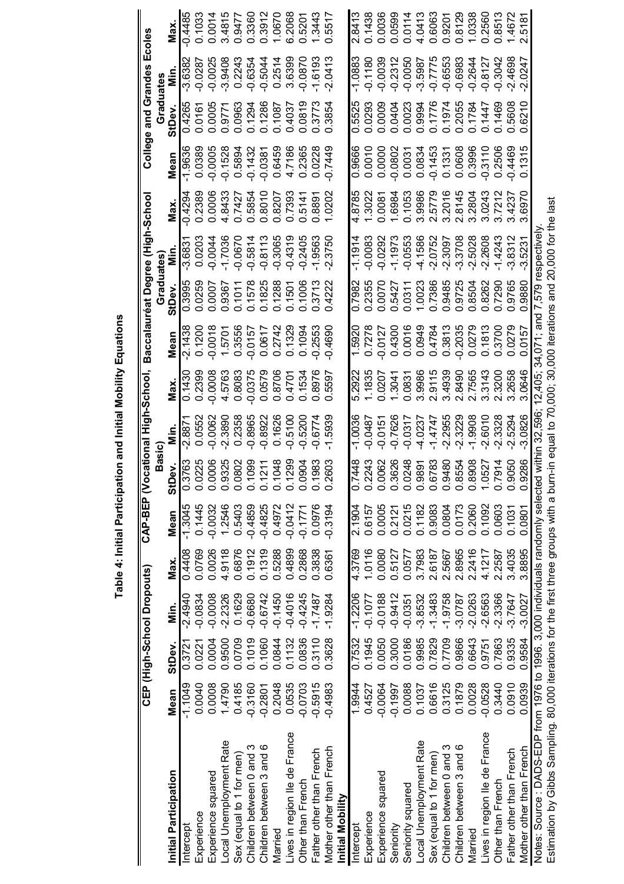# Table 4: Initial Participation and Initial Mobility Equations

| | CEP (High-School Dropouts) | | | | CAP-BEP (Vocational High-School, Basic) | | | | Baccalauréat Degree (High-School Graduates) | | | | College and Grandes Ecoles Graduates | | | |
|---|---|---|---|---|---|---|---|---|---|---|---|---|---|---|---|---|
| | Mean | StDev. | Min. | Max. | Mean | StDev. | Min. | Max. | Mean | StDev. | Min. | Max. | Mean | StDev. | Min. | Max. |
| **Initial Participation** | | | | | | | | | | | | | | | | |
| Intercept | -1.1049 | 0.3721 | -2.4940 | 0.4408 | -1.3045 | 0.3763 | -2.8871 | 0.1430 | -2.1438 | 0.3995 | -3.6831 | -0.4294 | -1.9636 | 0.4265 | -3.6382 | -0.4485 |
| Experience | 0.0040 | 0.0221 | -0.0834 | 0.0769 | 0.1445 | 0.0225 | 0.0552 | 0.2399 | 0.1200 | 0.0259 | 0.0203 | 0.2389 | 0.0389 | 0.0161 | -0.0287 | 0.1033 |
| Experience squared | 0.0008 | 0.0004 | -0.0008 | 0.0026 | -0.0032 | 0.0006 | -0.0062 | -0.0008 | -0.0018 | 0.0007 | -0.0044 | 0.0006 | -0.0005 | 0.0005 | -0.0025 | 0.0014 |
| Local Unemployment Rate | 1.4790 | 0.9500 | -2.2326 | 4.9118 | 1.2546 | 0.9325 | -2.3890 | 4.5763 | 1.5701 | 0.9367 | -1.7036 | 4.8433 | -0.1528 | 0.9771 | -3.9408 | 3.4815 |
| Sex (equal to 1 for men) | 0.4185 | 0.0709 | 0.1629 | 0.6876 | 0.5403 | 0.0802 | 0.2358 | 0.8083 | 0.3556 | 0.1011 | -0.0670 | 0.7427 | 0.5894 | 0.0963 | 0.2243 | 0.9477 |
| Children between 0 and 3 | -0.3160 | 0.1019 | -0.6680 | 0.1912 | -0.4859 | 0.1099 | -0.8965 | -0.0375 | -0.0157 | 0.1578 | -0.5814 | 0.5854 | -0.1432 | 0.1294 | -0.6354 | 0.3360 |
| Children between 3 and 6 | -0.2801 | 0.1060 | -0.6742 | 0.1319 | -0.4825 | 0.1211 | -0.8922 | 0.0579 | 0.0617 | 0.1825 | -0.8113 | 0.8010 | -0.0381 | 0.1286 | -0.5044 | 0.3912 |
| Married | 0.2048 | 0.0844 | -0.1450 | 0.5288 | 0.4972 | 0.1048 | 0.1626 | 0.8706 | 0.2742 | 0.1288 | -0.3065 | 0.8207 | 0.6459 | 0.1087 | 0.2514 | 1.0670 |
| Lives in region Ile de France | 0.0535 | 0.1132 | -0.4016 | 0.4899 | -0.0412 | 0.1299 | -0.5100 | 0.4701 | 0.1329 | 0.1501 | -0.4319 | 0.7393 | 4.7186 | 0.4037 | 3.6399 | 6.2068 |
| Other than French | -0.0703 | 0.0836 | -0.4245 | 0.2868 | -0.1771 | 0.0904 | -0.5200 | 0.1534 | 0.1094 | 0.1006 | -0.2405 | 0.5141 | 0.2365 | 0.0819 | -0.0870 | 0.5201 |
| Father other than French | -0.5915 | 0.3110 | -1.7487 | 0.3838 | 0.0976 | 0.1983 | -0.6774 | 0.8976 | -0.2553 | 0.3713 | -1.9563 | 0.8891 | 0.0228 | 0.3773 | -1.6193 | 1.3443 |
| Mother other than French | -0.4983 | 0.3628 | -1.9284 | 0.6361 | -0.3194 | 0.2603 | -1.5939 | 0.5597 | -0.4690 | 0.4222 | -2.3750 | 1.0202 | -0.7449 | 0.3854 | -2.0413 | 0.5517 |
| **Initial Mobility** | | | | | | | | | | | | | | | | |
| Intercept | 1.9944 | 0.7532 | -1.2206 | 4.3769 | 2.1904 | 0.7448 | -1.0036 | 5.2922 | 1.5920 | 0.7982 | -1.1914 | 4.8785 | 0.9666 | 0.5525 | -1.0883 | 2.8413 |
| Experience | 0.4527 | 0.1945 | -0.1077 | 1.0116 | 0.6157 | 0.2243 | -0.0487 | 1.1835 | 0.7278 | 0.2355 | -0.0083 | 1.3022 | 0.0010 | 0.0293 | -0.1180 | 0.1438 |
| Experience squared | -0.0064 | 0.0050 | -0.0188 | 0.0080 | 0.0005 | 0.0062 | -0.0151 | 0.0207 | -0.0127 | 0.0070 | -0.0292 | 0.0081 | 0.0000 | 0.0009 | -0.0039 | 0.0036 |
| Seniority | -0.1997 | 0.3000 | -0.9412 | 0.5127 | 0.2121 | 0.3626 | -0.7626 | 1.3041 | 0.4300 | 0.5427 | -1.1973 | 1.6984 | -0.0802 | 0.0404 | -0.2312 | 0.0599 |
| Seniority squared | 0.0088 | 0.0186 | -0.0351 | 0.0577 | 0.0215 | 0.0248 | -0.0317 | 0.0831 | 0.0016 | 0.0311 | -0.0553 | 0.1053 | 0.0031 | 0.0023 | -0.0050 | 0.0114 |
| Local Unemployment Rate | 0.1037 | 0.9985 | -3.8532 | 3.7983 | 0.1182 | 0.9891 | -4.0237 | 3.9986 | 0.0949 | 1.0023 | -4.1586 | 3.9986 | 0.0834 | 0.9994 | -3.5987 | 4.0413 |
| Sex (equal to 1 for men) | 0.6616 | 0.7829 | -1.3483 | 2.6187 | 0.9083 | 0.6783 | -1.4747 | 2.9115 | 0.4784 | 0.7386 | -2.0752 | 2.5779 | -0.1453 | 0.1776 | -0.7775 | 0.6063 |
| Children between 0 and 3 | 0.3125 | 0.7709 | -1.9758 | 2.5667 | 0.0804 | 0.9480 | -2.2955 | 3.4939 | 0.3813 | 0.9485 | -2.3097 | 3.2016 | 0.1331 | 0.1974 | -0.6553 | 0.9201 |
| Children between 3 and 6 | 0.1879 | 0.9866 | -3.0787 | 2.8965 | 0.0173 | 0.8554 | -2.3229 | 2.8490 | -0.2035 | 0.9725 | -3.3708 | 2.8145 | 0.0608 | 0.2055 | -0.6983 | 0.8129 |
| Married | 0.0028 | 0.6643 | -2.0263 | 2.2416 | 0.2060 | 0.8908 | -1.9908 | 2.7565 | 0.0279 | 0.8504 | -2.5028 | 3.2804 | 0.3996 | 0.1784 | -0.2644 | 1.0338 |
| Lives in region Ile de France | -0.0528 | 0.9751 | -2.6563 | 4.1217 | 0.1092 | 1.0527 | -2.6010 | 3.3143 | 0.1813 | 0.8262 | -2.2608 | 3.0243 | -0.3110 | 0.1447 | -0.8127 | 0.2560 |
| Other than French | 0.3440 | 0.7863 | -2.3366 | 2.2587 | 0.0603 | 0.7914 | -2.3328 | 2.3200 | 0.3700 | 0.7290 | -1.4243 | 3.7212 | 0.2506 | 0.1469 | -0.3042 | 0.8513 |
| Father other than French | 0.0910 | 0.9335 | -3.7647 | 3.4035 | 0.1031 | 0.9050 | -2.5294 | 3.2658 | 0.0279 | 0.9765 | -3.8312 | 3.4237 | -0.4469 | 0.5608 | -2.4698 | 1.4672 |
| Mother other than French | 0.0939 | 0.9584 | -3.0027 | 3.8895 | 0.0801 | 0.9286 | -3.0826 | 3.0646 | 0.0157 | 0.9880 | -3.5231 | 3.6970 | 0.1315 | 0.6210 | -2.0247 | 2.5181 |

Notes: Source : DADS-EDP from 1976 to 1996. 3,000 individuals randomly selected within 32,596; 12,405; 34,071; and 7,579 respectively.
Estimation by Gibbs Sampling. 80,000 iterations for the first three groups with a burn-in equal to 70,000; 30,000 iterations and 20,000 for the last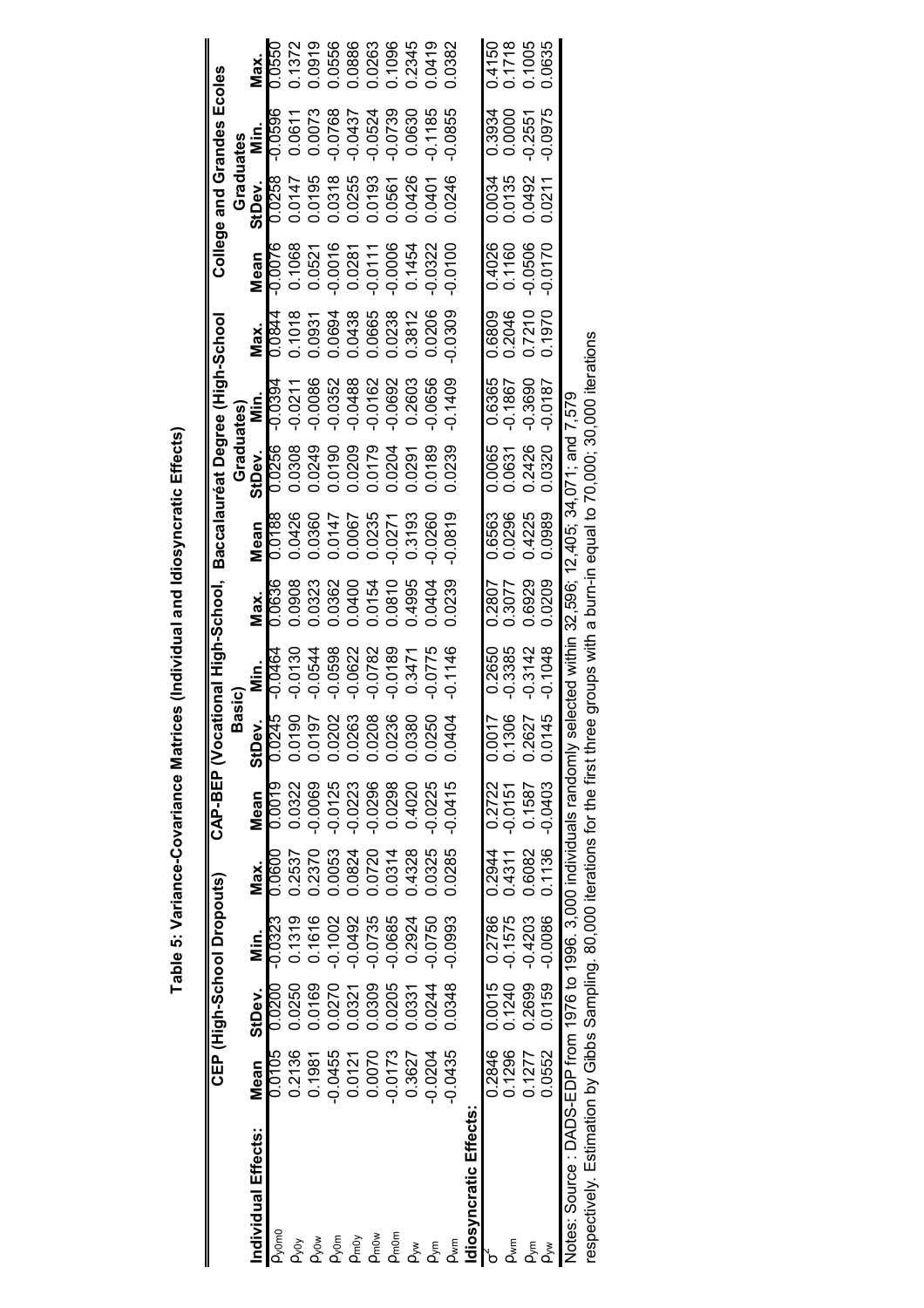**Table 5: Variance-Covariance Matrices (Individual and Idiosyncratic Effects)**

| | CEP (High-School Dropouts) | | | | CAP-BEP (Vocational High-School, Basic) | | | | Baccalauréat Degree (High-School Graduates) | | | | College and Grandes Ecoles Graduates | | | |
|---|---|---|---|---|---|---|---|---|---|---|---|---|---|---|---|---|
| **Individual Effects:** | **Mean** | **StDev.** | **Min.** | **Max.** | **Mean** | **StDev.** | **Min.** | **Max.** | **Mean** | **StDev.** | **Min.** | **Max.** | **Mean** | **StDev.** | **Min.** | **Max.** |
| $\rho_{y0m0}$ | 0.0105 | 0.0200 | -0.0323 | 0.0600 | 0.0019 | 0.0245 | -0.0464 | 0.0636 | 0.0188 | 0.0256 | -0.0394 | 0.0844 | -0.0076 | 0.0258 | -0.0596 | 0.0550 |
| $\rho_{y0y}$ | 0.2136 | 0.0250 | 0.1319 | 0.2537 | 0.0322 | 0.0190 | -0.0130 | 0.0908 | 0.0426 | 0.0308 | -0.0211 | 0.1018 | 0.1068 | 0.0147 | 0.0611 | 0.1372 |
| $\rho_{y0w}$ | 0.1981 | 0.0169 | 0.1616 | 0.2370 | -0.0069 | 0.0197 | -0.0544 | 0.0323 | 0.0360 | 0.0249 | -0.0086 | 0.0931 | 0.0521 | 0.0195 | 0.0073 | 0.0919 |
| $\rho_{y0m}$ | -0.0455 | 0.0270 | -0.1002 | 0.0053 | -0.0125 | 0.0202 | -0.0598 | 0.0362 | 0.0147 | 0.0190 | -0.0352 | 0.0694 | -0.0016 | 0.0318 | -0.0768 | 0.0556 |
| $\rho_{m0y}$ | 0.0121 | 0.0321 | -0.0492 | 0.0824 | -0.0223 | 0.0263 | -0.0622 | 0.0400 | 0.0067 | 0.0209 | -0.0488 | 0.0438 | 0.0281 | 0.0255 | -0.0437 | 0.0886 |
| $\rho_{m0w}$ | 0.0070 | 0.0309 | -0.0735 | 0.0720 | -0.0296 | 0.0208 | -0.0782 | 0.0154 | 0.0235 | 0.0179 | -0.0162 | 0.0665 | -0.0111 | 0.0193 | -0.0524 | 0.0263 |
| $\rho_{m0m}$ | -0.0173 | 0.0205 | -0.0685 | 0.0314 | 0.0298 | 0.0236 | -0.0189 | 0.0810 | -0.0271 | 0.0204 | -0.0692 | 0.0238 | -0.0006 | 0.0561 | -0.0739 | 0.1096 |
| $\rho_{yw}$ | 0.3627 | 0.0331 | 0.2924 | 0.4328 | 0.4020 | 0.0380 | 0.3471 | 0.4995 | 0.3193 | 0.0291 | 0.2603 | 0.3812 | 0.1454 | 0.0426 | 0.0630 | 0.2345 |
| $\rho_{ym}$ | -0.0204 | 0.0244 | -0.0750 | 0.0325 | -0.0225 | 0.0250 | -0.0775 | 0.0404 | -0.0260 | 0.0189 | -0.0656 | 0.0206 | -0.0322 | 0.0401 | -0.1185 | 0.0419 |
| $\rho_{wm}$ | -0.0435 | 0.0348 | -0.0993 | 0.0285 | -0.0415 | 0.0404 | -0.1146 | 0.0239 | -0.0819 | 0.0239 | -0.1409 | -0.0309 | -0.0100 | 0.0246 | -0.0855 | 0.0382 |
| **Idiosyncratic Effects:** | | | | | | | | | | | | | | | | |
| $\sigma^2$ | 0.2846 | 0.0015 | 0.2786 | 0.2944 | 0.2722 | 0.0017 | 0.2650 | 0.2807 | 0.6563 | 0.0065 | 0.6365 | 0.6809 | 0.4026 | 0.0034 | 0.3934 | 0.4150 |
| $\rho_{wm}$ | 0.1296 | 0.1240 | -0.1575 | 0.4311 | -0.0151 | 0.1306 | -0.3385 | 0.3077 | 0.0296 | 0.0631 | -0.1867 | 0.2046 | 0.1160 | 0.0135 | 0.0000 | 0.1718 |
| $\rho_{ym}$ | 0.1277 | 0.2699 | -0.4203 | 0.6082 | 0.1587 | 0.2627 | -0.3142 | 0.6929 | 0.4225 | 0.2426 | -0.3690 | 0.7210 | -0.0506 | 0.0492 | -0.2551 | 0.1005 |
| $\rho_{yw}$ | 0.0552 | 0.0159 | -0.0086 | 0.1136 | -0.0403 | 0.0145 | -0.1048 | 0.0209 | 0.0989 | 0.0320 | -0.0187 | 0.1970 | -0.0170 | 0.0211 | -0.0975 | 0.0635 |

Notes: Source : DADS-EDP from 1976 to 1996. 3,000 individuals randomly selected within 32,596; 12,405; 34,071; and 7,579 respectively. Estimation by Gibbs Sampling. 80,000 iterations for the first three groups with a burn-in equal to 70,000; 30,000 iterations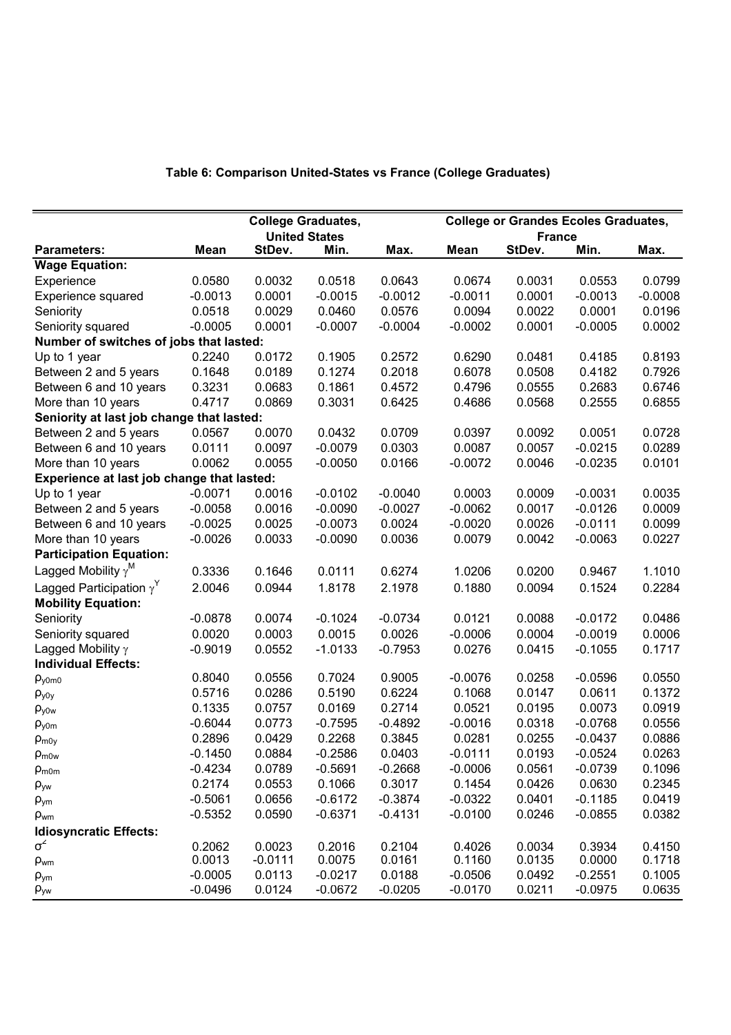**Table 6: Comparison United-States vs France (College Graduates)**

| | College Graduates, United States | | | | College or Grandes Ecoles Graduates, France | | | |
|---|---|---|---|---|---|---|---|---|
| **Parameters:** | **Mean** | **StDev.** | **Min.** | **Max.** | **Mean** | **StDev.** | **Min.** | **Max.** |
| **Wage Equation:** | | | | | | | | |
| Experience | 0.0580 | 0.0032 | 0.0518 | 0.0643 | 0.0674 | 0.0031 | 0.0553 | 0.0799 |
| Experience squared | -0.0013 | 0.0001 | -0.0015 | -0.0012 | -0.0011 | 0.0001 | -0.0013 | -0.0008 |
| Seniority | 0.0518 | 0.0029 | 0.0460 | 0.0576 | 0.0094 | 0.0022 | 0.0001 | 0.0196 |
| Seniority squared | -0.0005 | 0.0001 | -0.0007 | -0.0004 | -0.0002 | 0.0001 | -0.0005 | 0.0002 |
| **Number of switches of jobs that lasted:** | | | | | | | | |
| Up to 1 year | 0.2240 | 0.0172 | 0.1905 | 0.2572 | 0.6290 | 0.0481 | 0.4185 | 0.8193 |
| Between 2 and 5 years | 0.1648 | 0.0189 | 0.1274 | 0.2018 | 0.6078 | 0.0508 | 0.4182 | 0.7926 |
| Between 6 and 10 years | 0.3231 | 0.0683 | 0.1861 | 0.4572 | 0.4796 | 0.0555 | 0.2683 | 0.6746 |
| More than 10 years | 0.4717 | 0.0869 | 0.3031 | 0.6425 | 0.4686 | 0.0568 | 0.2555 | 0.6855 |
| **Seniority at last job change that lasted:** | | | | | | | | |
| Between 2 and 5 years | 0.0567 | 0.0070 | 0.0432 | 0.0709 | 0.0397 | 0.0092 | 0.0051 | 0.0728 |
| Between 6 and 10 years | 0.0111 | 0.0097 | -0.0079 | 0.0303 | 0.0087 | 0.0057 | -0.0215 | 0.0289 |
| More than 10 years | 0.0062 | 0.0055 | -0.0050 | 0.0166 | -0.0072 | 0.0046 | -0.0235 | 0.0101 |
| **Experience at last job change that lasted:** | | | | | | | | |
| Up to 1 year | -0.0071 | 0.0016 | -0.0102 | -0.0040 | 0.0003 | 0.0009 | -0.0031 | 0.0035 |
| Between 2 and 5 years | -0.0058 | 0.0016 | -0.0090 | -0.0027 | -0.0062 | 0.0017 | -0.0126 | 0.0009 |
| Between 6 and 10 years | -0.0025 | 0.0025 | -0.0073 | 0.0024 | -0.0020 | 0.0026 | -0.0111 | 0.0099 |
| More than 10 years | -0.0026 | 0.0033 | -0.0090 | 0.0036 | 0.0079 | 0.0042 | -0.0063 | 0.0227 |
| **Participation Equation:** | | | | | | | | |
| Lagged Mobility $\gamma^M$ | 0.3336 | 0.1646 | 0.0111 | 0.6274 | 1.0206 | 0.0200 | 0.9467 | 1.1010 |
| Lagged Participation $\gamma^Y$ | 2.0046 | 0.0944 | 1.8178 | 2.1978 | 0.1880 | 0.0094 | 0.1524 | 0.2284 |
| **Mobility Equation:** | | | | | | | | |
| Seniority | -0.0878 | 0.0074 | -0.1024 | -0.0734 | 0.0121 | 0.0088 | -0.0172 | 0.0486 |
| Seniority squared | 0.0020 | 0.0003 | 0.0015 | 0.0026 | -0.0006 | 0.0004 | -0.0019 | 0.0006 |
| Lagged Mobility $\gamma$ | -0.9019 | 0.0552 | -1.0133 | -0.7953 | 0.0276 | 0.0415 | -0.1055 | 0.1717 |
| **Individual Effects:** | | | | | | | | |
| $\rho_{y0m0}$ | 0.8040 | 0.0556 | 0.7024 | 0.9005 | -0.0076 | 0.0258 | -0.0596 | 0.0550 |
| $\rho_{y0y}$ | 0.5716 | 0.0286 | 0.5190 | 0.6224 | 0.1068 | 0.0147 | 0.0611 | 0.1372 |
| $\rho_{y0w}$ | 0.1335 | 0.0757 | 0.0169 | 0.2714 | 0.0521 | 0.0195 | 0.0073 | 0.0919 |
| $\rho_{y0m}$ | -0.6044 | 0.0773 | -0.7595 | -0.4892 | -0.0016 | 0.0318 | -0.0768 | 0.0556 |
| $\rho_{m0y}$ | 0.2896 | 0.0429 | 0.2268 | 0.3845 | 0.0281 | 0.0255 | -0.0437 | 0.0886 |
| $\rho_{m0w}$ | -0.1450 | 0.0884 | -0.2586 | 0.0403 | -0.0111 | 0.0193 | -0.0524 | 0.0263 |
| $\rho_{m0m}$ | -0.4234 | 0.0789 | -0.5691 | -0.2668 | -0.0006 | 0.0561 | -0.0739 | 0.1096 |
| $\rho_{yw}$ | 0.2174 | 0.0553 | 0.1066 | 0.3017 | 0.1454 | 0.0426 | 0.0630 | 0.2345 |
| $\rho_{ym}$ | -0.5061 | 0.0656 | -0.6172 | -0.3874 | -0.0322 | 0.0401 | -0.1185 | 0.0419 |
| $\rho_{wm}$ | -0.5352 | 0.0590 | -0.6371 | -0.4131 | -0.0100 | 0.0246 | -0.0855 | 0.0382 |
| **Idiosyncratic Effects:** | | | | | | | | |
| $\sigma^2$ | 0.2062 | 0.0023 | 0.2016 | 0.2104 | 0.4026 | 0.0034 | 0.3934 | 0.4150 |
| $\rho_{wm}$ | 0.0013 | -0.0111 | 0.0075 | 0.0161 | 0.1160 | 0.0135 | 0.0000 | 0.1718 |
| $\rho_{ym}$ | -0.0005 | 0.0113 | -0.0217 | 0.0188 | -0.0506 | 0.0492 | -0.2551 | 0.1005 |
| $\rho_{yw}$ | -0.0496 | 0.0124 | -0.0672 | -0.0205 | -0.0170 | 0.0211 | -0.0975 | 0.0635 |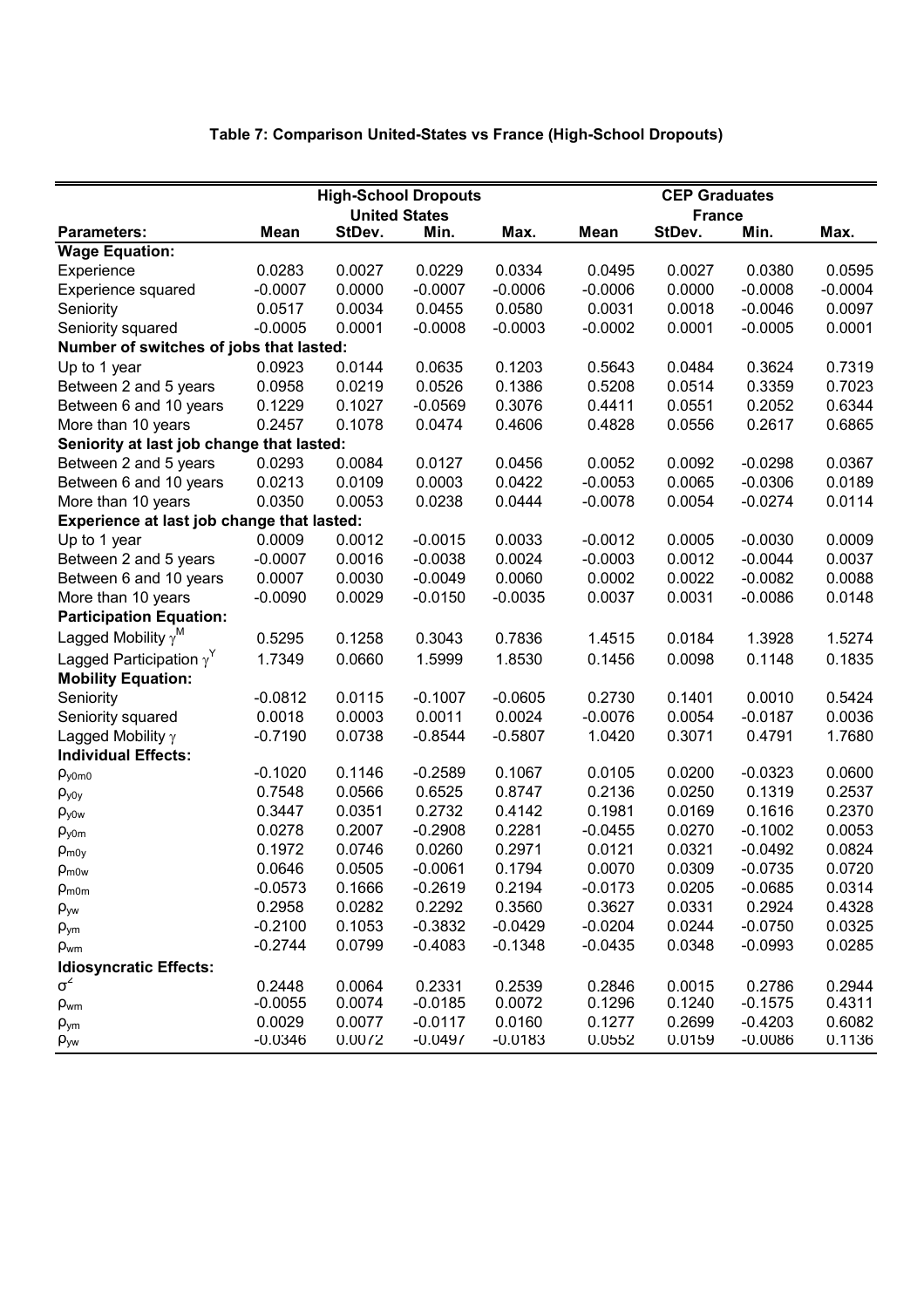**Table 7: Comparison United-States vs France (High-School Dropouts)**

| | High-School Dropouts | | | | CEP Graduates | | | |
|---|---|---|---|---|---|---|---|---|
| | United States | | | | France | | | |
| **Parameters:** | **Mean** | **StDev.** | **Min.** | **Max.** | **Mean** | **StDev.** | **Min.** | **Max.** |
| **Wage Equation:** | | | | | | | | |
| Experience | 0.0283 | 0.0027 | 0.0229 | 0.0334 | 0.0495 | 0.0027 | 0.0380 | 0.0595 |
| Experience squared | -0.0007 | 0.0000 | -0.0007 | -0.0006 | -0.0006 | 0.0000 | -0.0008 | -0.0004 |
| Seniority | 0.0517 | 0.0034 | 0.0455 | 0.0580 | 0.0031 | 0.0018 | -0.0046 | 0.0097 |
| Seniority squared | -0.0005 | 0.0001 | -0.0008 | -0.0003 | -0.0002 | 0.0001 | -0.0005 | 0.0001 |
| **Number of switches of jobs that lasted:** | | | | | | | | |
| Up to 1 year | 0.0923 | 0.0144 | 0.0635 | 0.1203 | 0.5643 | 0.0484 | 0.3624 | 0.7319 |
| Between 2 and 5 years | 0.0958 | 0.0219 | 0.0526 | 0.1386 | 0.5208 | 0.0514 | 0.3359 | 0.7023 |
| Between 6 and 10 years | 0.1229 | 0.1027 | -0.0569 | 0.3076 | 0.4411 | 0.0551 | 0.2052 | 0.6344 |
| More than 10 years | 0.2457 | 0.1078 | 0.0474 | 0.4606 | 0.4828 | 0.0556 | 0.2617 | 0.6865 |
| **Seniority at last job change that lasted:** | | | | | | | | |
| Between 2 and 5 years | 0.0293 | 0.0084 | 0.0127 | 0.0456 | 0.0052 | 0.0092 | -0.0298 | 0.0367 |
| Between 6 and 10 years | 0.0213 | 0.0109 | 0.0003 | 0.0422 | -0.0053 | 0.0065 | -0.0306 | 0.0189 |
| More than 10 years | 0.0350 | 0.0053 | 0.0238 | 0.0444 | -0.0078 | 0.0054 | -0.0274 | 0.0114 |
| **Experience at last job change that lasted:** | | | | | | | | |
| Up to 1 year | 0.0009 | 0.0012 | -0.0015 | 0.0033 | -0.0012 | 0.0005 | -0.0030 | 0.0009 |
| Between 2 and 5 years | -0.0007 | 0.0016 | -0.0038 | 0.0024 | -0.0003 | 0.0012 | -0.0044 | 0.0037 |
| Between 6 and 10 years | 0.0007 | 0.0030 | -0.0049 | 0.0060 | 0.0002 | 0.0022 | -0.0082 | 0.0088 |
| More than 10 years | -0.0090 | 0.0029 | -0.0150 | -0.0035 | 0.0037 | 0.0031 | -0.0086 | 0.0148 |
| **Participation Equation:** | | | | | | | | |
| Lagged Mobility $\gamma^M$ | 0.5295 | 0.1258 | 0.3043 | 0.7836 | 1.4515 | 0.0184 | 1.3928 | 1.5274 |
| Lagged Participation $\gamma^Y$ | 1.7349 | 0.0660 | 1.5999 | 1.8530 | 0.1456 | 0.0098 | 0.1148 | 0.1835 |
| **Mobility Equation:** | | | | | | | | |
| Seniority | -0.0812 | 0.0115 | -0.1007 | -0.0605 | 0.2730 | 0.1401 | 0.0010 | 0.5424 |
| Seniority squared | 0.0018 | 0.0003 | 0.0011 | 0.0024 | -0.0076 | 0.0054 | -0.0187 | 0.0036 |
| Lagged Mobility $\gamma$ | -0.7190 | 0.0738 | -0.8544 | -0.5807 | 1.0420 | 0.3071 | 0.4791 | 1.7680 |
| **Individual Effects:** | | | | | | | | |
| $\rho_{y0m0}$ | -0.1020 | 0.1146 | -0.2589 | 0.1067 | 0.0105 | 0.0200 | -0.0323 | 0.0600 |
| $\rho_{y0y}$ | 0.7548 | 0.0566 | 0.6525 | 0.8747 | 0.2136 | 0.0250 | 0.1319 | 0.2537 |
| $\rho_{y0w}$ | 0.3447 | 0.0351 | 0.2732 | 0.4142 | 0.1981 | 0.0169 | 0.1616 | 0.2370 |
| $\rho_{y0m}$ | 0.0278 | 0.2007 | -0.2908 | 0.2281 | -0.0455 | 0.0270 | -0.1002 | 0.0053 |
| $\rho_{m0y}$ | 0.1972 | 0.0746 | 0.0260 | 0.2971 | 0.0121 | 0.0321 | -0.0492 | 0.0824 |
| $\rho_{m0w}$ | 0.0646 | 0.0505 | -0.0061 | 0.1794 | 0.0070 | 0.0309 | -0.0735 | 0.0720 |
| $\rho_{m0m}$ | -0.0573 | 0.1666 | -0.2619 | 0.2194 | -0.0173 | 0.0205 | -0.0685 | 0.0314 |
| $\rho_{yw}$ | 0.2958 | 0.0282 | 0.2292 | 0.3560 | 0.3627 | 0.0331 | 0.2924 | 0.4328 |
| $\rho_{ym}$ | -0.2100 | 0.1053 | -0.3832 | -0.0429 | -0.0204 | 0.0244 | -0.0750 | 0.0325 |
| $\rho_{wm}$ | -0.2744 | 0.0799 | -0.4083 | -0.1348 | -0.0435 | 0.0348 | -0.0993 | 0.0285 |
| **Idiosyncratic Effects:** | | | | | | | | |
| $\sigma^2$ | 0.2448 | 0.0064 | 0.2331 | 0.2539 | 0.2846 | 0.0015 | 0.2786 | 0.2944 |
| $\rho_{wm}$ | -0.0055 | 0.0074 | -0.0185 | 0.0072 | 0.1296 | 0.1240 | -0.1575 | 0.4311 |
| $\rho_{ym}$ | 0.0029 | 0.0077 | -0.0117 | 0.0160 | 0.1277 | 0.2699 | -0.4203 | 0.6082 |
| $\rho_{yw}$ | -0.0346 | 0.0072 | -0.0497 | -0.0183 | 0.0552 | 0.0159 | -0.0086 | 0.1136 |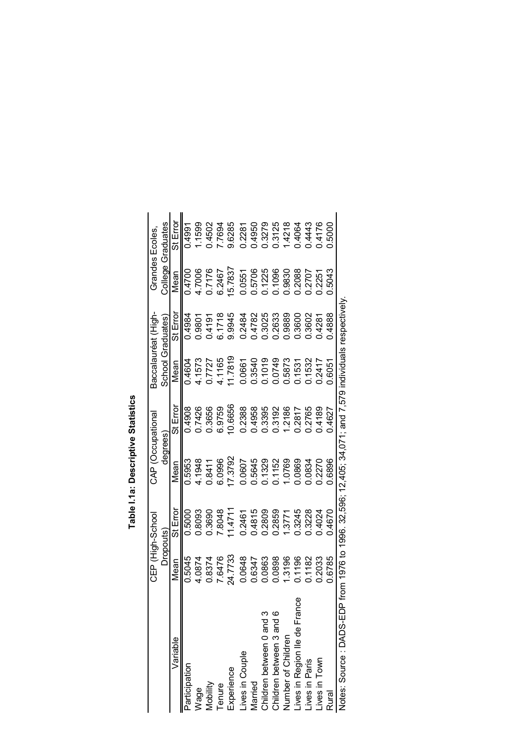**Table I.1a: Descriptive Statistics**

| Variable | CEP (High-School Dropouts) | | CAP (Occupational degrees) | | Baccalauréat (High-School Graduates) | | Grandes Ecoles, College Graduates | |
|---|---|---|---|---|---|---|---|---|
| | Mean | St Error | Mean | St Error | Mean | St Error | Mean | St Error |
| Participation | 0.5045 | 0.5000 | 0.5953 | 0.4908 | 0.4604 | 0.4984 | 0.4700 | 0.4991 |
| Wage | 4.0874 | 0.8093 | 4.1948 | 0.7426 | 4.1573 | 0.9801 | 4.7006 | 1.1599 |
| Mobility | 0.8374 | 0.3690 | 0.8411 | 0.3656 | 0.7727 | 0.4191 | 0.7176 | 0.4502 |
| Tenure | 7.6476 | 7.8048 | 6.0996 | 6.9759 | 4.1165 | 6.1718 | 6.2467 | 7.7694 |
| Experience | 24.7733 | 11.4711 | 17.3792 | 10.6656 | 11.7819 | 9.9945 | 15.7837 | 9.6285 |
| Lives in Couple | 0.0648 | 0.2461 | 0.0607 | 0.2388 | 0.0661 | 0.2484 | 0.0551 | 0.2281 |
| Married | 0.6347 | 0.4815 | 0.5645 | 0.4958 | 0.3540 | 0.4782 | 0.5706 | 0.4950 |
| Children between 0 and 3 | 0.0863 | 0.2809 | 0.1329 | 0.3395 | 0.1019 | 0.3025 | 0.1225 | 0.3279 |
| Children between 3 and 6 | 0.0898 | 0.2859 | 0.1152 | 0.3192 | 0.0749 | 0.2633 | 0.1096 | 0.3125 |
| Number of Children | 1.3196 | 1.3771 | 1.0769 | 1.2186 | 0.5873 | 0.9889 | 0.9830 | 1.4218 |
| Lives in Region Ile de France | 0.1196 | 0.3245 | 0.0869 | 0.2817 | 0.1531 | 0.3600 | 0.2088 | 0.4064 |
| Lives in Paris | 0.1182 | 0.3228 | 0.0834 | 0.2765 | 0.1532 | 0.3602 | 0.2707 | 0.4443 |
| Lives in Town | 0.2033 | 0.4024 | 0.2270 | 0.4189 | 0.2417 | 0.4281 | 0.2251 | 0.4176 |
| Rural | 0.6785 | 0.4670 | 0.6896 | 0.4627 | 0.6051 | 0.4888 | 0.5043 | 0.5000 |

Notes: Source : DADS-EDP from 1976 to 1996. 32,596; 12,405; 34,071; and 7,579 individuals respectively.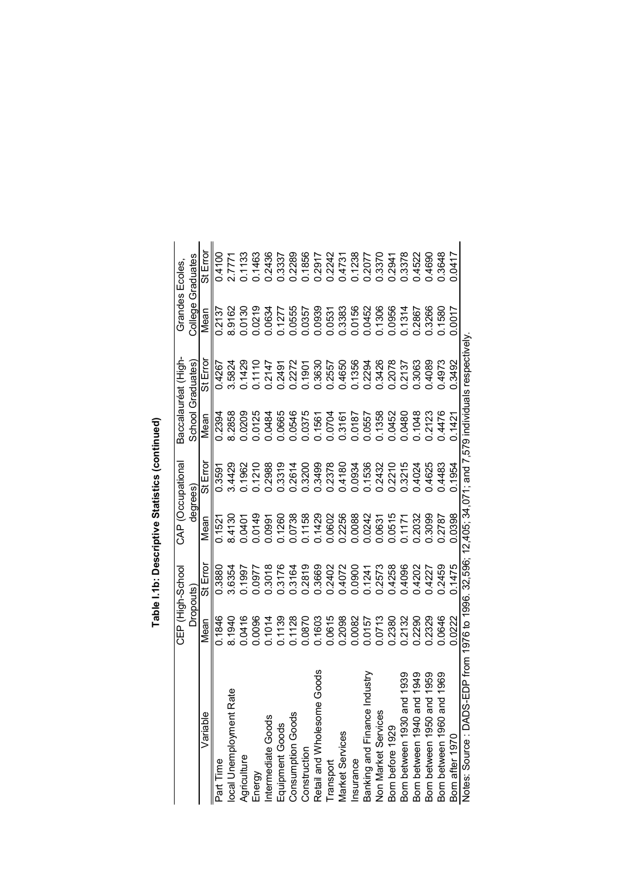**Table I.1b: Descriptive Statistics (continued)**

| Variable | CEP (High-School Dropouts) | | CAP (Occupational degrees) | | Baccalauréat (High-School Graduates) | | Grandes Ecoles, College Graduates | |
|---|---|---|---|---|---|---|---|---|
| | Mean | St Error | Mean | St Error | Mean | St Error | Mean | St Error |
| Part Time | 0.1846 | 0.3880 | 0.1521 | 0.3591 | 0.2394 | 0.4267 | 0.2137 | 0.4100 |
| local Unemployment Rate | 8.1940 | 3.6354 | 8.4130 | 3.4429 | 8.2858 | 3.5824 | 8.9162 | 2.7771 |
| Agriculture | 0.0416 | 0.1997 | 0.0401 | 0.1962 | 0.0209 | 0.1429 | 0.0130 | 0.1133 |
| Energy | 0.0096 | 0.0977 | 0.0149 | 0.1210 | 0.0125 | 0.1110 | 0.0219 | 0.1463 |
| Intermediate Goods | 0.1014 | 0.3018 | 0.0991 | 0.2988 | 0.0484 | 0.2147 | 0.0634 | 0.2436 |
| Equipment Goods | 0.1139 | 0.3176 | 0.1260 | 0.3319 | 0.0665 | 0.2491 | 0.1277 | 0.3337 |
| Consumption Goods | 0.1128 | 0.3164 | 0.0738 | 0.2614 | 0.0546 | 0.2272 | 0.0555 | 0.2289 |
| Construction | 0.0870 | 0.2819 | 0.1158 | 0.3200 | 0.0375 | 0.1901 | 0.0357 | 0.1856 |
| Retail and Wholesome Goods | 0.1603 | 0.3669 | 0.1429 | 0.3499 | 0.1561 | 0.3630 | 0.0939 | 0.2917 |
| Transport | 0.0615 | 0.2402 | 0.0602 | 0.2378 | 0.0704 | 0.2557 | 0.0531 | 0.2242 |
| Market Services | 0.2098 | 0.4072 | 0.2256 | 0.4180 | 0.3161 | 0.4650 | 0.3383 | 0.4731 |
| Insurance | 0.0082 | 0.0900 | 0.0088 | 0.0934 | 0.0187 | 0.1356 | 0.0156 | 0.1238 |
| Banking and Finance Industry | 0.0157 | 0.1241 | 0.0242 | 0.1536 | 0.0557 | 0.2294 | 0.0452 | 0.2077 |
| Non Market Services | 0.0713 | 0.2573 | 0.0631 | 0.2432 | 0.1358 | 0.3426 | 0.1306 | 0.3370 |
| Born before 1929 | 0.2380 | 0.4258 | 0.0515 | 0.2210 | 0.0452 | 0.2078 | 0.0956 | 0.2941 |
| Born between 1930 and 1939 | 0.2132 | 0.4096 | 0.1171 | 0.3215 | 0.0480 | 0.2137 | 0.1314 | 0.3378 |
| Born between 1940 and 1949 | 0.2290 | 0.4202 | 0.2032 | 0.4024 | 0.1048 | 0.3063 | 0.2867 | 0.4522 |
| Born between 1950 and 1959 | 0.2329 | 0.4227 | 0.3099 | 0.4625 | 0.2123 | 0.4089 | 0.3266 | 0.4690 |
| Born between 1960 and 1969 | 0.0646 | 0.2459 | 0.2787 | 0.4483 | 0.4476 | 0.4973 | 0.1580 | 0.3648 |
| Born after 1970 | 0.0222 | 0.1475 | 0.0398 | 0.1954 | 0.1421 | 0.3492 | 0.0017 | 0.0417 |

Notes: Source : DADS-EDP from 1976 to 1996. 32,596; 12,405; 34,071; and 7,579 individuals respectively.